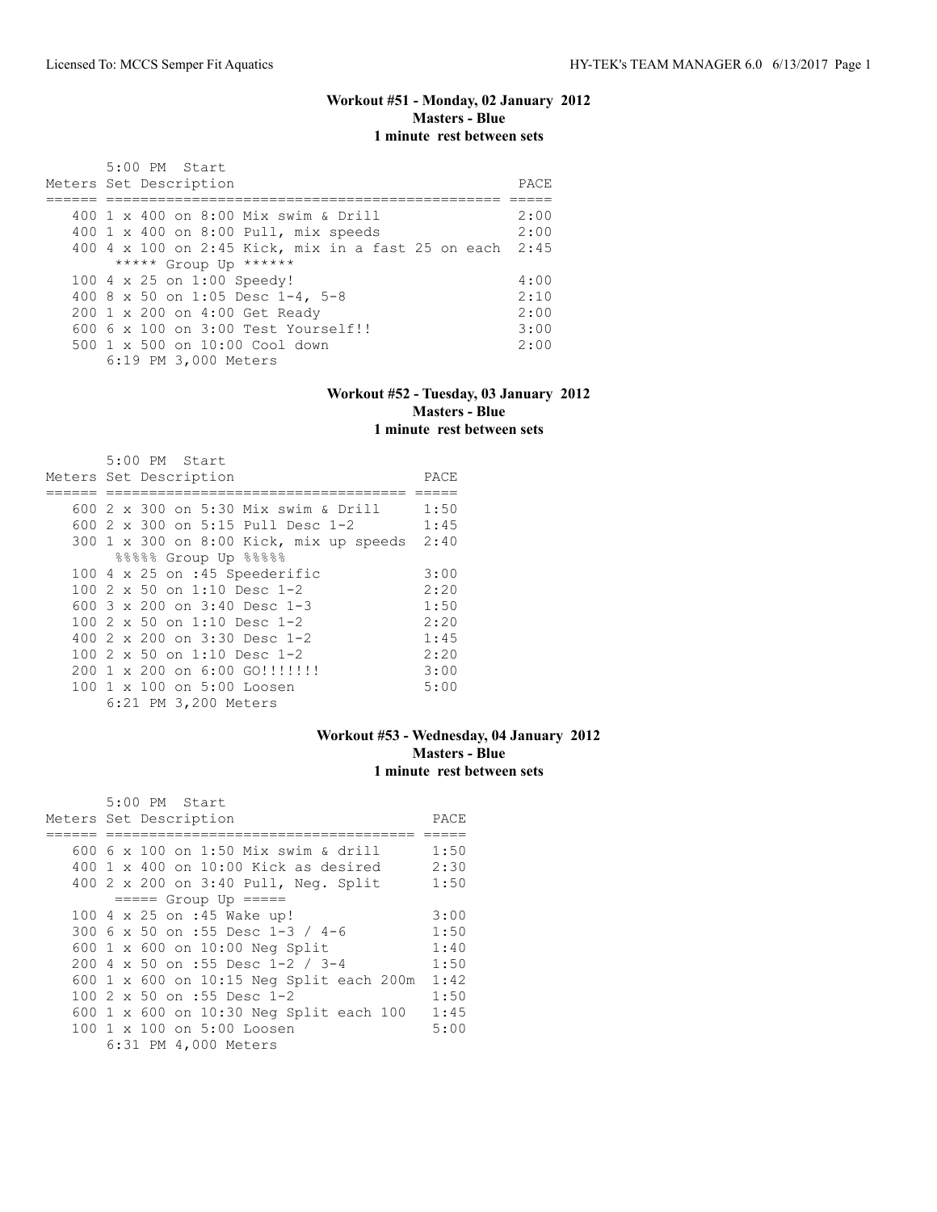### Workout #51 - Monday, 02 January 2012
**Masters - Blue**
**1 minute rest between sets**

5:00 PM Start

| Meters | Set Description | PACE |
|---|---|---|
| 400 | 1 x 400 on 8:00 Mix swim & Drill | 2:00 |
| 400 | 1 x 400 on 8:00 Pull, mix speeds | 2:00 |
| 400 | 4 x 100 on 2:45 Kick, mix in a fast 25 on each | 2:45 |
| | ***** Group Up ****** | |
| 100 | 4 x 25 on 1:00 Speedy! | 4:00 |
| 400 | 8 x 50 on 1:05 Desc 1-4, 5-8 | 2:10 |
| 200 | 1 x 200 on 4:00 Get Ready | 2:00 |
| 600 | 6 x 100 on 3:00 Test Yourself!! | 3:00 |
| 500 | 1 x 500 on 10:00 Cool down | 2:00 |
| | 6:19 PM 3,000 Meters | |

### Workout #52 - Tuesday, 03 January 2012
**Masters - Blue**
**1 minute rest between sets**

5:00 PM Start

| Meters | Set Description | PACE |
|---|---|---|
| 600 | 2 x 300 on 5:30 Mix swim & Drill | 1:50 |
| 600 | 2 x 300 on 5:15 Pull Desc 1-2 | 1:45 |
| 300 | 1 x 300 on 8:00 Kick, mix up speeds | 2:40 |
| | %%%%% Group Up %%%%% | |
| 100 | 4 x 25 on :45 Speederific | 3:00 |
| 100 | 2 x 50 on 1:10 Desc 1-2 | 2:20 |
| 600 | 3 x 200 on 3:40 Desc 1-3 | 1:50 |
| 100 | 2 x 50 on 1:10 Desc 1-2 | 2:20 |
| 400 | 2 x 200 on 3:30 Desc 1-2 | 1:45 |
| 100 | 2 x 50 on 1:10 Desc 1-2 | 2:20 |
| 200 | 1 x 200 on 6:00 GO!!!!!!! | 3:00 |
| 100 | 1 x 100 on 5:00 Loosen | 5:00 |
| | 6:21 PM 3,200 Meters | |

### Workout #53 - Wednesday, 04 January 2012
**Masters - Blue**
**1 minute rest between sets**

5:00 PM Start

| Meters | Set Description | PACE |
|---|---|---|
| 600 | 6 x 100 on 1:50 Mix swim & drill | 1:50 |
| 400 | 1 x 400 on 10:00 Kick as desired | 2:30 |
| 400 | 2 x 200 on 3:40 Pull, Neg. Split | 1:50 |
| | ===== Group Up ===== | |
| 100 | 4 x 25 on :45 Wake up! | 3:00 |
| 300 | 6 x 50 on :55 Desc 1-3 / 4-6 | 1:50 |
| 600 | 1 x 600 on 10:00 Neg Split | 1:40 |
| 200 | 4 x 50 on :55 Desc 1-2 / 3-4 | 1:50 |
| 600 | 1 x 600 on 10:15 Neg Split each 200m | 1:42 |
| 100 | 2 x 50 on :55 Desc 1-2 | 1:50 |
| 600 | 1 x 600 on 10:30 Neg Split each 100 | 1:45 |
| 100 | 1 x 100 on 5:00 Loosen | 5:00 |
| | 6:31 PM 4,000 Meters | |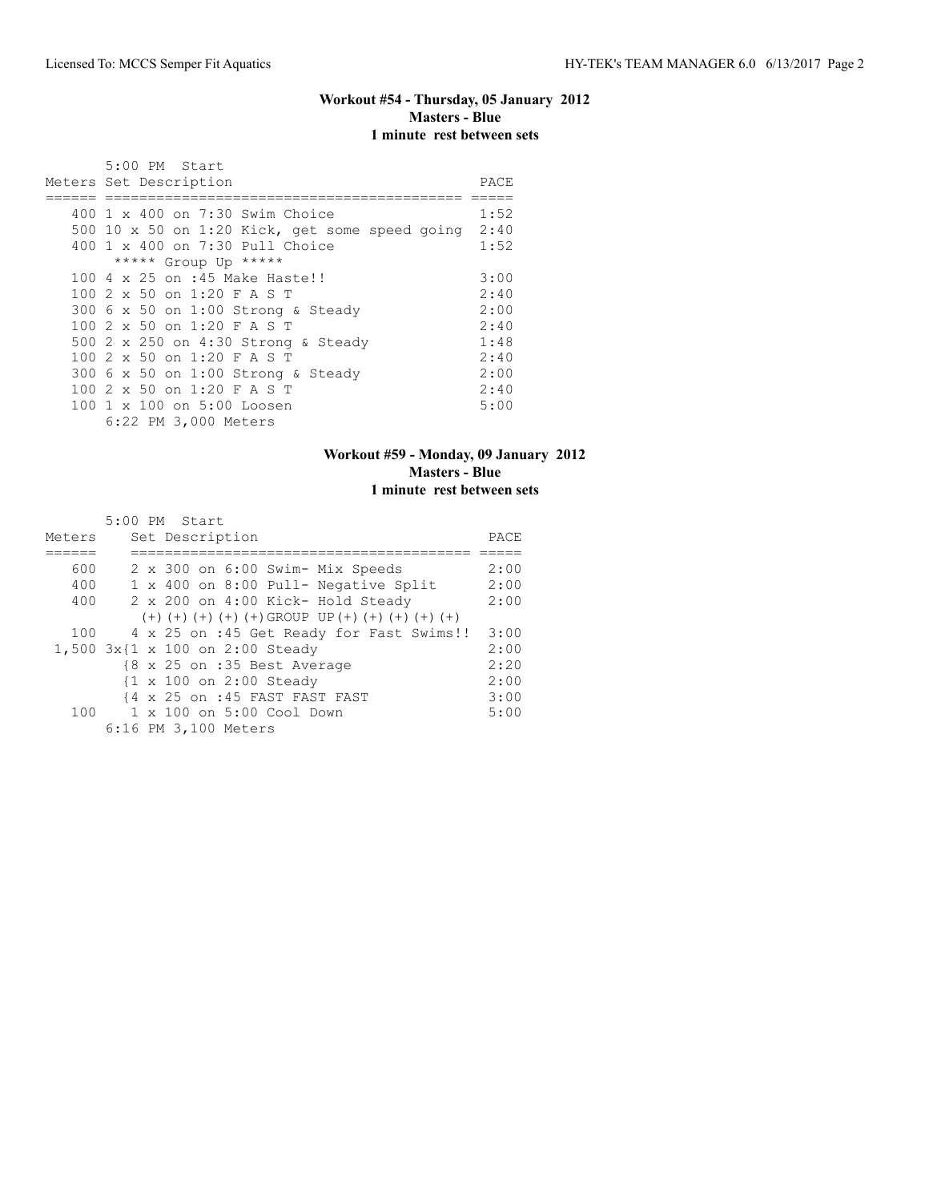### Workout #54 - Thursday, 05 January 2012
**Masters - Blue**
**1 minute rest between sets**

5:00 PM Start

| Meters | Set Description | PACE |
|---|---|---|
| 400 | 1 x 400 on 7:30 Swim Choice | 1:52 |
| 500 | 10 x 50 on 1:20 Kick, get some speed going | 2:40 |
| 400 | 1 x 400 on 7:30 Pull Choice | 1:52 |
| | ***** Group Up ***** | |
| 100 | 4 x 25 on :45 Make Haste!! | 3:00 |
| 100 | 2 x 50 on 1:20 F A S T | 2:40 |
| 300 | 6 x 50 on 1:00 Strong & Steady | 2:00 |
| 100 | 2 x 50 on 1:20 F A S T | 2:40 |
| 500 | 2 x 250 on 4:30 Strong & Steady | 1:48 |
| 100 | 2 x 50 on 1:20 F A S T | 2:40 |
| 300 | 6 x 50 on 1:00 Strong & Steady | 2:00 |
| 100 | 2 x 50 on 1:20 F A S T | 2:40 |
| 100 | 1 x 100 on 5:00 Loosen | 5:00 |

6:22 PM 3,000 Meters

### Workout #59 - Monday, 09 January 2012
**Masters - Blue**
**1 minute rest between sets**

5:00 PM Start

| Meters | Set Description | PACE |
|---|---|---|
| 600 | 2 x 300 on 6:00 Swim- Mix Speeds | 2:00 |
| 400 | 1 x 400 on 8:00 Pull- Negative Split | 2:00 |
| 400 | 2 x 200 on 4:00 Kick- Hold Steady | 2:00 |
| | (+)(+)(+)(+)(+)GROUP UP(+)(+)(+)(+)(+) | |
| 100 | 4 x 25 on :45 Get Ready for Fast Swims!! | 3:00 |
| 1,500 | 3x{1 x 100 on 2:00 Steady | 2:00 |
| | {8 x 25 on :35 Best Average | 2:20 |
| | {1 x 100 on 2:00 Steady | 2:00 |
| | {4 x 25 on :45 FAST FAST FAST | 3:00 |
| 100 | 1 x 100 on 5:00 Cool Down | 5:00 |

6:16 PM 3,100 Meters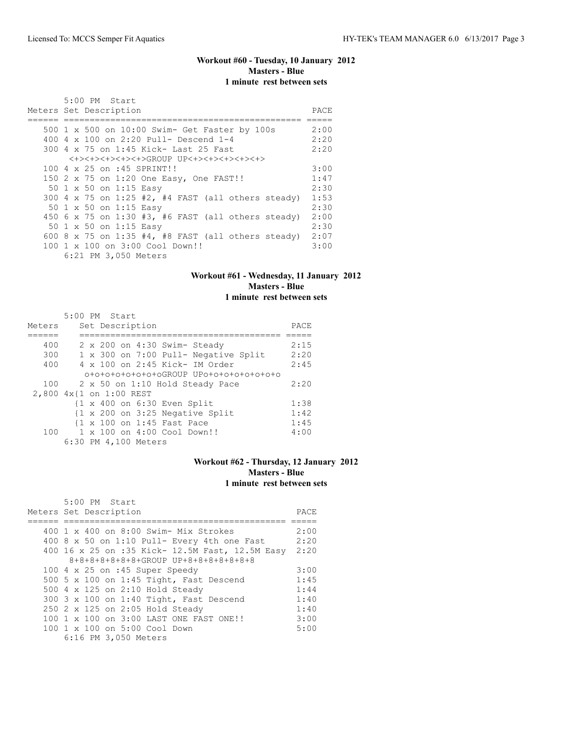### Workout #60 - Tuesday, 10 January 2012
**Masters - Blue**
**1 minute rest between sets**

```
       5:00 PM  Start
Meters Set Description                                  PACE
====== ============================================== =====
   500 1 x 500 on 10:00 Swim- Get Faster by 100s        2:00
   400 4 x 100 on 2:20 Pull- Descend 1-4                2:20
   300 4 x 75 on 1:45 Kick- Last 25 Fast                2:20
       <+><+><+><+><+>GROUP UP<+><+><+><+><+>
   100 4 x 25 on :45 SPRINT!!                           3:00
   150 2 x 75 on 1:20 One Easy, One FAST!!              1:47
    50 1 x 50 on 1:15 Easy                              2:30
   300 4 x 75 on 1:25 #2, #4 FAST (all others steady)  1:53
    50 1 x 50 on 1:15 Easy                              2:30
   450 6 x 75 on 1:30 #3, #6 FAST (all others steady)  2:00
    50 1 x 50 on 1:15 Easy                              2:30
   600 8 x 75 on 1:35 #4, #8 FAST (all others steady)  2:07
   100 1 x 100 on 3:00 Cool Down!!                      3:00
       6:21 PM 3,050 Meters
```

### Workout #61 - Wednesday, 11 January 2012
**Masters - Blue**
**1 minute rest between sets**

```
       5:00 PM  Start
Meters    Set Description                           PACE
======    ======================================== =====
   400    2 x 200 on 4:30 Swim- Steady              2:15
   300    1 x 300 on 7:00 Pull- Negative Split      2:20
   400    4 x 100 on 2:45 Kick- IM Order            2:45
          o+o+o+o+o+o+o+oGROUP UPo+o+o+o+o+o+o+o
   100    2 x 50 on 1:10 Hold Steady Pace           2:20
 2,800 4x{1 on 1:00 REST
         {1 x 400 on 6:30 Even Split                1:38
         {1 x 200 on 3:25 Negative Split            1:42
         {1 x 100 on 1:45 Fast Pace                 1:45
   100    1 x 100 on 4:00 Cool Down!!               4:00
       6:30 PM 4,100 Meters
```

### Workout #62 - Thursday, 12 January 2012
**Masters - Blue**
**1 minute rest between sets**

```
       5:00 PM  Start
Meters Set Description                                  PACE
====== ============================================== =====
   400 1 x 400 on 8:00 Swim- Mix Strokes                2:00
   400 8 x 50 on 1:10 Pull- Every 4th one Fast          2:20
   400 16 x 25 on :35 Kick- 12.5M Fast, 12.5M Easy     2:20
       8+8+8+8+8+8+8+GROUP UP+8+8+8+8+8+8+8
   100 4 x 25 on :45 Super Speedy                       3:00
   500 5 x 100 on 1:45 Tight, Fast Descend              1:45
   500 4 x 125 on 2:10 Hold Steady                      1:44
   300 3 x 100 on 1:40 Tight, Fast Descend              1:40
   250 2 x 125 on 2:05 Hold Steady                      1:40
   100 1 x 100 on 3:00 LAST ONE FAST ONE!!              3:00
   100 1 x 100 on 5:00 Cool Down                        5:00
       6:16 PM 3,050 Meters
```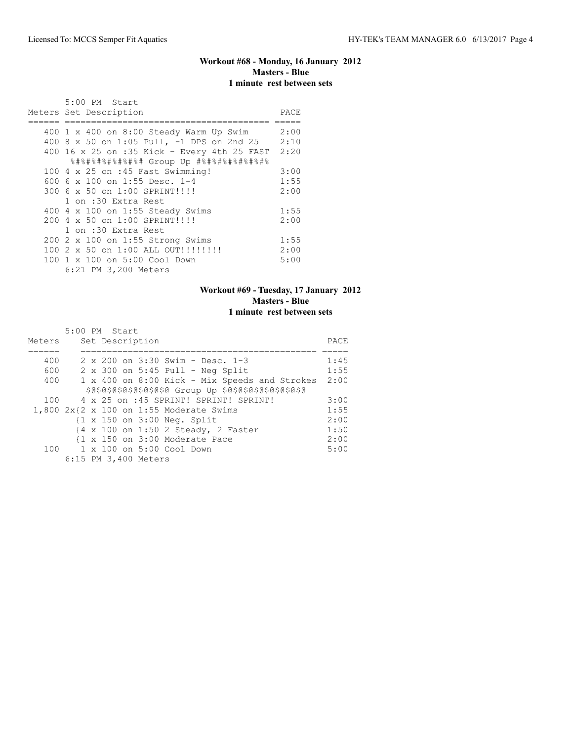### Workout #68 - Monday, 16 January 2012
**Masters - Blue**
**1 minute rest between sets**

5:00 PM Start

| Meters | Set Description | PACE |
|---|---|---|
| 400 | 1 x 400 on 8:00 Steady Warm Up Swim | 2:00 |
| 400 | 8 x 50 on 1:05 Pull, -1 DPS on 2nd 25 | 2:10 |
| 400 | 16 x 25 on :35 Kick - Every 4th 25 FAST | 2:20 |
| | %#%#%#%#%#%#%# Group Up #%#%#%#%#%#%#% | |
| 100 | 4 x 25 on :45 Fast Swimming! | 3:00 |
| 600 | 6 x 100 on 1:55 Desc. 1-4 | 1:55 |
| 300 | 6 x 50 on 1:00 SPRINT!!!! | 2:00 |
| | 1 on :30 Extra Rest | |
| 400 | 4 x 100 on 1:55 Steady Swims | 1:55 |
| 200 | 4 x 50 on 1:00 SPRINT!!!! | 2:00 |
| | 1 on :30 Extra Rest | |
| 200 | 2 x 100 on 1:55 Strong Swims | 1:55 |
| 100 | 2 x 50 on 1:00 ALL OUT!!!!!!!! | 2:00 |
| 100 | 1 x 100 on 5:00 Cool Down | 5:00 |

6:21 PM 3,200 Meters

### Workout #69 - Tuesday, 17 January 2012
**Masters - Blue**
**1 minute rest between sets**

5:00 PM Start

| Meters | Set Description | PACE |
|---|---|---|
| 400 | 2 x 200 on 3:30 Swim - Desc. 1-3 | 1:45 |
| 600 | 2 x 300 on 5:45 Pull - Neg Split | 1:55 |
| 400 | 1 x 400 on 8:00 Kick - Mix Speeds and Strokes | 2:00 |
| | $@$@$@$@$@$@$@ Group Up $@$@$@$@$@$@$@ | |
| 100 | 4 x 25 on :45 SPRINT! SPRINT! SPRINT! | 3:00 |
| 1,800 | 2x{2 x 100 on 1:55 Moderate Swims | 1:55 |
| | {1 x 150 on 3:00 Neg. Split | 2:00 |
| | {4 x 100 on 1:50 2 Steady, 2 Faster | 1:50 |
| | {1 x 150 on 3:00 Moderate Pace | 2:00 |
| 100 | 1 x 100 on 5:00 Cool Down | 5:00 |

6:15 PM 3,400 Meters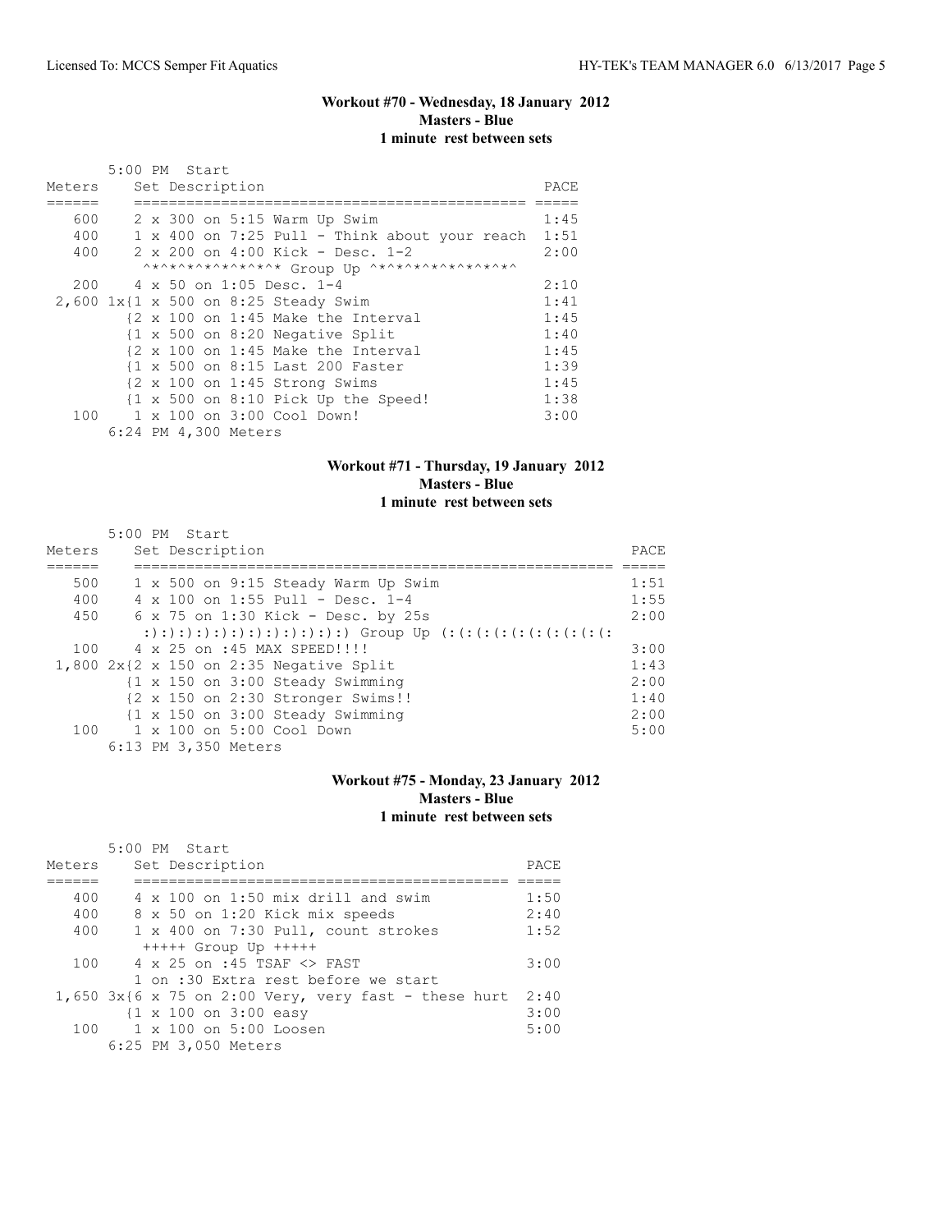### Workout #70 - Wednesday, 18 January 2012
**Masters - Blue**
**1 minute rest between sets**

```
       5:00 PM  Start
Meters     Set Description                                PACE
======     =============================================  =====
   600     2 x 300 on 5:15 Warm Up Swim                   1:45
   400     1 x 400 on 7:25 Pull - Think about your reach  1:51
   400     2 x 200 on 4:00 Kick - Desc. 1-2               2:00
            ^*^*^*^*^*^*^*^* Group Up ^*^*^*^*^*^*^*^*^
   200     4 x 50 on 1:05 Desc. 1-4                       2:10
 2,600 1x{1 x 500 on 8:25 Steady Swim                     1:41
          {2 x 100 on 1:45 Make the Interval              1:45
          {1 x 500 on 8:20 Negative Split                 1:40
          {2 x 100 on 1:45 Make the Interval              1:45
          {1 x 500 on 8:15 Last 200 Faster                1:39
          {2 x 100 on 1:45 Strong Swims                   1:45
          {1 x 500 on 8:10 Pick Up the Speed!             1:38
   100     1 x 100 on 3:00 Cool Down!                     3:00
       6:24 PM 4,300 Meters
```

### Workout #71 - Thursday, 19 January 2012
**Masters - Blue**
**1 minute rest between sets**

```
       5:00 PM  Start
Meters     Set Description                                          PACE
======     ======================================================  =====
   500     1 x 500 on 9:15 Steady Warm Up Swim                      1:51
   400     4 x 100 on 1:55 Pull - Desc. 1-4                         1:55
   450     6 x 75 on 1:30 Kick - Desc. by 25s                       2:00
           :):):):):):):):):):):):) Group Up (:(:(:(:(:(:(:(:(:(:(:
   100     4 x 25 on :45 MAX SPEED!!!!                              3:00
 1,800 2x{2 x 150 on 2:35 Negative Split                            1:43
          {1 x 150 on 3:00 Steady Swimming                          2:00
          {2 x 150 on 2:30 Stronger Swims!!                         1:40
          {1 x 150 on 3:00 Steady Swimming                          2:00
   100     1 x 100 on 5:00 Cool Down                                5:00
       6:13 PM 3,350 Meters
```

### Workout #75 - Monday, 23 January 2012
**Masters - Blue**
**1 minute rest between sets**

```
       5:00 PM  Start
Meters     Set Description                                PACE
======     =============================================  =====
   400     4 x 100 on 1:50 mix drill and swim             1:50
   400     8 x 50 on 1:20 Kick mix speeds                 2:40
   400     1 x 400 on 7:30 Pull, count strokes            1:52
            +++++ Group Up +++++
   100     4 x 25 on :45 TSAF <> FAST                     3:00
           1 on :30 Extra rest before we start
 1,650 3x{6 x 75 on 2:00 Very, very fast - these hurt  2:40
          {1 x 100 on 3:00 easy                           3:00
   100     1 x 100 on 5:00 Loosen                         5:00
       6:25 PM 3,050 Meters
```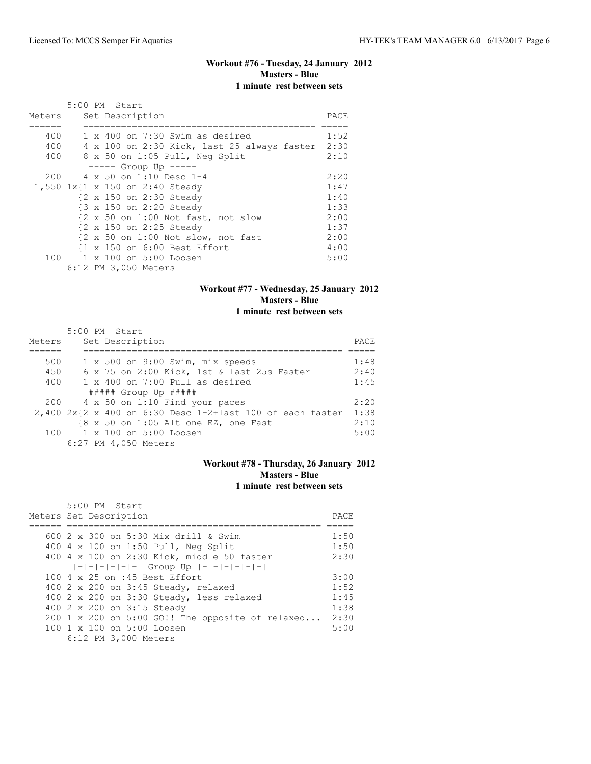**Workout #76 - Tuesday, 24 January 2012**
**Masters - Blue**
**1 minute rest between sets**

5:00 PM Start

| Meters | Set Description | PACE |
|---|---|---|
| 400 | 1 x 400 on 7:30 Swim as desired | 1:52 |
| 400 | 4 x 100 on 2:30 Kick, last 25 always faster | 2:30 |
| 400 | 8 x 50 on 1:05 Pull, Neg Split | 2:10 |
| | ----- Group Up ----- | |
| 200 | 4 x 50 on 1:10 Desc 1-4 | 2:20 |
| 1,550 | 1x{1 x 150 on 2:40 Steady | 1:47 |
| | {2 x 150 on 2:30 Steady | 1:40 |
| | {3 x 150 on 2:20 Steady | 1:33 |
| | {2 x 50 on 1:00 Not fast, not slow | 2:00 |
| | {2 x 150 on 2:25 Steady | 1:37 |
| | {2 x 50 on 1:00 Not slow, not fast | 2:00 |
| | {1 x 150 on 6:00 Best Effort | 4:00 |
| 100 | 1 x 100 on 5:00 Loosen | 5:00 |

6:12 PM 3,050 Meters

**Workout #77 - Wednesday, 25 January 2012**
**Masters - Blue**
**1 minute rest between sets**

5:00 PM Start

| Meters | Set Description | PACE |
|---|---|---|
| 500 | 1 x 500 on 9:00 Swim, mix speeds | 1:48 |
| 450 | 6 x 75 on 2:00 Kick, 1st & last 25s Faster | 2:40 |
| 400 | 1 x 400 on 7:00 Pull as desired | 1:45 |
| | ##### Group Up ##### | |
| 200 | 4 x 50 on 1:10 Find your paces | 2:20 |
| 2,400 | 2x{2 x 400 on 6:30 Desc 1-2+last 100 of each faster | 1:38 |
| | {8 x 50 on 1:05 Alt one EZ, one Fast | 2:10 |
| 100 | 1 x 100 on 5:00 Loosen | 5:00 |

6:27 PM 4,050 Meters

**Workout #78 - Thursday, 26 January 2012**
**Masters - Blue**
**1 minute rest between sets**

5:00 PM Start

| Meters | Set Description | PACE |
|---|---|---|
| 600 | 2 x 300 on 5:30 Mix drill & Swim | 1:50 |
| 400 | 4 x 100 on 1:50 Pull, Neg Split | 1:50 |
| 400 | 4 x 100 on 2:30 Kick, middle 50 faster | 2:30 |
| | \|-\|-\|-\|-\|-\| Group Up \|-\|-\|-\|-\|-\| | |
| 100 | 4 x 25 on :45 Best Effort | 3:00 |
| 400 | 2 x 200 on 3:45 Steady, relaxed | 1:52 |
| 400 | 2 x 200 on 3:30 Steady, less relaxed | 1:45 |
| 400 | 2 x 200 on 3:15 Steady | 1:38 |
| 200 | 1 x 200 on 5:00 GO!! The opposite of relaxed... | 2:30 |
| 100 | 1 x 100 on 5:00 Loosen | 5:00 |

6:12 PM 3,000 Meters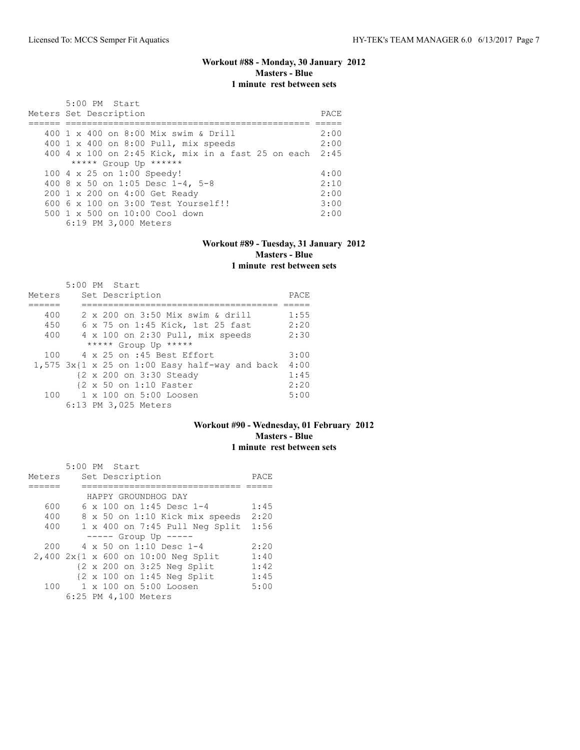### Workout #88 - Monday, 30 January 2012
**Masters - Blue**
**1 minute rest between sets**

5:00 PM Start

| Meters | Set Description | PACE |
|---|---|---|
| 400 | 1 x 400 on 8:00 Mix swim & Drill | 2:00 |
| 400 | 1 x 400 on 8:00 Pull, mix speeds | 2:00 |
| 400 | 4 x 100 on 2:45 Kick, mix in a fast 25 on each | 2:45 |
| | ***** Group Up ****** | |
| 100 | 4 x 25 on 1:00 Speedy! | 4:00 |
| 400 | 8 x 50 on 1:05 Desc 1-4, 5-8 | 2:10 |
| 200 | 1 x 200 on 4:00 Get Ready | 2:00 |
| 600 | 6 x 100 on 3:00 Test Yourself!! | 3:00 |
| 500 | 1 x 500 on 10:00 Cool down | 2:00 |
| | 6:19 PM 3,000 Meters | |

### Workout #89 - Tuesday, 31 January 2012
**Masters - Blue**
**1 minute rest between sets**

5:00 PM Start

| Meters | Set Description | PACE |
|---|---|---|
| 400 | 2 x 200 on 3:50 Mix swim & drill | 1:55 |
| 450 | 6 x 75 on 1:45 Kick, 1st 25 fast | 2:20 |
| 400 | 4 x 100 on 2:30 Pull, mix speeds | 2:30 |
| | ***** Group Up ***** | |
| 100 | 4 x 25 on :45 Best Effort | 3:00 |
| 1,575 | 3x{1 x 25 on 1:00 Easy half-way and back | 4:00 |
| | {2 x 200 on 3:30 Steady | 1:45 |
| | {2 x 50 on 1:10 Faster | 2:20 |
| 100 | 1 x 100 on 5:00 Loosen | 5:00 |
| | 6:13 PM 3,025 Meters | |

### Workout #90 - Wednesday, 01 February 2012
**Masters - Blue**
**1 minute rest between sets**

5:00 PM Start

| Meters | Set Description | PACE |
|---|---|---|
| | HAPPY GROUNDHOG DAY | |
| 600 | 6 x 100 on 1:45 Desc 1-4 | 1:45 |
| 400 | 8 x 50 on 1:10 Kick mix speeds | 2:20 |
| 400 | 1 x 400 on 7:45 Pull Neg Split | 1:56 |
| | ----- Group Up ----- | |
| 200 | 4 x 50 on 1:10 Desc 1-4 | 2:20 |
| 2,400 | 2x{1 x 600 on 10:00 Neg Split | 1:40 |
| | {2 x 200 on 3:25 Neg Split | 1:42 |
| | {2 x 100 on 1:45 Neg Split | 1:45 |
| 100 | 1 x 100 on 5:00 Loosen | 5:00 |
| | 6:25 PM 4,100 Meters | |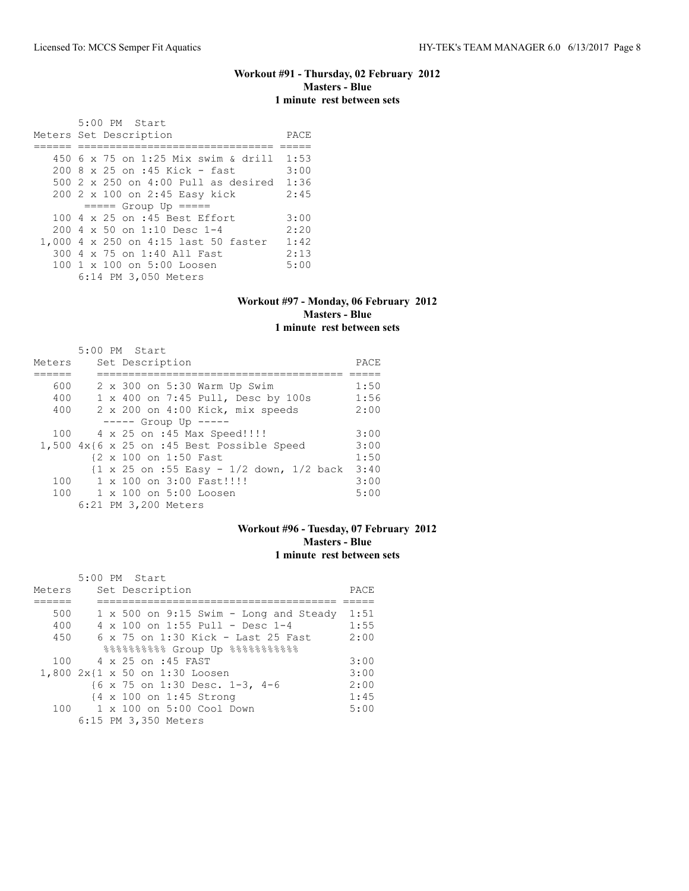### Workout #91 - Thursday, 02 February 2012
**Masters - Blue**
**1 minute rest between sets**

```
       5:00 PM  Start
Meters Set Description                  PACE
====== ============================== =====
   450 6 x 75 on 1:25 Mix swim & drill  1:53
   200 8 x 25 on :45 Kick - fast        3:00
   500 2 x 250 on 4:00 Pull as desired  1:36
   200 2 x 100 on 2:45 Easy kick        2:45
       ===== Group Up =====
   100 4 x 25 on :45 Best Effort        3:00
   200 4 x 50 on 1:10 Desc 1-4          2:20
 1,000 4 x 250 on 4:15 last 50 faster   1:42
   300 4 x 75 on 1:40 All Fast          2:13
   100 1 x 100 on 5:00 Loosen           5:00
       6:14 PM 3,050 Meters
```

### Workout #97 - Monday, 06 February 2012
**Masters - Blue**
**1 minute rest between sets**

```
       5:00 PM  Start
Meters     Set Description                            PACE
======     ====================================== =====
   600     2 x 300 on 5:30 Warm Up Swim              1:50
   400     1 x 400 on 7:45 Pull, Desc by 100s        1:56
   400     2 x 200 on 4:00 Kick, mix speeds          2:00
           ----- Group Up -----
   100     4 x 25 on :45 Max Speed!!!!               3:00
 1,500 4x{6 x 25 on :45 Best Possible Speed          3:00
          {2 x 100 on 1:50 Fast                      1:50
          {1 x 25 on :55 Easy - 1/2 down, 1/2 back  3:40
   100     1 x 100 on 3:00 Fast!!!!                  3:00
   100     1 x 100 on 5:00 Loosen                    5:00
       6:21 PM 3,200 Meters
```

### Workout #96 - Tuesday, 07 February 2012
**Masters - Blue**
**1 minute rest between sets**

```
       5:00 PM  Start
Meters     Set Description                            PACE
======     ====================================== =====
   500     1 x 500 on 9:15 Swim - Long and Steady  1:51
   400     4 x 100 on 1:55 Pull - Desc 1-4         1:55
   450     6 x 75 on 1:30 Kick - Last 25 Fast      2:00
            %%%%%%%%%% Group Up %%%%%%%%%%%
   100     4 x 25 on :45 FAST                      3:00
 1,800 2x{1 x 50 on 1:30 Loosen                    3:00
          {6 x 75 on 1:30 Desc. 1-3, 4-6           2:00
          {4 x 100 on 1:45 Strong                  1:45
   100     1 x 100 on 5:00 Cool Down               5:00
       6:15 PM 3,350 Meters
```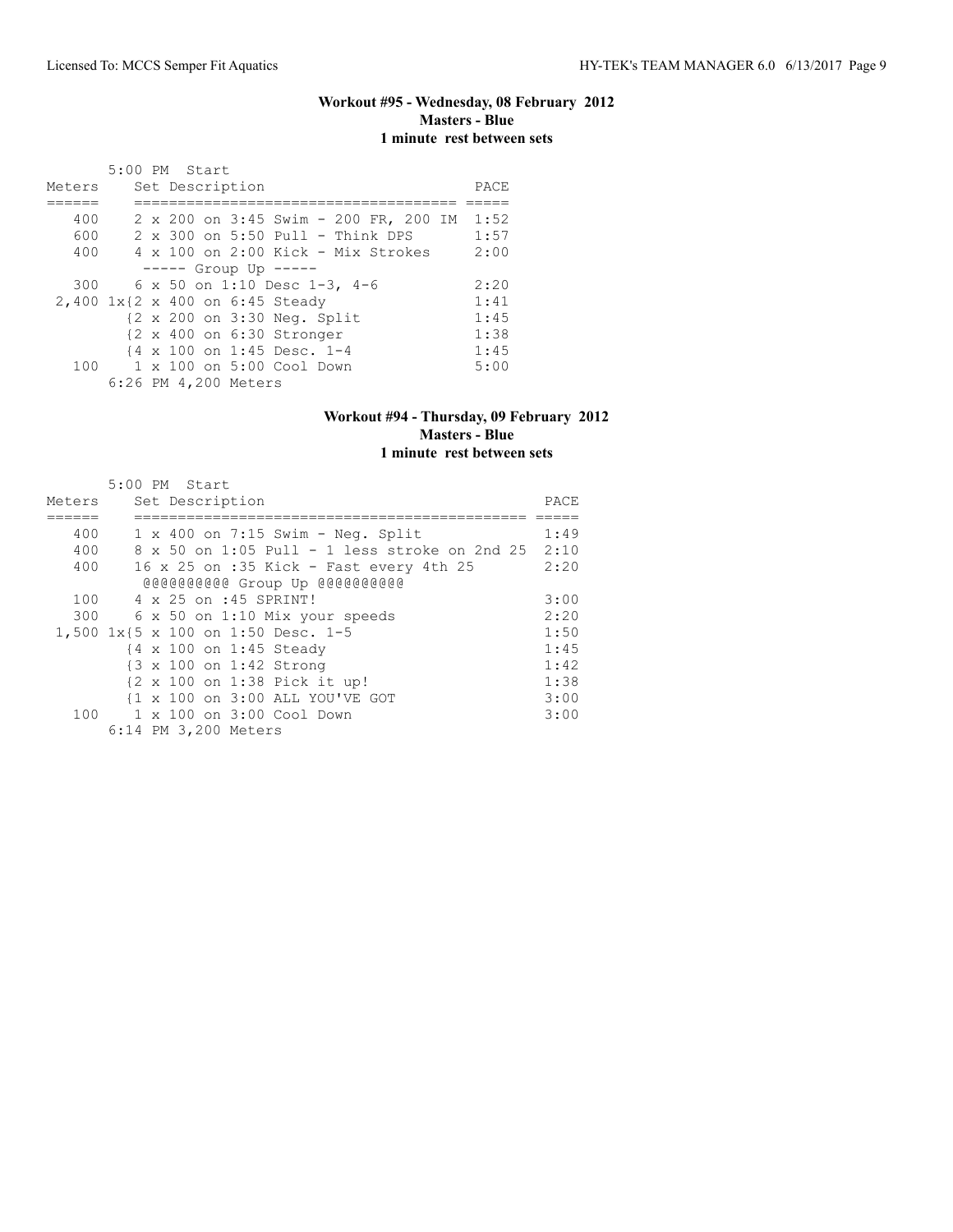### Workout #95 - Wednesday, 08 February 2012
**Masters - Blue**
**1 minute rest between sets**

5:00 PM Start

| Meters | Set Description | PACE |
|---|---|---|
| 400 | 2 x 200 on 3:45 Swim - 200 FR, 200 IM | 1:52 |
| 600 | 2 x 300 on 5:50 Pull - Think DPS | 1:57 |
| 400 | 4 x 100 on 2:00 Kick - Mix Strokes | 2:00 |
| | ----- Group Up ----- | |
| 300 | 6 x 50 on 1:10 Desc 1-3, 4-6 | 2:20 |
| 2,400 | 1x{2 x 400 on 6:45 Steady | 1:41 |
| | {2 x 200 on 3:30 Neg. Split | 1:45 |
| | {2 x 400 on 6:30 Stronger | 1:38 |
| | {4 x 100 on 1:45 Desc. 1-4 | 1:45 |
| 100 | 1 x 100 on 5:00 Cool Down | 5:00 |

6:26 PM 4,200 Meters

### Workout #94 - Thursday, 09 February 2012
**Masters - Blue**
**1 minute rest between sets**

5:00 PM Start

| Meters | Set Description | PACE |
|---|---|---|
| 400 | 1 x 400 on 7:15 Swim - Neg. Split | 1:49 |
| 400 | 8 x 50 on 1:05 Pull - 1 less stroke on 2nd 25 | 2:10 |
| 400 | 16 x 25 on :35 Kick - Fast every 4th 25 | 2:20 |
| | @@@@@@@@@@ Group Up @@@@@@@@@@ | |
| 100 | 4 x 25 on :45 SPRINT! | 3:00 |
| 300 | 6 x 50 on 1:10 Mix your speeds | 2:20 |
| 1,500 | 1x{5 x 100 on 1:50 Desc. 1-5 | 1:50 |
| | {4 x 100 on 1:45 Steady | 1:45 |
| | {3 x 100 on 1:42 Strong | 1:42 |
| | {2 x 100 on 1:38 Pick it up! | 1:38 |
| | {1 x 100 on 3:00 ALL YOU'VE GOT | 3:00 |
| 100 | 1 x 100 on 3:00 Cool Down | 3:00 |

6:14 PM 3,200 Meters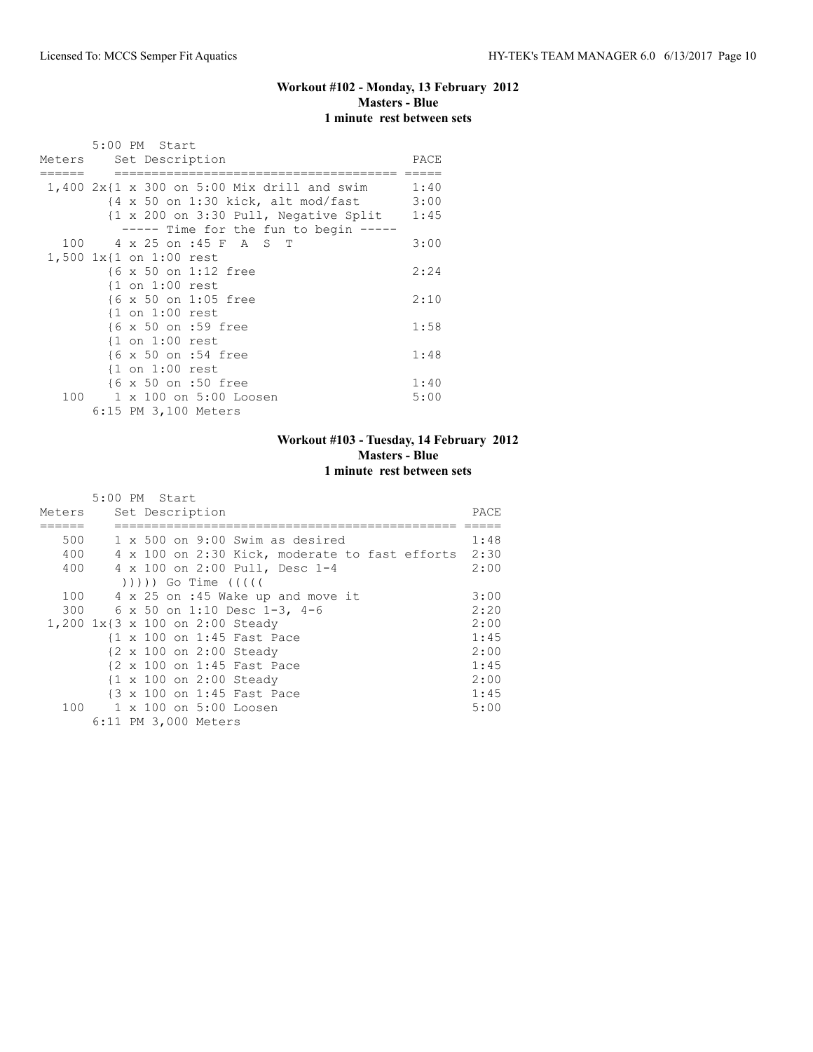### Workout #102 - Monday, 13 February 2012
**Masters - Blue**
**1 minute rest between sets**

```
       5:00 PM  Start
Meters    Set Description                          PACE
======    ===================================== =====
 1,400 2x{1 x 300 on 5:00 Mix drill and swim      1:40
         {4 x 50 on 1:30 kick, alt mod/fast       3:00
         {1 x 200 on 3:30 Pull, Negative Split    1:45
          ----- Time for the fun to begin -----
   100    4 x 25 on :45 F  A  S  T                3:00
 1,500 1x{1 on 1:00 rest
         {6 x 50 on 1:12 free                     2:24
         {1 on 1:00 rest
         {6 x 50 on 1:05 free                     2:10
         {1 on 1:00 rest
         {6 x 50 on :59 free                      1:58
         {1 on 1:00 rest
         {6 x 50 on :54 free                      1:48
         {1 on 1:00 rest
         {6 x 50 on :50 free                      1:40
   100    1 x 100 on 5:00 Loosen                  5:00
       6:15 PM 3,100 Meters
```

### Workout #103 - Tuesday, 14 February 2012
**Masters - Blue**
**1 minute rest between sets**

```
       5:00 PM  Start
Meters    Set Description                                   PACE
======    ============================================= =====
   500    1 x 500 on 9:00 Swim as desired                  1:48
   400    4 x 100 on 2:30 Kick, moderate to fast efforts  2:30
   400    4 x 100 on 2:00 Pull, Desc 1-4                   2:00
          ))))) Go Time (((((
   100    4 x 25 on :45 Wake up and move it                3:00
   300    6 x 50 on 1:10 Desc 1-3, 4-6                     2:20
 1,200 1x{3 x 100 on 2:00 Steady                           2:00
         {1 x 100 on 1:45 Fast Pace                        1:45
         {2 x 100 on 2:00 Steady                           2:00
         {2 x 100 on 1:45 Fast Pace                        1:45
         {1 x 100 on 2:00 Steady                           2:00
         {3 x 100 on 1:45 Fast Pace                        1:45
   100    1 x 100 on 5:00 Loosen                           5:00
       6:11 PM 3,000 Meters
```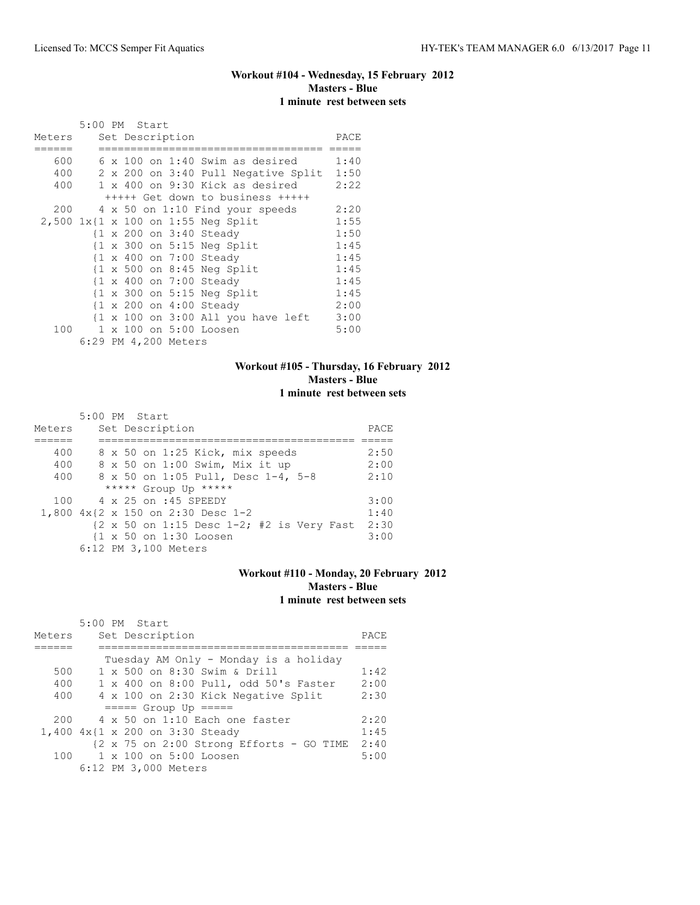### Workout #104 - Wednesday, 15 February 2012
**Masters - Blue**
**1 minute rest between sets**

```
       5:00 PM  Start
Meters     Set Description                     PACE
======     ==================================  =====
   600     6 x 100 on 1:40 Swim as desired     1:40
   400     2 x 200 on 3:40 Pull Negative Split  1:50
   400     1 x 400 on 9:30 Kick as desired     2:22
            +++++ Get down to business +++++
   200     4 x 50 on 1:10 Find your speeds     2:20
 2,500 1x{1 x 100 on 1:55 Neg Split            1:55
         {1 x 200 on 3:40 Steady               1:50
         {1 x 300 on 5:15 Neg Split            1:45
         {1 x 400 on 7:00 Steady               1:45
         {1 x 500 on 8:45 Neg Split            1:45
         {1 x 400 on 7:00 Steady               1:45
         {1 x 300 on 5:15 Neg Split            1:45
         {1 x 200 on 4:00 Steady               2:00
         {1 x 100 on 3:00 All you have left    3:00
   100     1 x 100 on 5:00 Loosen              5:00
       6:29 PM 4,200 Meters
```

### Workout #105 - Thursday, 16 February 2012
**Masters - Blue**
**1 minute rest between sets**

```
       5:00 PM  Start
Meters     Set Description                           PACE
======     ========================================  =====
   400     8 x 50 on 1:25 Kick, mix speeds           2:50
   400     8 x 50 on 1:00 Swim, Mix it up            2:00
   400     8 x 50 on 1:05 Pull, Desc 1-4, 5-8        2:10
            ***** Group Up *****
   100     4 x 25 on :45 SPEEDY                      3:00
 1,800 4x{2 x 150 on 2:30 Desc 1-2                   1:40
         {2 x 50 on 1:15 Desc 1-2; #2 is Very Fast   2:30
         {1 x 50 on 1:30 Loosen                      3:00
       6:12 PM 3,100 Meters
```

### Workout #110 - Monday, 20 February 2012
**Masters - Blue**
**1 minute rest between sets**

```
       5:00 PM  Start
Meters     Set Description                           PACE
======     ========================================  =====
           Tuesday AM Only - Monday is a holiday
   500     1 x 500 on 8:30 Swim & Drill              1:42
   400     1 x 400 on 8:00 Pull, odd 50's Faster     2:00
   400     4 x 100 on 2:30 Kick Negative Split       2:30
           ===== Group Up =====
   200     4 x 50 on 1:10 Each one faster            2:20
 1,400 4x{1 x 200 on 3:30 Steady                     1:45
         {2 x 75 on 2:00 Strong Efforts - GO TIME    2:40
   100     1 x 100 on 5:00 Loosen                    5:00
       6:12 PM 3,000 Meters
```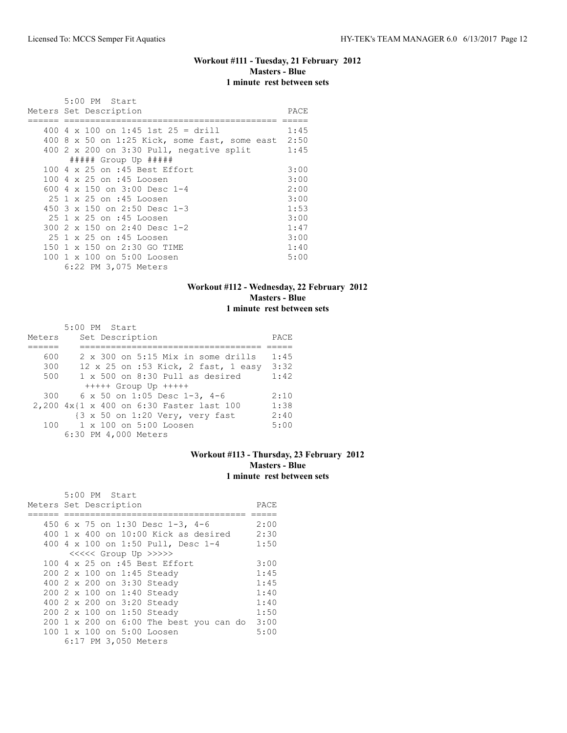### Workout #111 - Tuesday, 21 February 2012
**Masters - Blue**
**1 minute rest between sets**

5:00 PM Start

| Meters | Set Description | PACE |
|---|---|---|
| 400 | 4 x 100 on 1:45 1st 25 = drill | 1:45 |
| 400 | 8 x 50 on 1:25 Kick, some fast, some east | 2:50 |
| 400 | 2 x 200 on 3:30 Pull, negative split | 1:45 |
| | ##### Group Up ##### | |
| 100 | 4 x 25 on :45 Best Effort | 3:00 |
| 100 | 4 x 25 on :45 Loosen | 3:00 |
| 600 | 4 x 150 on 3:00 Desc 1-4 | 2:00 |
| 25 | 1 x 25 on :45 Loosen | 3:00 |
| 450 | 3 x 150 on 2:50 Desc 1-3 | 1:53 |
| 25 | 1 x 25 on :45 Loosen | 3:00 |
| 300 | 2 x 150 on 2:40 Desc 1-2 | 1:47 |
| 25 | 1 x 25 on :45 Loosen | 3:00 |
| 150 | 1 x 150 on 2:30 GO TIME | 1:40 |
| 100 | 1 x 100 on 5:00 Loosen | 5:00 |

6:22 PM 3,075 Meters

### Workout #112 - Wednesday, 22 February 2012
**Masters - Blue**
**1 minute rest between sets**

5:00 PM Start

| Meters | Set Description | PACE |
|---|---|---|
| 600 | 2 x 300 on 5:15 Mix in some drills | 1:45 |
| 300 | 12 x 25 on :53 Kick, 2 fast, 1 easy | 3:32 |
| 500 | 1 x 500 on 8:30 Pull as desired | 1:42 |
| | +++++ Group Up +++++ | |
| 300 | 6 x 50 on 1:05 Desc 1-3, 4-6 | 2:10 |
| 2,200 | 4x{1 x 400 on 6:30 Faster last 100 | 1:38 |
| | {3 x 50 on 1:20 Very, very fast | 2:40 |
| 100 | 1 x 100 on 5:00 Loosen | 5:00 |

6:30 PM 4,000 Meters

### Workout #113 - Thursday, 23 February 2012
**Masters - Blue**
**1 minute rest between sets**

5:00 PM Start

| Meters | Set Description | PACE |
|---|---|---|
| 450 | 6 x 75 on 1:30 Desc 1-3, 4-6 | 2:00 |
| 400 | 1 x 400 on 10:00 Kick as desired | 2:30 |
| 400 | 4 x 100 on 1:50 Pull, Desc 1-4 | 1:50 |
| | <<<<< Group Up >>>>> | |
| 100 | 4 x 25 on :45 Best Effort | 3:00 |
| 200 | 2 x 100 on 1:45 Steady | 1:45 |
| 400 | 2 x 200 on 3:30 Steady | 1:45 |
| 200 | 2 x 100 on 1:40 Steady | 1:40 |
| 400 | 2 x 200 on 3:20 Steady | 1:40 |
| 200 | 2 x 100 on 1:50 Steady | 1:50 |
| 200 | 1 x 200 on 6:00 The best you can do | 3:00 |
| 100 | 1 x 100 on 5:00 Loosen | 5:00 |

6:17 PM 3,050 Meters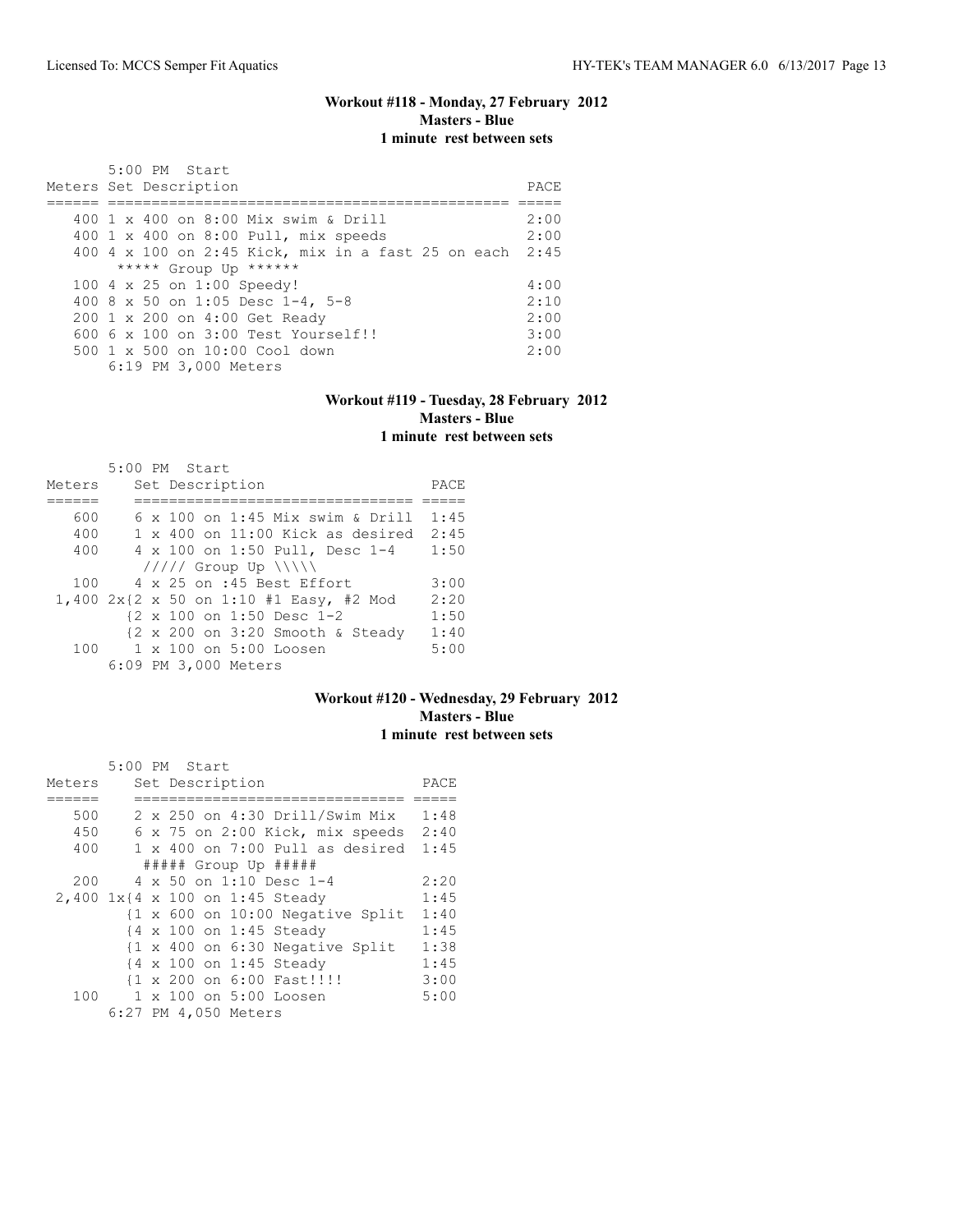### Workout #118 - Monday, 27 February 2012
**Masters - Blue**
**1 minute rest between sets**

5:00 PM Start

| Meters | Set Description | PACE |
| --- | --- | --- |
| 400 | 1 x 400 on 8:00 Mix swim & Drill | 2:00 |
| 400 | 1 x 400 on 8:00 Pull, mix speeds | 2:00 |
| 400 | 4 x 100 on 2:45 Kick, mix in a fast 25 on each | 2:45 |
| | ***** Group Up ****** | |
| 100 | 4 x 25 on 1:00 Speedy! | 4:00 |
| 400 | 8 x 50 on 1:05 Desc 1-4, 5-8 | 2:10 |
| 200 | 1 x 200 on 4:00 Get Ready | 2:00 |
| 600 | 6 x 100 on 3:00 Test Yourself!! | 3:00 |
| 500 | 1 x 500 on 10:00 Cool down | 2:00 |

6:19 PM 3,000 Meters

### Workout #119 - Tuesday, 28 February 2012
**Masters - Blue**
**1 minute rest between sets**

5:00 PM Start

| Meters | Set Description | PACE |
| --- | --- | --- |
| 600 | 6 x 100 on 1:45 Mix swim & Drill | 1:45 |
| 400 | 1 x 400 on 11:00 Kick as desired | 2:45 |
| 400 | 4 x 100 on 1:50 Pull, Desc 1-4 | 1:50 |
| | ///// Group Up \\\\\ | |
| 100 | 4 x 25 on :45 Best Effort | 3:00 |
| 1,400 | 2x{2 x 50 on 1:10 #1 Easy, #2 Mod | 2:20 |
| | {2 x 100 on 1:50 Desc 1-2 | 1:50 |
| | {2 x 200 on 3:20 Smooth & Steady | 1:40 |
| 100 | 1 x 100 on 5:00 Loosen | 5:00 |

6:09 PM 3,000 Meters

### Workout #120 - Wednesday, 29 February 2012
**Masters - Blue**
**1 minute rest between sets**

5:00 PM Start

| Meters | Set Description | PACE |
| --- | --- | --- |
| 500 | 2 x 250 on 4:30 Drill/Swim Mix | 1:48 |
| 450 | 6 x 75 on 2:00 Kick, mix speeds | 2:40 |
| 400 | 1 x 400 on 7:00 Pull as desired | 1:45 |
| | ##### Group Up ##### | |
| 200 | 4 x 50 on 1:10 Desc 1-4 | 2:20 |
| 2,400 | 1x{4 x 100 on 1:45 Steady | 1:45 |
| | {1 x 600 on 10:00 Negative Split | 1:40 |
| | {4 x 100 on 1:45 Steady | 1:45 |
| | {1 x 400 on 6:30 Negative Split | 1:38 |
| | {4 x 100 on 1:45 Steady | 1:45 |
| | {1 x 200 on 6:00 Fast!!!! | 3:00 |
| 100 | 1 x 100 on 5:00 Loosen | 5:00 |

6:27 PM 4,050 Meters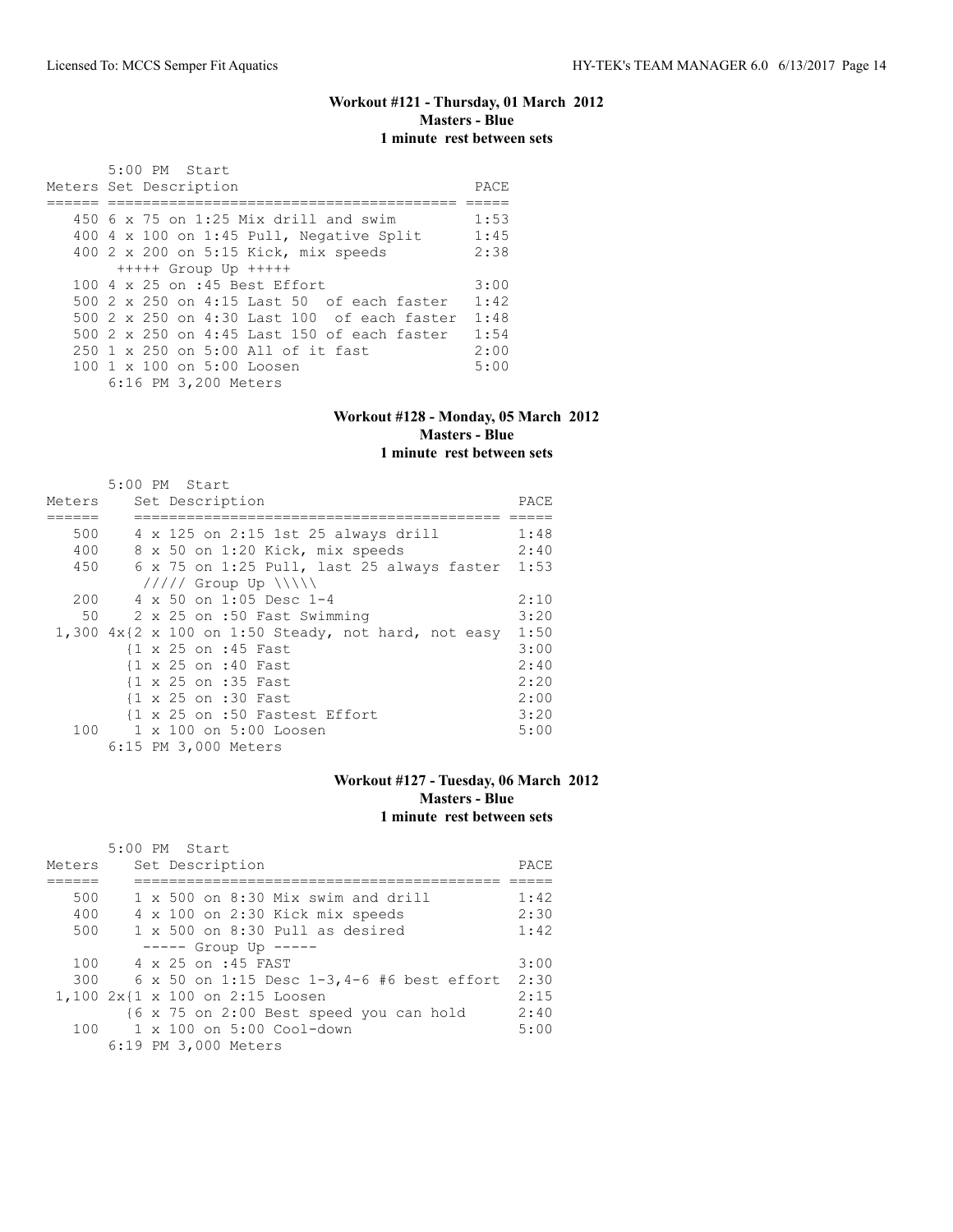### Workout #121 - Thursday, 01 March 2012
**Masters - Blue**
**1 minute rest between sets**

```
       5:00 PM  Start
Meters Set Description                            PACE
====== ========================================= =====
   450 6 x 75 on 1:25 Mix drill and swim          1:53
   400 4 x 100 on 1:45 Pull, Negative Split       1:45
   400 2 x 200 on 5:15 Kick, mix speeds           2:38
        +++++ Group Up +++++
   100 4 x 25 on :45 Best Effort                  3:00
   500 2 x 250 on 4:15 Last 50  of each faster    1:42
   500 2 x 250 on 4:30 Last 100  of each faster   1:48
   500 2 x 250 on 4:45 Last 150 of each faster    1:54
   250 1 x 250 on 5:00 All of it fast             2:00
   100 1 x 100 on 5:00 Loosen                     5:00
       6:16 PM 3,200 Meters
```

### Workout #128 - Monday, 05 March 2012
**Masters - Blue**
**1 minute rest between sets**

```
       5:00 PM  Start
Meters     Set Description                             PACE
======     ========================================== =====
   500     4 x 125 on 2:15 1st 25 always drill         1:48
   400     8 x 50 on 1:20 Kick, mix speeds             2:40
   450     6 x 75 on 1:25 Pull, last 25 always faster  1:53
            ///// Group Up \\\\\
   200     4 x 50 on 1:05 Desc 1-4                     2:10
    50     2 x 25 on :50 Fast Swimming                 3:20
 1,300 4x{2 x 100 on 1:50 Steady, not hard, not easy   1:50
          {1 x 25 on :45 Fast                          3:00
          {1 x 25 on :40 Fast                          2:40
          {1 x 25 on :35 Fast                          2:20
          {1 x 25 on :30 Fast                          2:00
          {1 x 25 on :50 Fastest Effort                3:20
   100     1 x 100 on 5:00 Loosen                      5:00
       6:15 PM 3,000 Meters
```

### Workout #127 - Tuesday, 06 March 2012
**Masters - Blue**
**1 minute rest between sets**

```
       5:00 PM  Start
Meters     Set Description                             PACE
======     ========================================== =====
   500     1 x 500 on 8:30 Mix swim and drill          1:42
   400     4 x 100 on 2:30 Kick mix speeds             2:30
   500     1 x 500 on 8:30 Pull as desired             1:42
           ----- Group Up -----
   100     4 x 25 on :45 FAST                          3:00
   300     6 x 50 on 1:15 Desc 1-3,4-6 #6 best effort  2:30
 1,100 2x{1 x 100 on 2:15 Loosen                       2:15
          {6 x 75 on 2:00 Best speed you can hold      2:40
   100     1 x 100 on 5:00 Cool-down                   5:00
       6:19 PM 3,000 Meters
```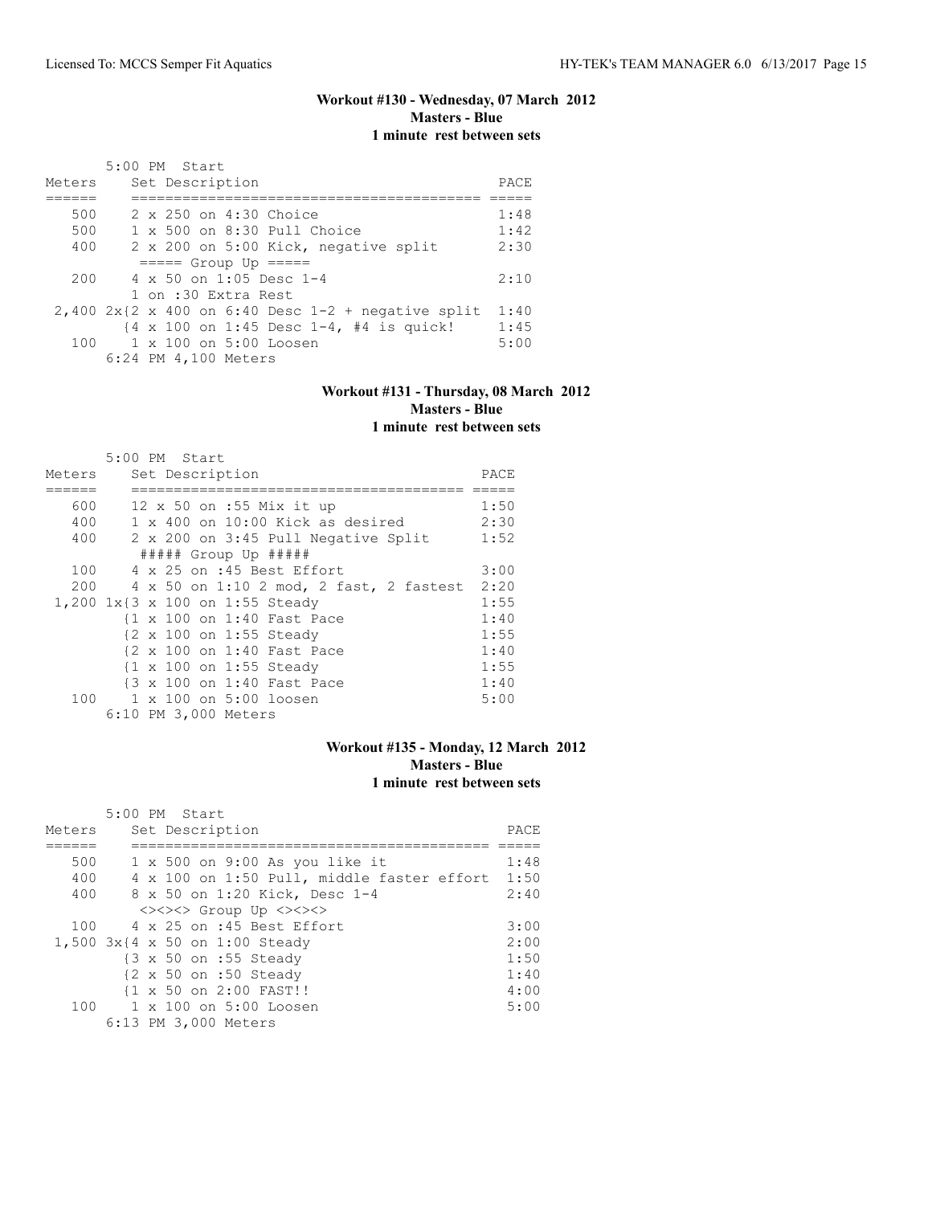## Workout #130 - Wednesday, 07 March 2012
**Masters - Blue**
**1 minute rest between sets**

```
       5:00 PM  Start
Meters     Set Description                                PACE
======     ========================================= =====
   500     2 x 250 on 4:30 Choice                         1:48
   500     1 x 500 on 8:30 Pull Choice                    1:42
   400     2 x 200 on 5:00 Kick, negative split           2:30
            ===== Group Up =====
   200     4 x 50 on 1:05 Desc 1-4                        2:10
           1 on :30 Extra Rest
 2,400 2x{2 x 400 on 6:40 Desc 1-2 + negative split  1:40
         {4 x 100 on 1:45 Desc 1-4, #4 is quick!      1:45
   100     1 x 100 on 5:00 Loosen                         5:00
       6:24 PM 4,100 Meters
```

## Workout #131 - Thursday, 08 March 2012
**Masters - Blue**
**1 minute rest between sets**

```
       5:00 PM  Start
Meters     Set Description                                PACE
======     ========================================  =====
   600     12 x 50 on :55 Mix it up                       1:50
   400     1 x 400 on 10:00 Kick as desired               2:30
   400     2 x 200 on 3:45 Pull Negative Split            1:52
            ##### Group Up #####
   100     4 x 25 on :45 Best Effort                      3:00
   200     4 x 50 on 1:10 2 mod, 2 fast, 2 fastest        2:20
 1,200 1x{3 x 100 on 1:55 Steady                          1:55
         {1 x 100 on 1:40 Fast Pace                       1:40
         {2 x 100 on 1:55 Steady                          1:55
         {2 x 100 on 1:40 Fast Pace                       1:40
         {1 x 100 on 1:55 Steady                          1:55
         {3 x 100 on 1:40 Fast Pace                       1:40
   100     1 x 100 on 5:00 loosen                         5:00
       6:10 PM 3,000 Meters
```

## Workout #135 - Monday, 12 March 2012
**Masters - Blue**
**1 minute rest between sets**

```
       5:00 PM  Start
Meters     Set Description                                PACE
======     ==========================================  =====
   500     1 x 500 on 9:00 As you like it                 1:48
   400     4 x 100 on 1:50 Pull, middle faster effort     1:50
   400     8 x 50 on 1:20 Kick, Desc 1-4                  2:40
            <><><> Group Up <><><>
   100     4 x 25 on :45 Best Effort                      3:00
 1,500 3x{4 x 50 on 1:00 Steady                           2:00
         {3 x 50 on :55 Steady                            1:50
         {2 x 50 on :50 Steady                            1:40
         {1 x 50 on 2:00 FAST!!                           4:00
   100     1 x 100 on 5:00 Loosen                         5:00
       6:13 PM 3,000 Meters
```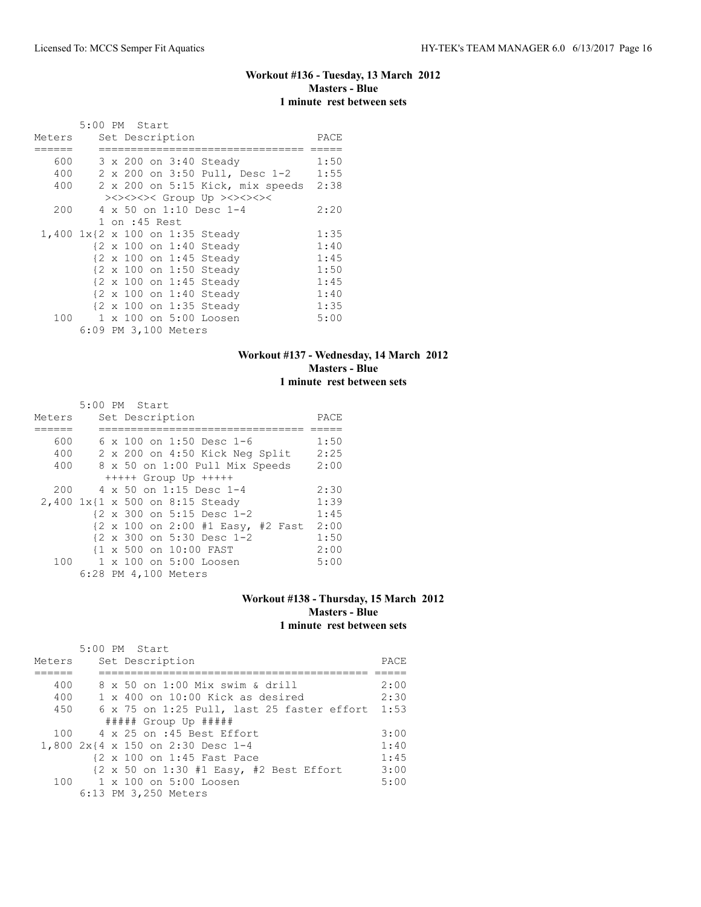### Workout #136 - Tuesday, 13 March 2012
**Masters - Blue**
**1 minute rest between sets**

```
       5:00 PM  Start
Meters     Set Description                  PACE
======     ===============================  =====
   600     3 x 200 on 3:40 Steady           1:50
   400     2 x 200 on 3:50 Pull, Desc 1-2   1:55
   400     2 x 200 on 5:15 Kick, mix speeds 2:38
            ><><><>< Group Up ><><><><
   200     4 x 50 on 1:10 Desc 1-4          2:20
           1 on :45 Rest
 1,400 1x{2 x 100 on 1:35 Steady            1:35
         {2 x 100 on 1:40 Steady            1:40
         {2 x 100 on 1:45 Steady            1:45
         {2 x 100 on 1:50 Steady            1:50
         {2 x 100 on 1:45 Steady            1:45
         {2 x 100 on 1:40 Steady            1:40
         {2 x 100 on 1:35 Steady            1:35
   100     1 x 100 on 5:00 Loosen           5:00
       6:09 PM 3,100 Meters
```

### Workout #137 - Wednesday, 14 March 2012
**Masters - Blue**
**1 minute rest between sets**

```
       5:00 PM  Start
Meters     Set Description                  PACE
======     ===============================  =====
   600     6 x 100 on 1:50 Desc 1-6         1:50
   400     2 x 200 on 4:50 Kick Neg Split   2:25
   400     8 x 50 on 1:00 Pull Mix Speeds   2:00
            +++++ Group Up +++++
   200     4 x 50 on 1:15 Desc 1-4          2:30
 2,400 1x{1 x 500 on 8:15 Steady            1:39
         {2 x 300 on 5:15 Desc 1-2          1:45
         {2 x 100 on 2:00 #1 Easy, #2 Fast  2:00
         {2 x 300 on 5:30 Desc 1-2          1:50
         {1 x 500 on 10:00 FAST             2:00
   100     1 x 100 on 5:00 Loosen           5:00
       6:28 PM 4,100 Meters
```

### Workout #138 - Thursday, 15 March 2012
**Masters - Blue**
**1 minute rest between sets**

```
       5:00 PM  Start
Meters     Set Description                            PACE
======     =========================================  =====
   400     8 x 50 on 1:00 Mix swim & drill            2:00
   400     1 x 400 on 10:00 Kick as desired           2:30
   450     6 x 75 on 1:25 Pull, last 25 faster effort 1:53
            ##### Group Up #####
   100     4 x 25 on :45 Best Effort                  3:00
 1,800 2x{4 x 150 on 2:30 Desc 1-4                    1:40
         {2 x 100 on 1:45 Fast Pace                   1:45
         {2 x 50 on 1:30 #1 Easy, #2 Best Effort      3:00
   100     1 x 100 on 5:00 Loosen                     5:00
       6:13 PM 3,250 Meters
```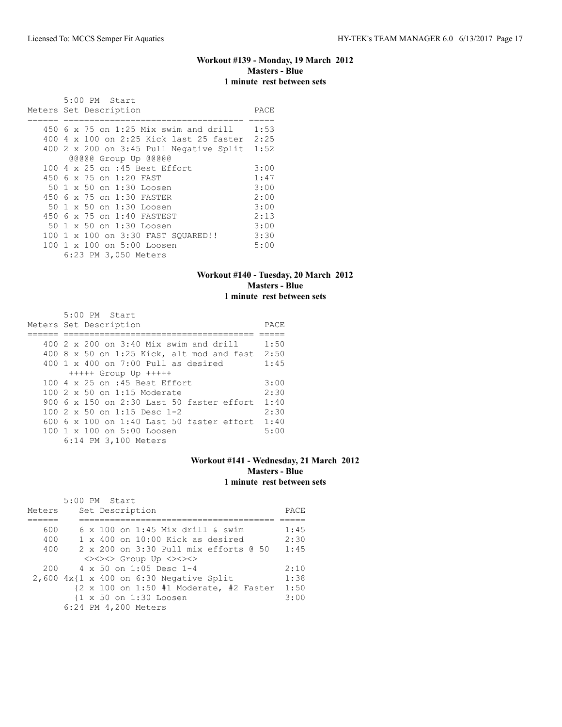### Workout #139 - Monday, 19 March 2012
**Masters - Blue**
**1 minute rest between sets**

5:00 PM Start

| Meters | Set Description | PACE |
|---|---|---|
| 450 | 6 x 75 on 1:25 Mix swim and drill | 1:53 |
| 400 | 4 x 100 on 2:25 Kick last 25 faster | 2:25 |
| 400 | 2 x 200 on 3:45 Pull Negative Split | 1:52 |
| | @@@@@ Group Up @@@@@ | |
| 100 | 4 x 25 on :45 Best Effort | 3:00 |
| 450 | 6 x 75 on 1:20 FAST | 1:47 |
| 50 | 1 x 50 on 1:30 Loosen | 3:00 |
| 450 | 6 x 75 on 1:30 FASTER | 2:00 |
| 50 | 1 x 50 on 1:30 Loosen | 3:00 |
| 450 | 6 x 75 on 1:40 FASTEST | 2:13 |
| 50 | 1 x 50 on 1:30 Loosen | 3:00 |
| 100 | 1 x 100 on 3:30 FAST SQUARED!! | 3:30 |
| 100 | 1 x 100 on 5:00 Loosen | 5:00 |

6:23 PM 3,050 Meters

### Workout #140 - Tuesday, 20 March 2012
**Masters - Blue**
**1 minute rest between sets**

5:00 PM Start

| Meters | Set Description | PACE |
|---|---|---|
| 400 | 2 x 200 on 3:40 Mix swim and drill | 1:50 |
| 400 | 8 x 50 on 1:25 Kick, alt mod and fast | 2:50 |
| 400 | 1 x 400 on 7:00 Pull as desired | 1:45 |
| | +++++ Group Up +++++ | |
| 100 | 4 x 25 on :45 Best Effort | 3:00 |
| 100 | 2 x 50 on 1:15 Moderate | 2:30 |
| 900 | 6 x 150 on 2:30 Last 50 faster effort | 1:40 |
| 100 | 2 x 50 on 1:15 Desc 1-2 | 2:30 |
| 600 | 6 x 100 on 1:40 Last 50 faster effort | 1:40 |
| 100 | 1 x 100 on 5:00 Loosen | 5:00 |

6:14 PM 3,100 Meters

### Workout #141 - Wednesday, 21 March 2012
**Masters - Blue**
**1 minute rest between sets**

5:00 PM Start

| Meters | Set Description | PACE |
|---|---|---|
| 600 | 6 x 100 on 1:45 Mix drill & swim | 1:45 |
| 400 | 1 x 400 on 10:00 Kick as desired | 2:30 |
| 400 | 2 x 200 on 3:30 Pull mix efforts @ 50 | 1:45 |
| | <><><> Group Up <><><> | |
| 200 | 4 x 50 on 1:05 Desc 1-4 | 2:10 |
| 2,600 | 4x{1 x 400 on 6:30 Negative Split | 1:38 |
| | {2 x 100 on 1:50 #1 Moderate, #2 Faster | 1:50 |
| | {1 x 50 on 1:30 Loosen | 3:00 |

6:24 PM 4,200 Meters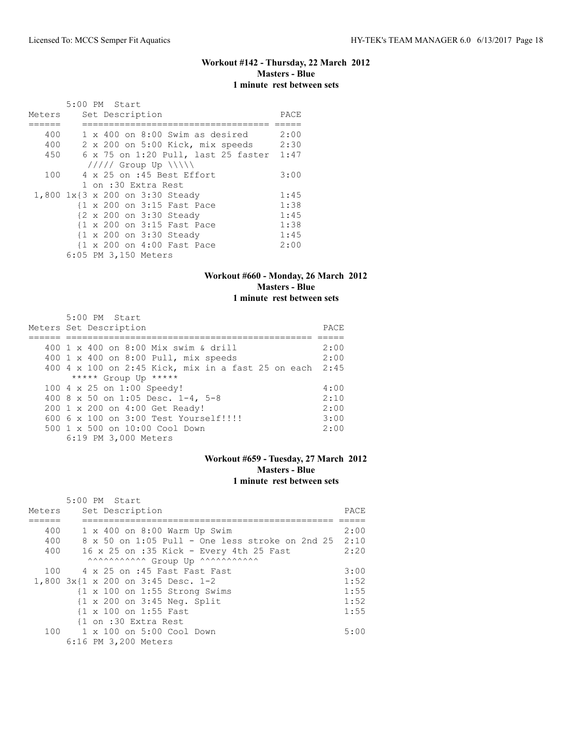## Workout #142 - Thursday, 22 March 2012
### Masters - Blue
### 1 minute rest between sets

```
       5:00 PM  Start
Meters    Set Description                     PACE
======    ==================================  =====
   400    1 x 400 on 8:00 Swim as desired     2:00
   400    2 x 200 on 5:00 Kick, mix speeds    2:30
   450    6 x 75 on 1:20 Pull, last 25 faster  1:47
           ///// Group Up \\\\\
   100    4 x 25 on :45 Best Effort           3:00
          1 on :30 Extra Rest
 1,800 1x{3 x 200 on 3:30 Steady              1:45
         {1 x 200 on 3:15 Fast Pace           1:38
         {2 x 200 on 3:30 Steady              1:45
         {1 x 200 on 3:15 Fast Pace           1:38
         {1 x 200 on 3:30 Steady              1:45
         {1 x 200 on 4:00 Fast Pace           2:00
       6:05 PM 3,150 Meters
```

## Workout #660 - Monday, 26 March 2012
### Masters - Blue
### 1 minute rest between sets

```
       5:00 PM  Start
Meters Set Description                                   PACE
====== ============================================== =====
   400 1 x 400 on 8:00 Mix swim & drill                  2:00
   400 1 x 400 on 8:00 Pull, mix speeds                  2:00
   400 4 x 100 on 2:45 Kick, mix in a fast 25 on each  2:45
        ***** Group Up *****
   100 4 x 25 on 1:00 Speedy!                            4:00
   400 8 x 50 on 1:05 Desc. 1-4, 5-8                     2:10
   200 1 x 200 on 4:00 Get Ready!                        2:00
   600 6 x 100 on 3:00 Test Yourself!!!!                 3:00
   500 1 x 500 on 10:00 Cool Down                        2:00
       6:19 PM 3,000 Meters
```

## Workout #659 - Tuesday, 27 March 2012
### Masters - Blue
### 1 minute rest between sets

```
       5:00 PM  Start
Meters    Set Description                                    PACE
======    ==============================================  =====
   400    1 x 400 on 8:00 Warm Up Swim                       2:00
   400    8 x 50 on 1:05 Pull - One less stroke on 2nd 25  2:10
   400    16 x 25 on :35 Kick - Every 4th 25 Fast            2:20
           ^^^^^^^^^^^ Group Up ^^^^^^^^^^^
   100    4 x 25 on :45 Fast Fast Fast                       3:00
 1,800 3x{1 x 200 on 3:45 Desc. 1-2                          1:52
         {1 x 100 on 1:55 Strong Swims                       1:55
         {1 x 200 on 3:45 Neg. Split                         1:52
         {1 x 100 on 1:55 Fast                               1:55
         {1 on :30 Extra Rest
   100    1 x 100 on 5:00 Cool Down                          5:00
       6:16 PM 3,200 Meters
```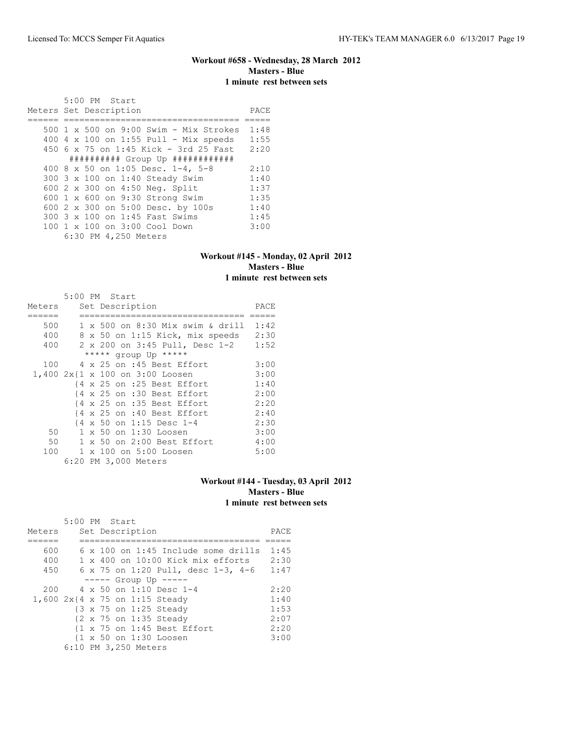### Workout #658 - Wednesday, 28 March 2012
**Masters - Blue**
**1 minute rest between sets**

```
       5:00 PM  Start
Meters Set Description                    PACE
====== ================================== =====
   500 1 x 500 on 9:00 Swim - Mix Strokes  1:48
   400 4 x 100 on 1:55 Pull - Mix speeds   1:55
   450 6 x 75 on 1:45 Kick - 3rd 25 Fast   2:20
        ########## Group Up ############
   400 8 x 50 on 1:05 Desc. 1-4, 5-8       2:10
   300 3 x 100 on 1:40 Steady Swim         1:40
   600 2 x 300 on 4:50 Neg. Split          1:37
   600 1 x 600 on 9:30 Strong Swim         1:35
   600 2 x 300 on 5:00 Desc. by 100s       1:40
   300 3 x 100 on 1:45 Fast Swims          1:45
   100 1 x 100 on 3:00 Cool Down           3:00
       6:30 PM 4,250 Meters
```

### Workout #145 - Monday, 02 April 2012
**Masters - Blue**
**1 minute rest between sets**

```
       5:00 PM  Start
Meters     Set Description                   PACE
======     ================================= =====
   500     1 x 500 on 8:30 Mix swim & drill  1:42
   400     8 x 50 on 1:15 Kick, mix speeds   2:30
   400     2 x 200 on 3:45 Pull, Desc 1-2    1:52
            ***** group Up *****
   100     4 x 25 on :45 Best Effort         3:00
 1,400 2x{1 x 100 on 3:00 Loosen             3:00
         {4 x 25 on :25 Best Effort          1:40
         {4 x 25 on :30 Best Effort          2:00
         {4 x 25 on :35 Best Effort          2:20
         {4 x 25 on :40 Best Effort          2:40
         {4 x 50 on 1:15 Desc 1-4            2:30
    50     1 x 50 on 1:30 Loosen             3:00
    50     1 x 50 on 2:00 Best Effort        4:00
   100     1 x 100 on 5:00 Loosen            5:00
       6:20 PM 3,000 Meters
```

### Workout #144 - Tuesday, 03 April 2012
**Masters - Blue**
**1 minute rest between sets**

```
       5:00 PM  Start
Meters     Set Description                     PACE
======     =================================== =====
   600     6 x 100 on 1:45 Include some drills  1:45
   400     1 x 400 on 10:00 Kick mix efforts    2:30
   450     6 x 75 on 1:20 Pull, desc 1-3, 4-6   1:47
           ----- Group Up -----
   200     4 x 50 on 1:10 Desc 1-4              2:20
 1,600 2x{4 x 75 on 1:15 Steady                 1:40
         {3 x 75 on 1:25 Steady                 1:53
         {2 x 75 on 1:35 Steady                 2:07
         {1 x 75 on 1:45 Best Effort            2:20
         {1 x 50 on 1:30 Loosen                 3:00
       6:10 PM 3,250 Meters
```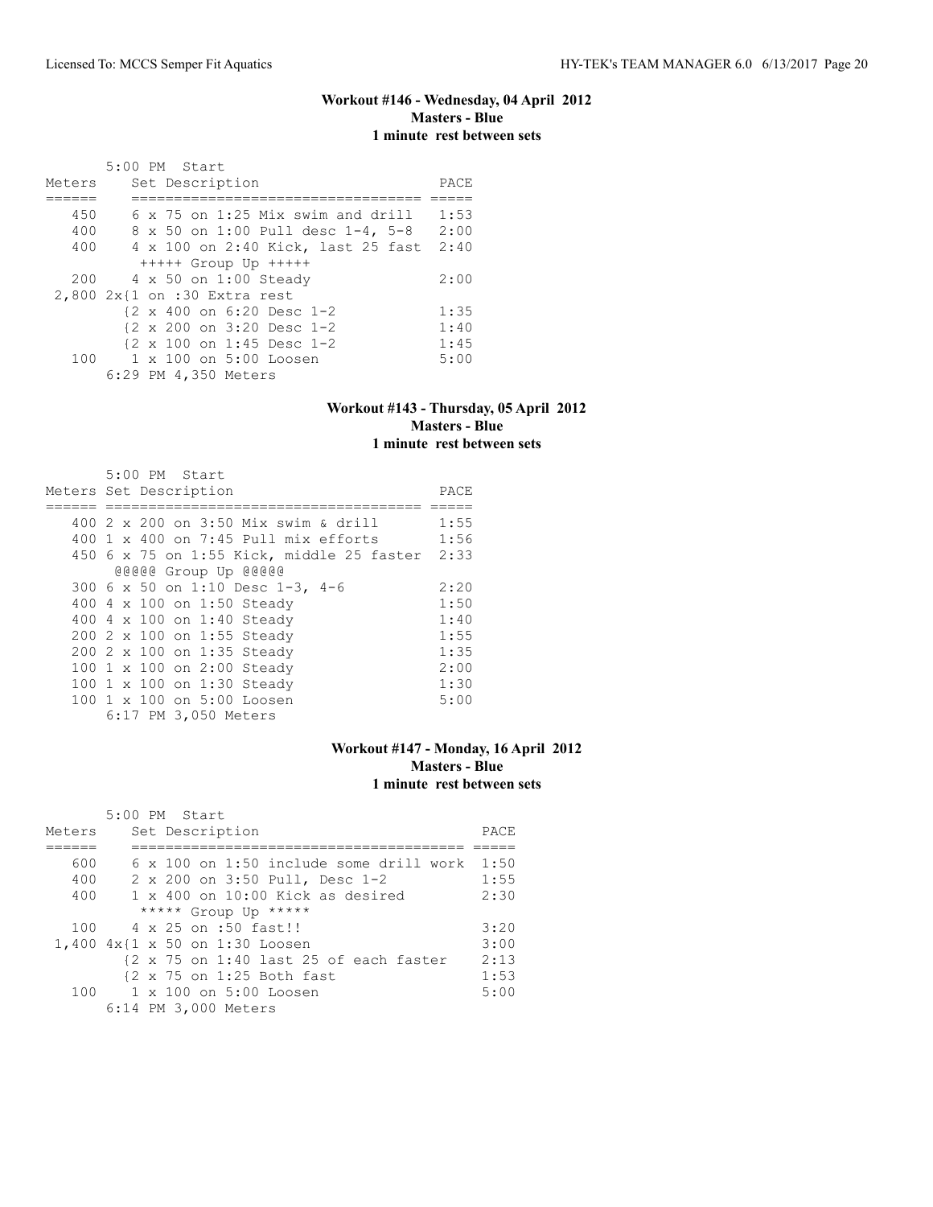### Workout #146 - Wednesday, 04 April 2012
**Masters - Blue**
**1 minute rest between sets**

```
       5:00 PM  Start
Meters     Set Description                    PACE
======     ================================= =====
   450     6 x 75 on 1:25 Mix swim and drill  1:53
   400     8 x 50 on 1:00 Pull desc 1-4, 5-8  2:00
   400     4 x 100 on 2:40 Kick, last 25 fast 2:40
            +++++ Group Up +++++
   200     4 x 50 on 1:00 Steady              2:00
 2,800 2x{1 on :30 Extra rest
          {2 x 400 on 6:20 Desc 1-2           1:35
          {2 x 200 on 3:20 Desc 1-2           1:40
          {2 x 100 on 1:45 Desc 1-2           1:45
   100     1 x 100 on 5:00 Loosen             5:00
       6:29 PM 4,350 Meters
```

### Workout #143 - Thursday, 05 April 2012
**Masters - Blue**
**1 minute rest between sets**

```
       5:00 PM  Start
Meters Set Description                          PACE
====== ==================================== =====
   400 2 x 200 on 3:50 Mix swim & drill       1:55
   400 1 x 400 on 7:45 Pull mix efforts       1:56
   450 6 x 75 on 1:55 Kick, middle 25 faster  2:33
        @@@@@ Group Up @@@@@
   300 6 x 50 on 1:10 Desc 1-3, 4-6           2:20
   400 4 x 100 on 1:50 Steady                 1:50
   400 4 x 100 on 1:40 Steady                 1:40
   200 2 x 100 on 1:55 Steady                 1:55
   200 2 x 100 on 1:35 Steady                 1:35
   100 1 x 100 on 2:00 Steady                 2:00
   100 1 x 100 on 1:30 Steady                 1:30
   100 1 x 100 on 5:00 Loosen                 5:00
       6:17 PM 3,050 Meters
```

### Workout #147 - Monday, 16 April 2012
**Masters - Blue**
**1 minute rest between sets**

```
       5:00 PM  Start
Meters     Set Description                          PACE
======     ======================================= =====
   600     6 x 100 on 1:50 include some drill work  1:50
   400     2 x 200 on 3:50 Pull, Desc 1-2           1:55
   400     1 x 400 on 10:00 Kick as desired         2:30
            ***** Group Up *****
   100     4 x 25 on :50 fast!!                     3:20
 1,400 4x{1 x 50 on 1:30 Loosen                     3:00
          {2 x 75 on 1:40 last 25 of each faster    2:13
          {2 x 75 on 1:25 Both fast                 1:53
   100     1 x 100 on 5:00 Loosen                   5:00
       6:14 PM 3,000 Meters
```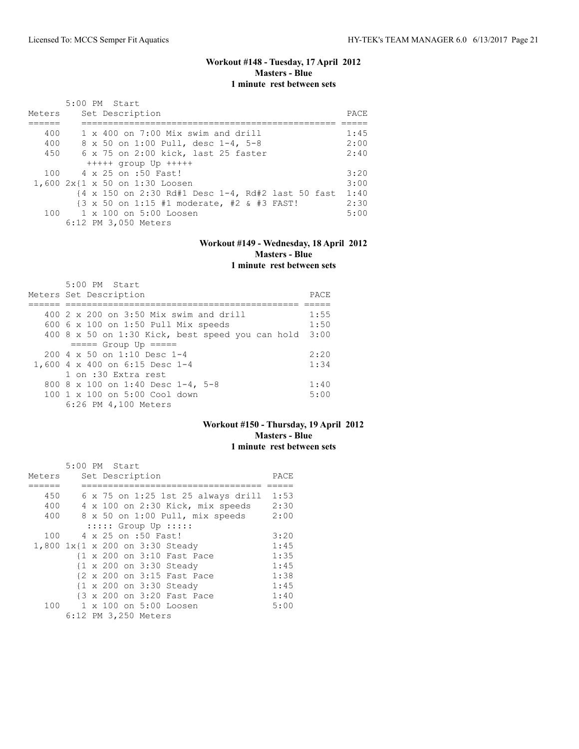### Workout #148 - Tuesday, 17 April 2012
**Masters - Blue**
**1 minute rest between sets**

5:00 PM Start

| Meters | Set Description | PACE |
|---|---|---|
| 400 | 1 x 400 on 7:00 Mix swim and drill | 1:45 |
| 400 | 8 x 50 on 1:00 Pull, desc 1-4, 5-8 | 2:00 |
| 450 | 6 x 75 on 2:00 kick, last 25 faster | 2:40 |
| | +++++ group Up +++++ | |
| 100 | 4 x 25 on :50 Fast! | 3:20 |
| 1,600 | 2x{1 x 50 on 1:30 Loosen | 3:00 |
| | {4 x 150 on 2:30 Rd#1 Desc 1-4, Rd#2 last 50 fast | 1:40 |
| | {3 x 50 on 1:15 #1 moderate, #2 & #3 FAST! | 2:30 |
| 100 | 1 x 100 on 5:00 Loosen | 5:00 |
| | 6:12 PM 3,050 Meters | |

### Workout #149 - Wednesday, 18 April 2012
**Masters - Blue**
**1 minute rest between sets**

5:00 PM Start

| Meters | Set Description | PACE |
|---|---|---|
| 400 | 2 x 200 on 3:50 Mix swim and drill | 1:55 |
| 600 | 6 x 100 on 1:50 Pull Mix speeds | 1:50 |
| 400 | 8 x 50 on 1:30 Kick, best speed you can hold | 3:00 |
| | ===== Group Up ===== | |
| 200 | 4 x 50 on 1:10 Desc 1-4 | 2:20 |
| 1,600 | 4 x 400 on 6:15 Desc 1-4 | 1:34 |
| | 1 on :30 Extra rest | |
| 800 | 8 x 100 on 1:40 Desc 1-4, 5-8 | 1:40 |
| 100 | 1 x 100 on 5:00 Cool down | 5:00 |
| | 6:26 PM 4,100 Meters | |

### Workout #150 - Thursday, 19 April 2012
**Masters - Blue**
**1 minute rest between sets**

5:00 PM Start

| Meters | Set Description | PACE |
|---|---|---|
| 450 | 6 x 75 on 1:25 1st 25 always drill | 1:53 |
| 400 | 4 x 100 on 2:30 Kick, mix speeds | 2:30 |
| 400 | 8 x 50 on 1:00 Pull, mix speeds | 2:00 |
| | ::::: Group Up ::::: | |
| 100 | 4 x 25 on :50 Fast! | 3:20 |
| 1,800 | 1x{1 x 200 on 3:30 Steady | 1:45 |
| | {1 x 200 on 3:10 Fast Pace | 1:35 |
| | {1 x 200 on 3:30 Steady | 1:45 |
| | {2 x 200 on 3:15 Fast Pace | 1:38 |
| | {1 x 200 on 3:30 Steady | 1:45 |
| | {3 x 200 on 3:20 Fast Pace | 1:40 |
| 100 | 1 x 100 on 5:00 Loosen | 5:00 |
| | 6:12 PM 3,250 Meters | |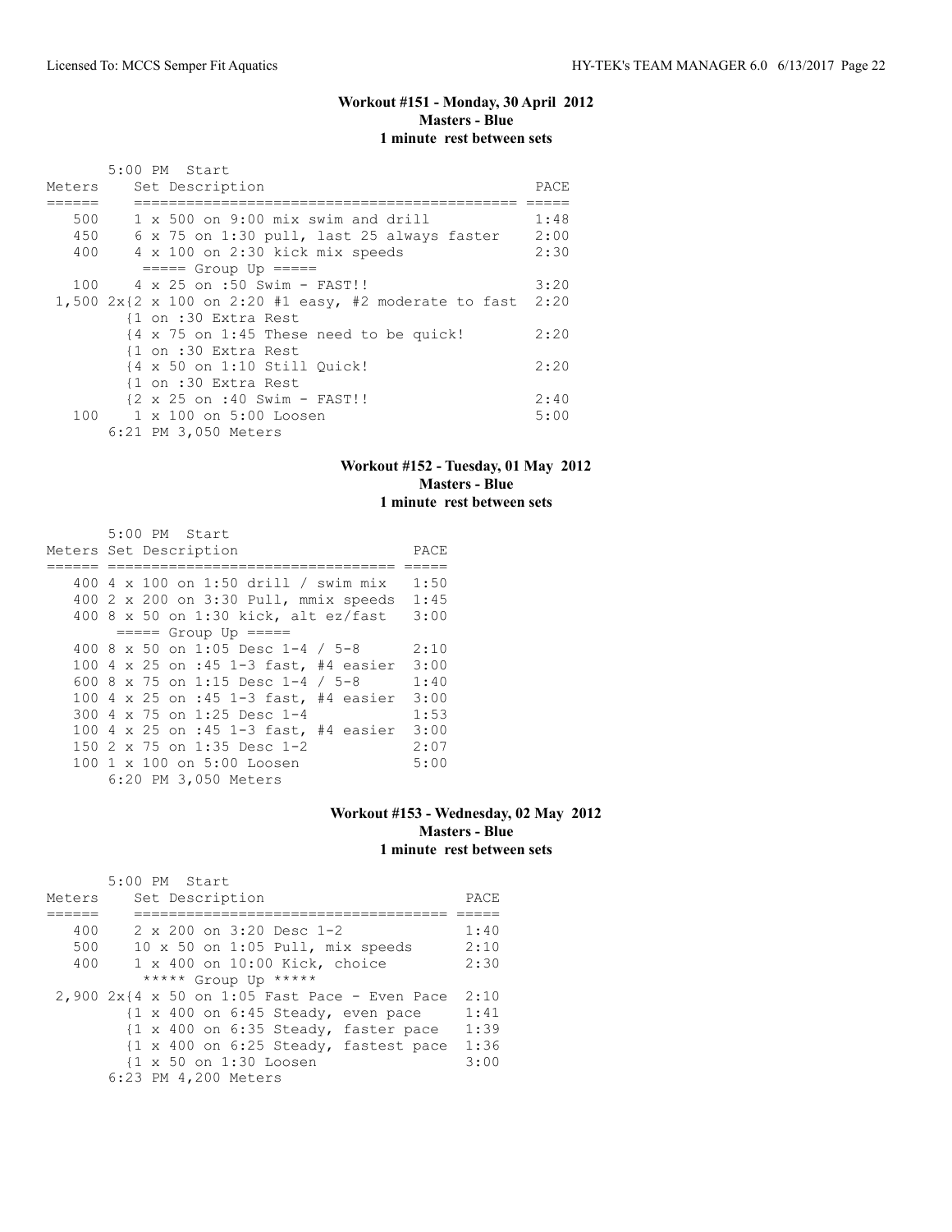### Workout #151 - Monday, 30 April 2012
**Masters - Blue**
**1 minute rest between sets**

5:00 PM Start

| Meters | Set Description | PACE |
|---|---|---|
| 500 | 1 x 500 on 9:00 mix swim and drill | 1:48 |
| 450 | 6 x 75 on 1:30 pull, last 25 always faster | 2:00 |
| 400 | 4 x 100 on 2:30 kick mix speeds | 2:30 |
| | ===== Group Up ===== | |
| 100 | 4 x 25 on :50 Swim - FAST!! | 3:20 |
| 1,500 | 2x{2 x 100 on 2:20 #1 easy, #2 moderate to fast | 2:20 |
| | {1 on :30 Extra Rest | |
| | {4 x 75 on 1:45 These need to be quick! | 2:20 |
| | {1 on :30 Extra Rest | |
| | {4 x 50 on 1:10 Still Quick! | 2:20 |
| | {1 on :30 Extra Rest | |
| | {2 x 25 on :40 Swim - FAST!! | 2:40 |
| 100 | 1 x 100 on 5:00 Loosen | 5:00 |

6:21 PM 3,050 Meters

### Workout #152 - Tuesday, 01 May 2012
**Masters - Blue**
**1 minute rest between sets**

5:00 PM Start

| Meters | Set Description | PACE |
|---|---|---|
| 400 | 4 x 100 on 1:50 drill / swim mix | 1:50 |
| 400 | 2 x 200 on 3:30 Pull, mmix speeds | 1:45 |
| 400 | 8 x 50 on 1:30 kick, alt ez/fast | 3:00 |
| | ===== Group Up ===== | |
| 400 | 8 x 50 on 1:05 Desc 1-4 / 5-8 | 2:10 |
| 100 | 4 x 25 on :45 1-3 fast, #4 easier | 3:00 |
| 600 | 8 x 75 on 1:15 Desc 1-4 / 5-8 | 1:40 |
| 100 | 4 x 25 on :45 1-3 fast, #4 easier | 3:00 |
| 300 | 4 x 75 on 1:25 Desc 1-4 | 1:53 |
| 100 | 4 x 25 on :45 1-3 fast, #4 easier | 3:00 |
| 150 | 2 x 75 on 1:35 Desc 1-2 | 2:07 |
| 100 | 1 x 100 on 5:00 Loosen | 5:00 |

6:20 PM 3,050 Meters

### Workout #153 - Wednesday, 02 May 2012
**Masters - Blue**
**1 minute rest between sets**

5:00 PM Start

| Meters | Set Description | PACE |
|---|---|---|
| 400 | 2 x 200 on 3:20 Desc 1-2 | 1:40 |
| 500 | 10 x 50 on 1:05 Pull, mix speeds | 2:10 |
| 400 | 1 x 400 on 10:00 Kick, choice | 2:30 |
| | ***** Group Up ***** | |
| 2,900 | 2x{4 x 50 on 1:05 Fast Pace - Even Pace | 2:10 |
| | {1 x 400 on 6:45 Steady, even pace | 1:41 |
| | {1 x 400 on 6:35 Steady, faster pace | 1:39 |
| | {1 x 400 on 6:25 Steady, fastest pace | 1:36 |
| | {1 x 50 on 1:30 Loosen | 3:00 |

6:23 PM 4,200 Meters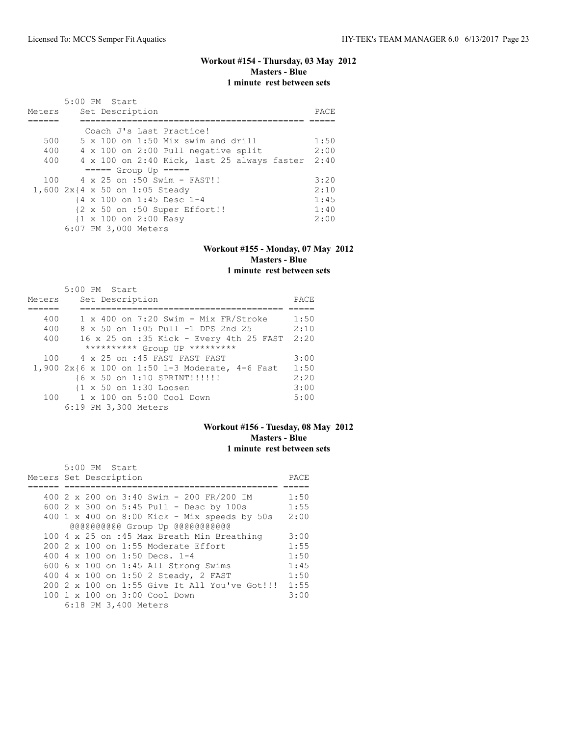### Workout #154 - Thursday, 03 May 2012
**Masters - Blue**
**1 minute rest between sets**

```
       5:00 PM  Start
Meters    Set Description                              PACE
======    =========================================== =====
           Coach J's Last Practice!
   500    5 x 100 on 1:50 Mix swim and drill          1:50
   400    4 x 100 on 2:00 Pull negative split         2:00
   400    4 x 100 on 2:40 Kick, last 25 always faster  2:40
           ===== Group Up =====
   100    4 x 25 on :50 Swim - FAST!!                 3:20
 1,600 2x{4 x 50 on 1:05 Steady                       2:10
         {4 x 100 on 1:45 Desc 1-4                    1:45
         {2 x 50 on :50 Super Effort!!                1:40
         {1 x 100 on 2:00 Easy                        2:00
       6:07 PM 3,000 Meters
```

### Workout #155 - Monday, 07 May 2012
**Masters - Blue**
**1 minute rest between sets**

```
       5:00 PM  Start
Meters    Set Description                          PACE
======    ======================================= =====
   400    1 x 400 on 7:20 Swim - Mix FR/Stroke    1:50
   400    8 x 50 on 1:05 Pull -1 DPS 2nd 25       2:10
   400    16 x 25 on :35 Kick - Every 4th 25 FAST  2:20
           ********** Group UP *********
   100    4 x 25 on :45 FAST FAST FAST            3:00
 1,900 2x{6 x 100 on 1:50 1-3 Moderate, 4-6 Fast  1:50
         {6 x 50 on 1:10 SPRINT!!!!!!             2:20
         {1 x 50 on 1:30 Loosen                   3:00
   100    1 x 100 on 5:00 Cool Down               5:00
       6:19 PM 3,300 Meters
```

### Workout #156 - Tuesday, 08 May 2012
**Masters - Blue**
**1 minute rest between sets**

```
       5:00 PM  Start
Meters Set Description                               PACE
====== ========================================== =====
   400 2 x 200 on 3:40 Swim - 200 FR/200 IM        1:50
   600 2 x 300 on 5:45 Pull - Desc by 100s         1:55
   400 1 x 400 on 8:00 Kick - Mix speeds by 50s    2:00
        @@@@@@@@@@ Group Up @@@@@@@@@@@
   100 4 x 25 on :45 Max Breath Min Breathing      3:00
   200 2 x 100 on 1:55 Moderate Effort             1:55
   400 4 x 100 on 1:50 Decs. 1-4                   1:50
   600 6 x 100 on 1:45 All Strong Swims            1:45
   400 4 x 100 on 1:50 2 Steady, 2 FAST            1:50
   200 2 x 100 on 1:55 Give It All You've Got!!!   1:55
   100 1 x 100 on 3:00 Cool Down                   3:00
       6:18 PM 3,400 Meters
```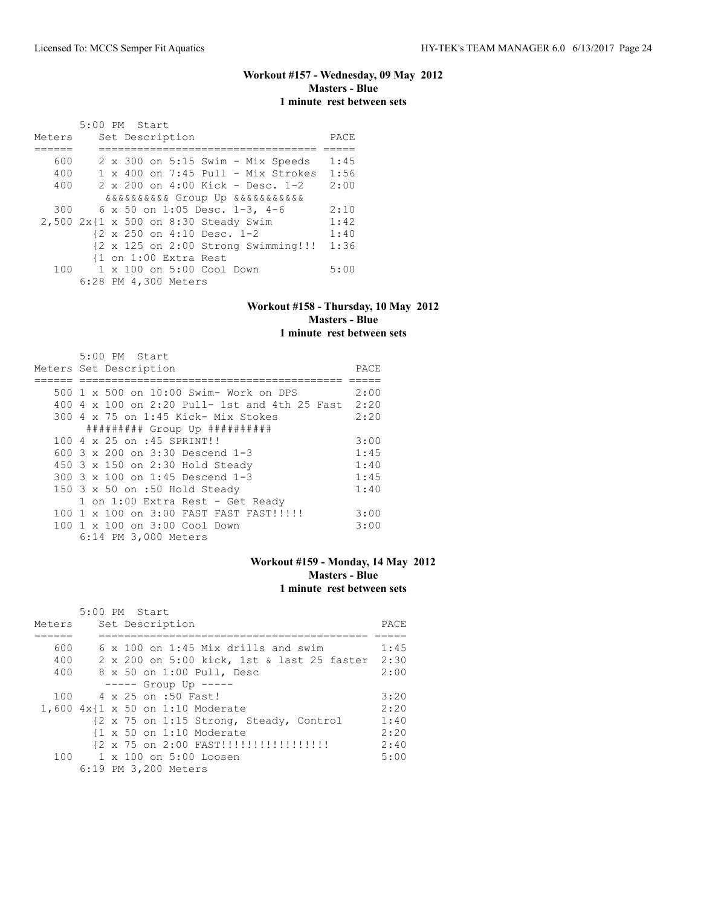### Workout #157 - Wednesday, 09 May 2012
**Masters - Blue**
**1 minute rest between sets**

```
       5:00 PM  Start
Meters    Set Description                     PACE
======    =================================  =====
   600    2 x 300 on 5:15 Swim - Mix Speeds   1:45
   400    1 x 400 on 7:45 Pull - Mix Strokes  1:56
   400    2 x 200 on 4:00 Kick - Desc. 1-2    2:00
           &&&&&&&&&& Group Up &&&&&&&&&&&
   300    6 x 50 on 1:05 Desc. 1-3, 4-6       2:10
 2,500 2x{1 x 500 on 8:30 Steady Swim         1:42
         {2 x 250 on 4:10 Desc. 1-2           1:40
         {2 x 125 on 2:00 Strong Swimming!!!  1:36
         {1 on 1:00 Extra Rest
   100    1 x 100 on 5:00 Cool Down           5:00
       6:28 PM 4,300 Meters
```

### Workout #158 - Thursday, 10 May 2012
**Masters - Blue**
**1 minute rest between sets**

```
       5:00 PM  Start
Meters Set Description                               PACE
====== =========================================  =====
   500 1 x 500 on 10:00 Swim- Work on DPS           2:00
   400 4 x 100 on 2:20 Pull- 1st and 4th 25 Fast  2:20
   300 4 x 75 on 1:45 Kick- Mix Stokes            2:20
       ######### Group Up ##########
   100 4 x 25 on :45 SPRINT!!                     3:00
   600 3 x 200 on 3:30 Descend 1-3                1:45
   450 3 x 150 on 2:30 Hold Steady                1:40
   300 3 x 100 on 1:45 Descend 1-3                1:45
   150 3 x 50 on :50 Hold Steady                  1:40
       1 on 1:00 Extra Rest - Get Ready
   100 1 x 100 on 3:00 FAST FAST FAST!!!!!        3:00
   100 1 x 100 on 3:00 Cool Down                  3:00
       6:14 PM 3,000 Meters
```

### Workout #159 - Monday, 14 May 2012
**Masters - Blue**
**1 minute rest between sets**

```
       5:00 PM  Start
Meters    Set Description                                PACE
======    ==========================================  =====
   600    6 x 100 on 1:45 Mix drills and swim          1:45
   400    2 x 200 on 5:00 kick, 1st & last 25 faster  2:30
   400    8 x 50 on 1:00 Pull, Desc                   2:00
           ----- Group Up -----
   100    4 x 25 on :50 Fast!                         3:20
 1,600 4x{1 x 50 on 1:10 Moderate                     2:20
         {2 x 75 on 1:15 Strong, Steady, Control      1:40
         {1 x 50 on 1:10 Moderate                     2:20
         {2 x 75 on 2:00 FAST!!!!!!!!!!!!!!!!!        2:40
   100    1 x 100 on 5:00 Loosen                      5:00
       6:19 PM 3,200 Meters
```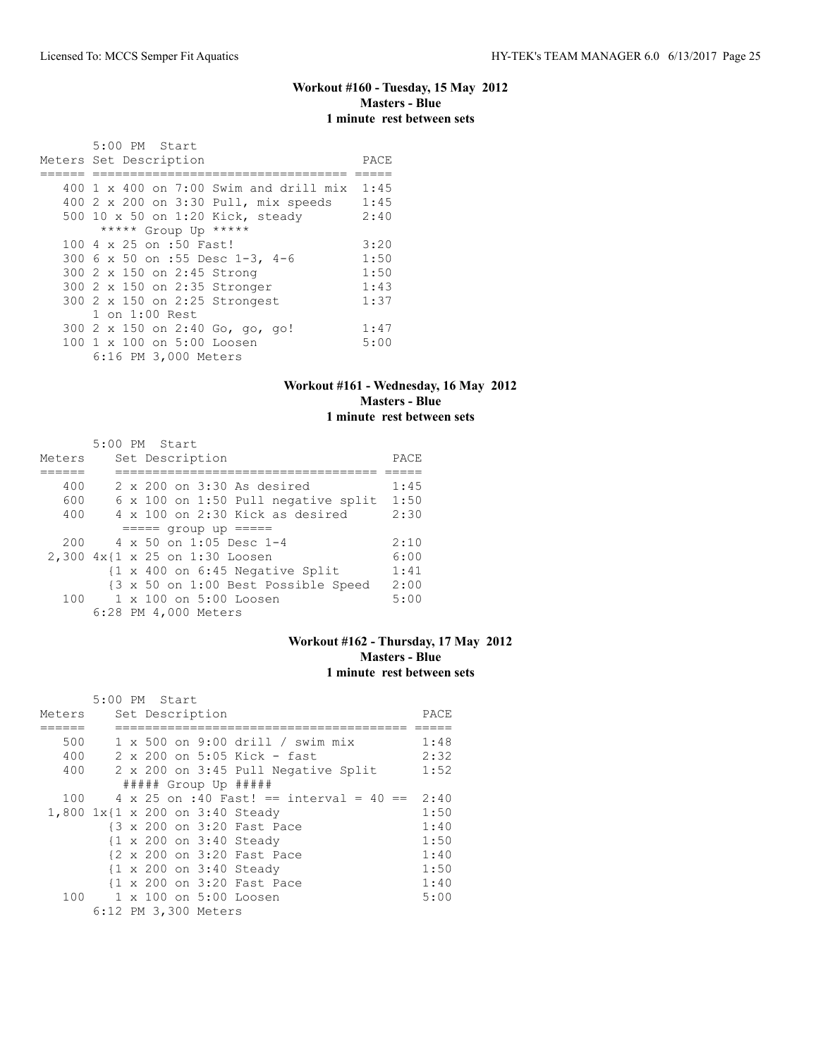### Workout #160 - Tuesday, 15 May 2012
**Masters - Blue**
**1 minute rest between sets**

```
       5:00 PM  Start
Meters Set Description                    PACE
====== ================================== =====
   400 1 x 400 on 7:00 Swim and drill mix  1:45
   400 2 x 200 on 3:30 Pull, mix speeds    1:45
   500 10 x 50 on 1:20 Kick, steady        2:40
        ***** Group Up *****
   100 4 x 25 on :50 Fast!                 3:20
   300 6 x 50 on :55 Desc 1-3, 4-6         1:50
   300 2 x 150 on 2:45 Strong              1:50
   300 2 x 150 on 2:35 Stronger            1:43
   300 2 x 150 on 2:25 Strongest           1:37
       1 on 1:00 Rest
   300 2 x 150 on 2:40 Go, go, go!         1:47
   100 1 x 100 on 5:00 Loosen              5:00
       6:16 PM 3,000 Meters
```

### Workout #161 - Wednesday, 16 May 2012
**Masters - Blue**
**1 minute rest between sets**

```
       5:00 PM  Start
Meters    Set Description                      PACE
======    ==================================== =====
   400     2 x 200 on 3:30 As desired           1:45
   600     6 x 100 on 1:50 Pull negative split  1:50
   400     4 x 100 on 2:30 Kick as desired      2:30
           ===== group up =====
   200     4 x 50 on 1:05 Desc 1-4              2:10
 2,300 4x{1 x 25 on 1:30 Loosen                 6:00
         {1 x 400 on 6:45 Negative Split        1:41
         {3 x 50 on 1:00 Best Possible Speed    2:00
   100     1 x 100 on 5:00 Loosen               5:00
       6:28 PM 4,000 Meters
```

### Workout #162 - Thursday, 17 May 2012
**Masters - Blue**
**1 minute rest between sets**

```
       5:00 PM  Start
Meters    Set Description                          PACE
======    ======================================== =====
   500     1 x 500 on 9:00 drill / swim mix         1:48
   400     2 x 200 on 5:05 Kick - fast              2:32
   400     2 x 200 on 3:45 Pull Negative Split      1:52
           ##### Group Up #####
   100     4 x 25 on :40 Fast! == interval = 40 ==  2:40
 1,800 1x{1 x 200 on 3:40 Steady                    1:50
         {3 x 200 on 3:20 Fast Pace                 1:40
         {1 x 200 on 3:40 Steady                    1:50
         {2 x 200 on 3:20 Fast Pace                 1:40
         {1 x 200 on 3:40 Steady                    1:50
         {1 x 200 on 3:20 Fast Pace                 1:40
   100     1 x 100 on 5:00 Loosen                   5:00
       6:12 PM 3,300 Meters
```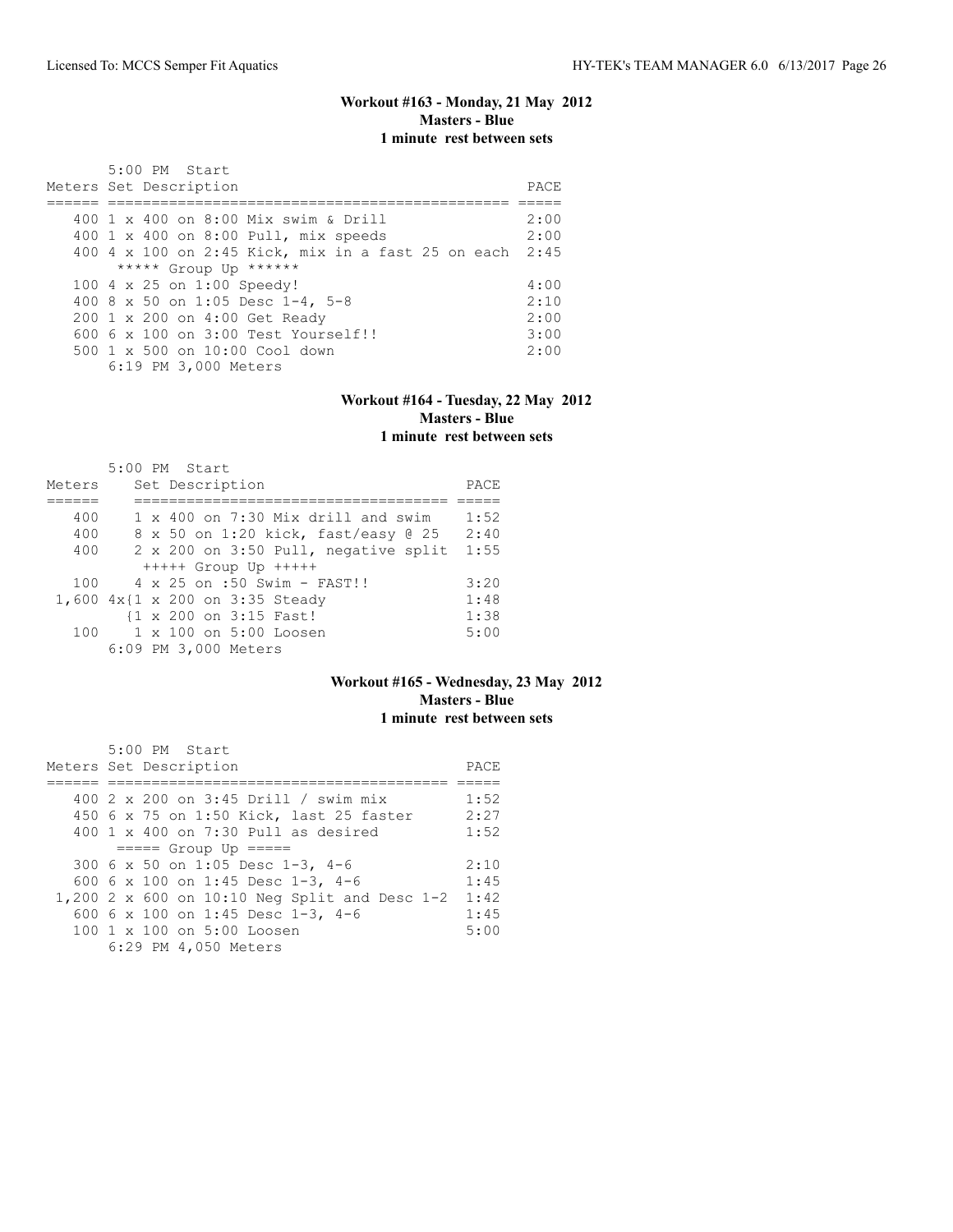### Workout #163 - Monday, 21 May 2012
**Masters - Blue**
**1 minute rest between sets**

5:00 PM Start

| Meters | Set Description | PACE |
|---|---|---|
| 400 | 1 x 400 on 8:00 Mix swim & Drill | 2:00 |
| 400 | 1 x 400 on 8:00 Pull, mix speeds | 2:00 |
| 400 | 4 x 100 on 2:45 Kick, mix in a fast 25 on each | 2:45 |
| | ***** Group Up ****** | |
| 100 | 4 x 25 on 1:00 Speedy! | 4:00 |
| 400 | 8 x 50 on 1:05 Desc 1-4, 5-8 | 2:10 |
| 200 | 1 x 200 on 4:00 Get Ready | 2:00 |
| 600 | 6 x 100 on 3:00 Test Yourself!! | 3:00 |
| 500 | 1 x 500 on 10:00 Cool down | 2:00 |
| | 6:19 PM 3,000 Meters | |

### Workout #164 - Tuesday, 22 May 2012
**Masters - Blue**
**1 minute rest between sets**

5:00 PM Start

| Meters | Set Description | PACE |
|---|---|---|
| 400 | 1 x 400 on 7:30 Mix drill and swim | 1:52 |
| 400 | 8 x 50 on 1:20 kick, fast/easy @ 25 | 2:40 |
| 400 | 2 x 200 on 3:50 Pull, negative split | 1:55 |
| | +++++ Group Up +++++ | |
| 100 | 4 x 25 on :50 Swim - FAST!! | 3:20 |
| 1,600 | 4x{1 x 200 on 3:35 Steady | 1:48 |
| | {1 x 200 on 3:15 Fast! | 1:38 |
| 100 | 1 x 100 on 5:00 Loosen | 5:00 |
| | 6:09 PM 3,000 Meters | |

### Workout #165 - Wednesday, 23 May 2012
**Masters - Blue**
**1 minute rest between sets**

5:00 PM Start

| Meters | Set Description | PACE |
|---|---|---|
| 400 | 2 x 200 on 3:45 Drill / swim mix | 1:52 |
| 450 | 6 x 75 on 1:50 Kick, last 25 faster | 2:27 |
| 400 | 1 x 400 on 7:30 Pull as desired | 1:52 |
| | ===== Group Up ===== | |
| 300 | 6 x 50 on 1:05 Desc 1-3, 4-6 | 2:10 |
| 600 | 6 x 100 on 1:45 Desc 1-3, 4-6 | 1:45 |
| 1,200 | 2 x 600 on 10:10 Neg Split and Desc 1-2 | 1:42 |
| 600 | 6 x 100 on 1:45 Desc 1-3, 4-6 | 1:45 |
| 100 | 1 x 100 on 5:00 Loosen | 5:00 |
| | 6:29 PM 4,050 Meters | |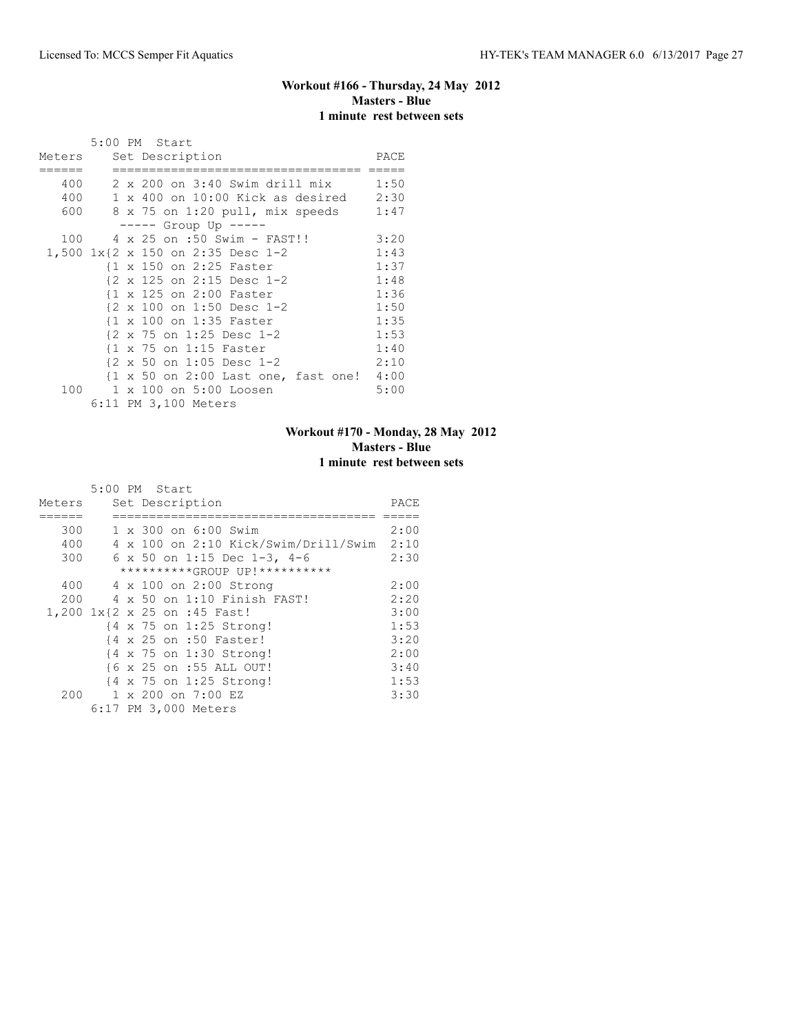### Workout #166 - Thursday, 24 May 2012
**Masters - Blue**
**1 minute rest between sets**

```
       5:00 PM  Start
Meters    Set Description                    PACE
======    =================================  =====
   400    2 x 200 on 3:40 Swim drill mix     1:50
   400    1 x 400 on 10:00 Kick as desired   2:30
   600    8 x 75 on 1:20 pull, mix speeds    1:47
           ----- Group Up -----
   100    4 x 25 on :50 Swim - FAST!!        3:20
 1,500 1x{2 x 150 on 2:35 Desc 1-2           1:43
         {1 x 150 on 2:25 Faster             1:37
         {2 x 125 on 2:15 Desc 1-2           1:48
         {1 x 125 on 2:00 Faster             1:36
         {2 x 100 on 1:50 Desc 1-2           1:50
         {1 x 100 on 1:35 Faster             1:35
         {2 x 75 on 1:25 Desc 1-2            1:53
         {1 x 75 on 1:15 Faster              1:40
         {2 x 50 on 1:05 Desc 1-2            2:10
         {1 x 50 on 2:00 Last one, fast one! 4:00
   100    1 x 100 on 5:00 Loosen             5:00
       6:11 PM 3,100 Meters
```

### Workout #170 - Monday, 28 May 2012
**Masters - Blue**
**1 minute rest between sets**

```
       5:00 PM  Start
Meters    Set Description                      PACE
======    ===================================  =====
   300    1 x 300 on 6:00 Swim                 2:00
   400    4 x 100 on 2:10 Kick/Swim/Drill/Swim 2:10
   300    6 x 50 on 1:15 Dec 1-3, 4-6          2:30
          **********GROUP UP!**********
   400    4 x 100 on 2:00 Strong               2:00
   200    4 x 50 on 1:10 Finish FAST!          2:20
 1,200 1x{2 x 25 on :45 Fast!                  3:00
         {4 x 75 on 1:25 Strong!               1:53
         {4 x 25 on :50 Faster!                3:20
         {4 x 75 on 1:30 Strong!               2:00
         {6 x 25 on :55 ALL OUT!               3:40
         {4 x 75 on 1:25 Strong!               1:53
   200    1 x 200 on 7:00 EZ                   3:30
       6:17 PM 3,000 Meters
```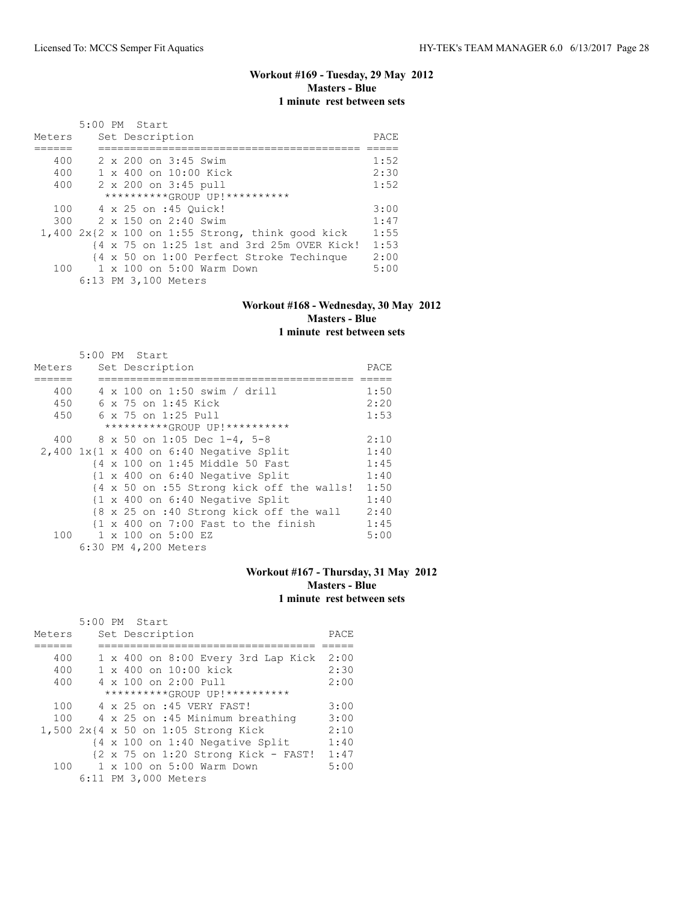**Workout #169 - Tuesday, 29 May 2012**
**Masters - Blue**
**1 minute rest between sets**

5:00 PM Start

| Meters | Set Description | PACE |
|---|---|---|
| 400 | 2 x 200 on 3:45 Swim | 1:52 |
| 400 | 1 x 400 on 10:00 Kick | 2:30 |
| 400 | 2 x 200 on 3:45 pull | 1:52 |
| | **********GROUP UP!********** | |
| 100 | 4 x 25 on :45 Quick! | 3:00 |
| 300 | 2 x 150 on 2:40 Swim | 1:47 |
| 1,400 | 2x{2 x 100 on 1:55 Strong, think good kick | 1:55 |
| | {4 x 75 on 1:25 1st and 3rd 25m OVER Kick! | 1:53 |
| | {4 x 50 on 1:00 Perfect Stroke Techinque | 2:00 |
| 100 | 1 x 100 on 5:00 Warm Down | 5:00 |
| | 6:13 PM 3,100 Meters | |

**Workout #168 - Wednesday, 30 May 2012**
**Masters - Blue**
**1 minute rest between sets**

5:00 PM Start

| Meters | Set Description | PACE |
|---|---|---|
| 400 | 4 x 100 on 1:50 swim / drill | 1:50 |
| 450 | 6 x 75 on 1:45 Kick | 2:20 |
| 450 | 6 x 75 on 1:25 Pull | 1:53 |
| | **********GROUP UP!********** | |
| 400 | 8 x 50 on 1:05 Dec 1-4, 5-8 | 2:10 |
| 2,400 | 1x{1 x 400 on 6:40 Negative Split | 1:40 |
| | {4 x 100 on 1:45 Middle 50 Fast | 1:45 |
| | {1 x 400 on 6:40 Negative Split | 1:40 |
| | {4 x 50 on :55 Strong kick off the walls! | 1:50 |
| | {1 x 400 on 6:40 Negative Split | 1:40 |
| | {8 x 25 on :40 Strong kick off the wall | 2:40 |
| | {1 x 400 on 7:00 Fast to the finish | 1:45 |
| 100 | 1 x 100 on 5:00 EZ | 5:00 |
| | 6:30 PM 4,200 Meters | |

**Workout #167 - Thursday, 31 May 2012**
**Masters - Blue**
**1 minute rest between sets**

5:00 PM Start

| Meters | Set Description | PACE |
|---|---|---|
| 400 | 1 x 400 on 8:00 Every 3rd Lap Kick | 2:00 |
| 400 | 1 x 400 on 10:00 kick | 2:30 |
| 400 | 4 x 100 on 2:00 Pull | 2:00 |
| | **********GROUP UP!********** | |
| 100 | 4 x 25 on :45 VERY FAST! | 3:00 |
| 100 | 4 x 25 on :45 Minimum breathing | 3:00 |
| 1,500 | 2x{4 x 50 on 1:05 Strong Kick | 2:10 |
| | {4 x 100 on 1:40 Negative Split | 1:40 |
| | {2 x 75 on 1:20 Strong Kick - FAST! | 1:47 |
| 100 | 1 x 100 on 5:00 Warm Down | 5:00 |
| | 6:11 PM 3,000 Meters | |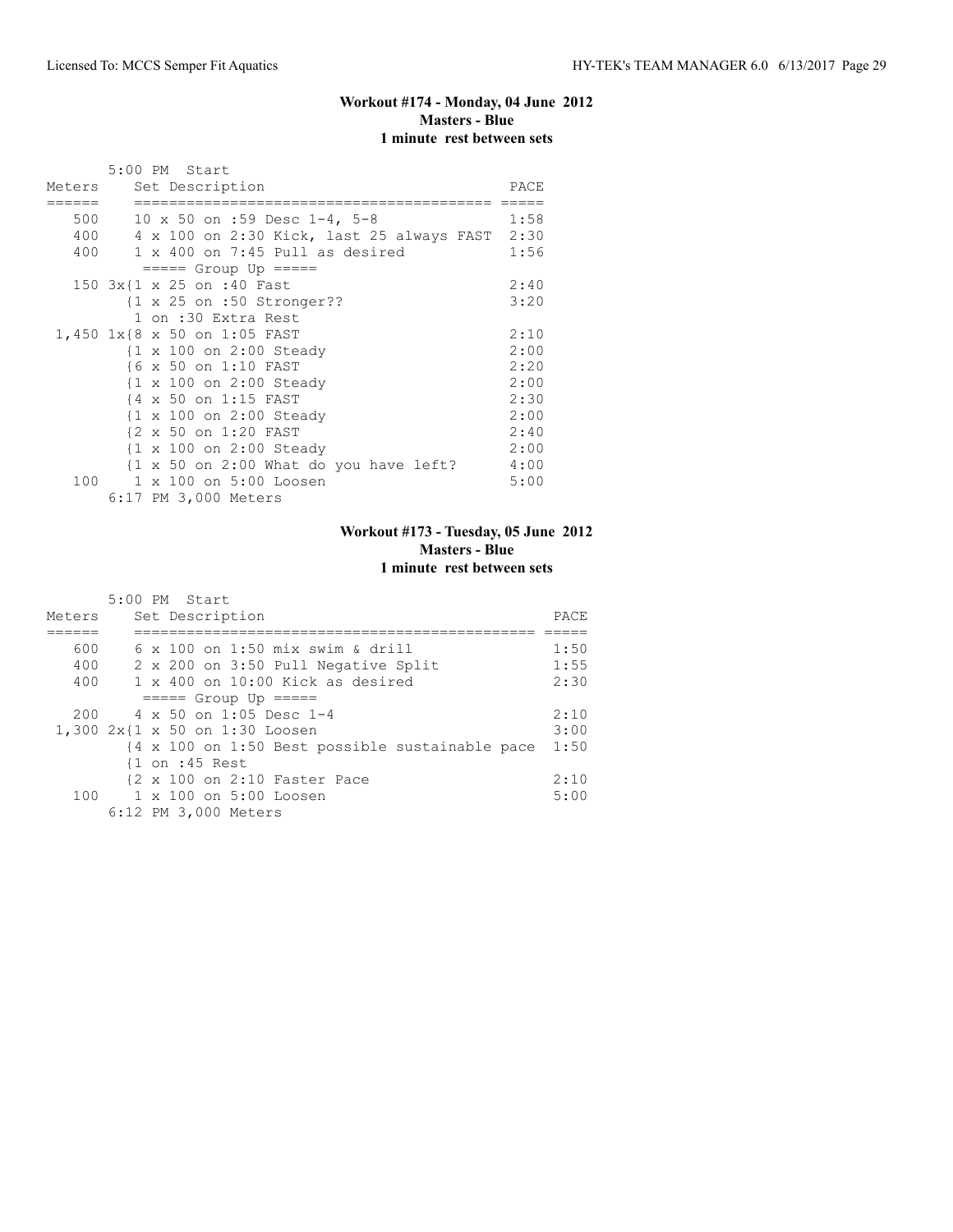### Workout #174 - Monday, 04 June 2012
**Masters - Blue**
**1 minute rest between sets**

```
       5:00 PM  Start
Meters    Set Description                           PACE
======    ========================================  =====
   500    10 x 50 on :59 Desc 1-4, 5-8              1:58
   400    4 x 100 on 2:30 Kick, last 25 always FAST  2:30
   400    1 x 400 on 7:45 Pull as desired           1:56
          ===== Group Up =====
   150 3x{1 x 25 on :40 Fast                        2:40
         {1 x 25 on :50 Stronger??                  3:20
          1 on :30 Extra Rest
 1,450 1x{8 x 50 on 1:05 FAST                       2:10
         {1 x 100 on 2:00 Steady                    2:00
         {6 x 50 on 1:10 FAST                       2:20
         {1 x 100 on 2:00 Steady                    2:00
         {4 x 50 on 1:15 FAST                       2:30
         {1 x 100 on 2:00 Steady                    2:00
         {2 x 50 on 1:20 FAST                       2:40
         {1 x 100 on 2:00 Steady                    2:00
         {1 x 50 on 2:00 What do you have left?     4:00
   100    1 x 100 on 5:00 Loosen                    5:00
       6:17 PM 3,000 Meters
```

### Workout #173 - Tuesday, 05 June 2012
**Masters - Blue**
**1 minute rest between sets**

```
       5:00 PM  Start
Meters    Set Description                                PACE
======    =============================================  =====
   600    6 x 100 on 1:50 mix swim & drill               1:50
   400    2 x 200 on 3:50 Pull Negative Split            1:55
   400    1 x 400 on 10:00 Kick as desired               2:30
          ===== Group Up =====
   200    4 x 50 on 1:05 Desc 1-4                        2:10
 1,300 2x{1 x 50 on 1:30 Loosen                          3:00
         {4 x 100 on 1:50 Best possible sustainable pace  1:50
         {1 on :45 Rest
         {2 x 100 on 2:10 Faster Pace                    2:10
   100    1 x 100 on 5:00 Loosen                         5:00
       6:12 PM 3,000 Meters
```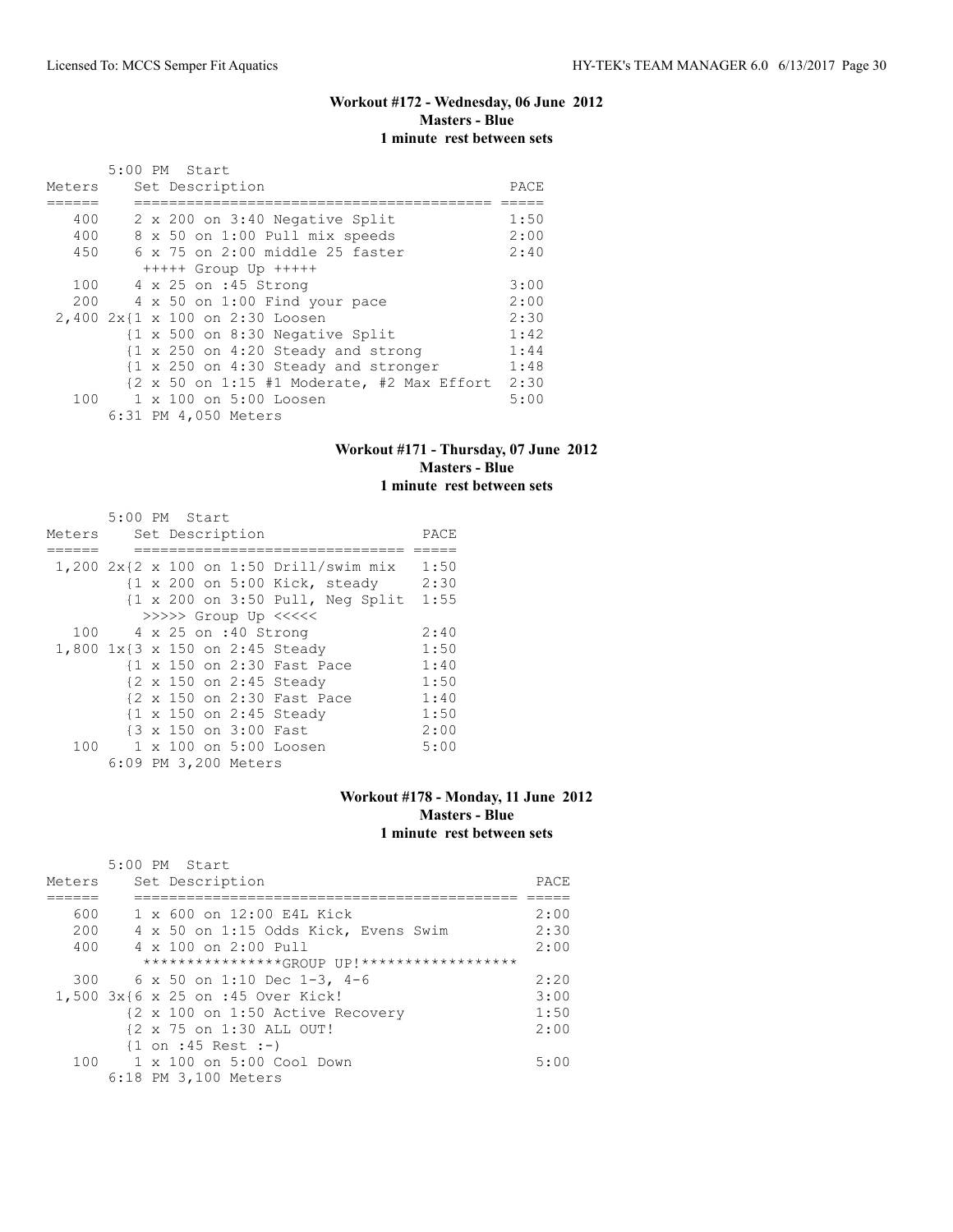### Workout #172 - Wednesday, 06 June 2012
**Masters - Blue**
**1 minute rest between sets**

```
       5:00 PM  Start
Meters     Set Description                              PACE
======     ========================================  =====
   400     2 x 200 on 3:40 Negative Split            1:50
   400     8 x 50 on 1:00 Pull mix speeds            2:00
   450     6 x 75 on 2:00 middle 25 faster           2:40
            +++++ Group Up +++++
   100     4 x 25 on :45 Strong                      3:00
   200     4 x 50 on 1:00 Find your pace             2:00
 2,400 2x{1 x 100 on 2:30 Loosen                     2:30
         {1 x 500 on 8:30 Negative Split             1:42
         {1 x 250 on 4:20 Steady and strong          1:44
         {1 x 250 on 4:30 Steady and stronger        1:48
         {2 x 50 on 1:15 #1 Moderate, #2 Max Effort  2:30
   100     1 x 100 on 5:00 Loosen                    5:00
       6:31 PM 4,050 Meters
```

### Workout #171 - Thursday, 07 June 2012
**Masters - Blue**
**1 minute rest between sets**

```
       5:00 PM  Start
Meters     Set Description                   PACE
======     ==============================  =====
 1,200 2x{2 x 100 on 1:50 Drill/swim mix   1:50
         {1 x 200 on 5:00 Kick, steady     2:30
         {1 x 200 on 3:50 Pull, Neg Split  1:55
          >>>>> Group Up <<<<<
   100     4 x 25 on :40 Strong            2:40
 1,800 1x{3 x 150 on 2:45 Steady           1:50
         {1 x 150 on 2:30 Fast Pace        1:40
         {2 x 150 on 2:45 Steady           1:50
         {2 x 150 on 2:30 Fast Pace        1:40
         {1 x 150 on 2:45 Steady           1:50
         {3 x 150 on 3:00 Fast             2:00
   100     1 x 100 on 5:00 Loosen          5:00
       6:09 PM 3,200 Meters
```

### Workout #178 - Monday, 11 June 2012
**Masters - Blue**
**1 minute rest between sets**

```
       5:00 PM  Start
Meters     Set Description                                PACE
======     ============================================  =====
   600     1 x 600 on 12:00 E4L Kick                     2:00
   200     4 x 50 on 1:15 Odds Kick, Evens Swim          2:30
   400     4 x 100 on 2:00 Pull                          2:00
           ****************GROUP UP!******************
   300     6 x 50 on 1:10 Dec 1-3, 4-6                   2:20
 1,500 3x{6 x 25 on :45 Over Kick!                       3:00
         {2 x 100 on 1:50 Active Recovery                1:50
         {2 x 75 on 1:30 ALL OUT!                        2:00
         {1 on :45 Rest :-)
   100     1 x 100 on 5:00 Cool Down                     5:00
       6:18 PM 3,100 Meters
```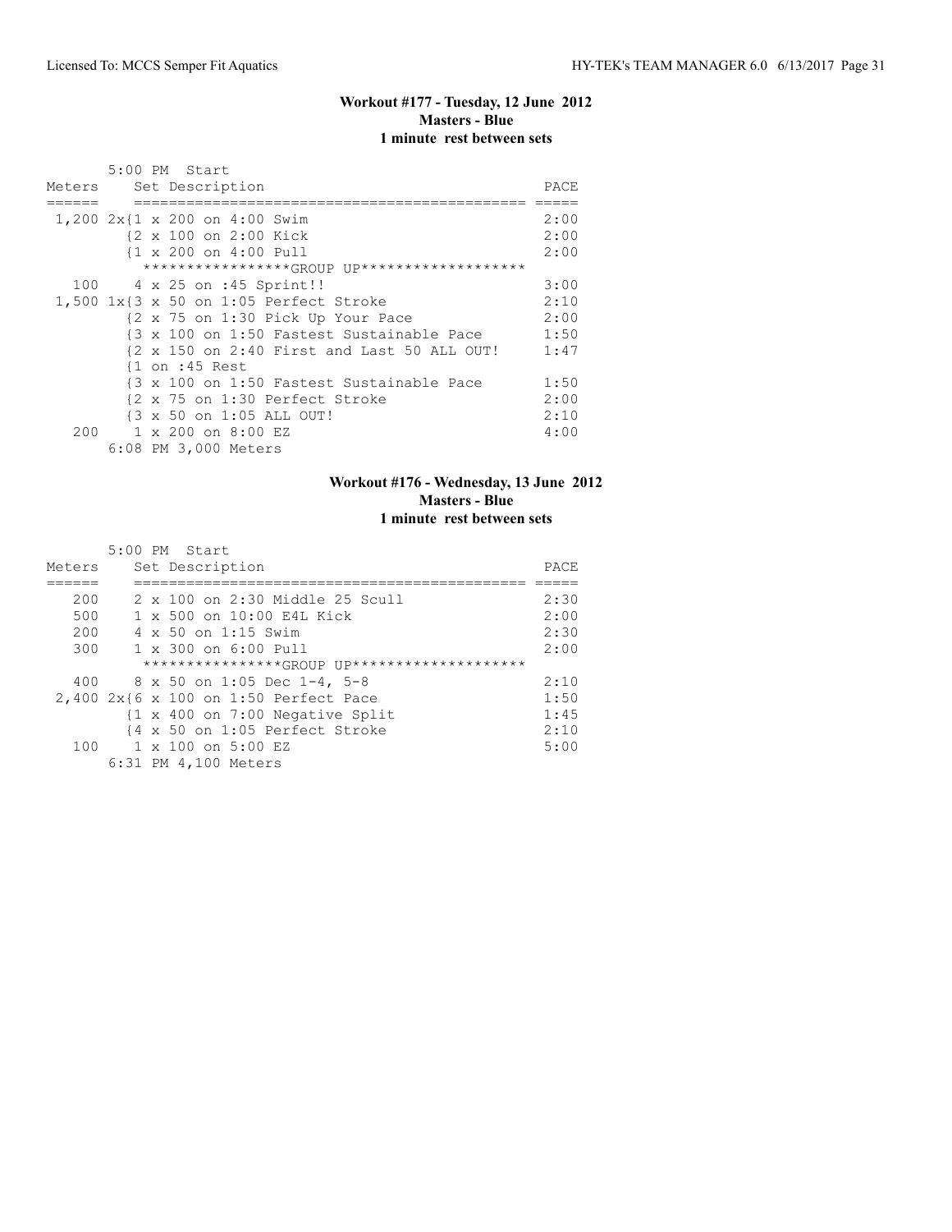### Workout #177 - Tuesday, 12 June 2012
**Masters - Blue**
**1 minute rest between sets**

```
       5:00 PM  Start
Meters    Set Description                                  PACE
======    ============================================    =====
 1,200 2x{1 x 200 on 4:00 Swim                             2:00
         {2 x 100 on 2:00 Kick                             2:00
         {1 x 200 on 4:00 Pull                             2:00
          *****************GROUP UP*******************
   100    4 x 25 on :45 Sprint!!                           3:00
 1,500 1x{3 x 50 on 1:05 Perfect Stroke                    2:10
         {2 x 75 on 1:30 Pick Up Your Pace                 2:00
         {3 x 100 on 1:50 Fastest Sustainable Pace         1:50
         {2 x 150 on 2:40 First and Last 50 ALL OUT!       1:47
         {1 on :45 Rest
         {3 x 100 on 1:50 Fastest Sustainable Pace         1:50
         {2 x 75 on 1:30 Perfect Stroke                    2:00
         {3 x 50 on 1:05 ALL OUT!                          2:10
   200    1 x 200 on 8:00 EZ                               4:00
       6:08 PM 3,000 Meters
```

### Workout #176 - Wednesday, 13 June 2012
**Masters - Blue**
**1 minute rest between sets**

```
       5:00 PM  Start
Meters    Set Description                                  PACE
======    ============================================    =====
   200    2 x 100 on 2:30 Middle 25 Scull                  2:30
   500    1 x 500 on 10:00 E4L Kick                        2:00
   200    4 x 50 on 1:15 Swim                              2:30
   300    1 x 300 on 6:00 Pull                             2:00
          ****************GROUP UP********************
   400    8 x 50 on 1:05 Dec 1-4, 5-8                      2:10
 2,400 2x{6 x 100 on 1:50 Perfect Pace                     1:50
         {1 x 400 on 7:00 Negative Split                   1:45
         {4 x 50 on 1:05 Perfect Stroke                    2:10
   100    1 x 100 on 5:00 EZ                               5:00
       6:31 PM 4,100 Meters
```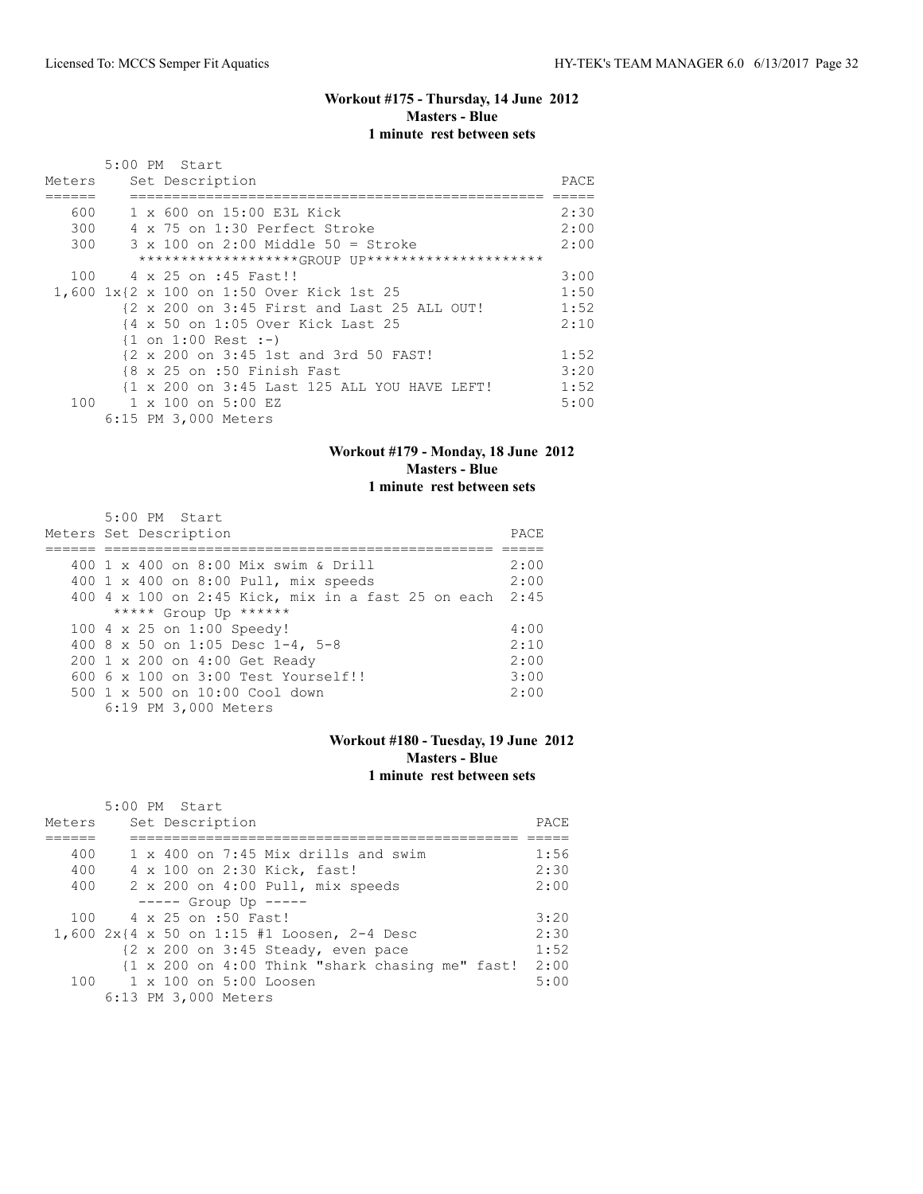## Workout #175 - Thursday, 14 June 2012
**Masters - Blue**
**1 minute rest between sets**

5:00 PM Start

| Meters | Set Description | PACE |
|---|---|---|
| 600 | 1 x 600 on 15:00 E3L Kick | 2:30 |
| 300 | 4 x 75 on 1:30 Perfect Stroke | 2:00 |
| 300 | 3 x 100 on 2:00 Middle 50 = Stroke | 2:00 |
| | *******************GROUP UP********************* | |
| 100 | 4 x 25 on :45 Fast!! | 3:00 |
| 1,600 | 1x{2 x 100 on 1:50 Over Kick 1st 25 | 1:50 |
| | {2 x 200 on 3:45 First and Last 25 ALL OUT! | 1:52 |
| | {4 x 50 on 1:05 Over Kick Last 25 | 2:10 |
| | {1 on 1:00 Rest :-) | |
| | {2 x 200 on 3:45 1st and 3rd 50 FAST! | 1:52 |
| | {8 x 25 on :50 Finish Fast | 3:20 |
| | {1 x 200 on 3:45 Last 125 ALL YOU HAVE LEFT! | 1:52 |
| 100 | 1 x 100 on 5:00 EZ | 5:00 |

6:15 PM 3,000 Meters

## Workout #179 - Monday, 18 June 2012
**Masters - Blue**
**1 minute rest between sets**

5:00 PM Start

| Meters | Set Description | PACE |
|---|---|---|
| 400 | 1 x 400 on 8:00 Mix swim & Drill | 2:00 |
| 400 | 1 x 400 on 8:00 Pull, mix speeds | 2:00 |
| 400 | 4 x 100 on 2:45 Kick, mix in a fast 25 on each | 2:45 |
| | ***** Group Up ****** | |
| 100 | 4 x 25 on 1:00 Speedy! | 4:00 |
| 400 | 8 x 50 on 1:05 Desc 1-4, 5-8 | 2:10 |
| 200 | 1 x 200 on 4:00 Get Ready | 2:00 |
| 600 | 6 x 100 on 3:00 Test Yourself!! | 3:00 |
| 500 | 1 x 500 on 10:00 Cool down | 2:00 |

6:19 PM 3,000 Meters

## Workout #180 - Tuesday, 19 June 2012
**Masters - Blue**
**1 minute rest between sets**

5:00 PM Start

| Meters | Set Description | PACE |
|---|---|---|
| 400 | 1 x 400 on 7:45 Mix drills and swim | 1:56 |
| 400 | 4 x 100 on 2:30 Kick, fast! | 2:30 |
| 400 | 2 x 200 on 4:00 Pull, mix speeds | 2:00 |
| | ----- Group Up ----- | |
| 100 | 4 x 25 on :50 Fast! | 3:20 |
| 1,600 | 2x{4 x 50 on 1:15 #1 Loosen, 2-4 Desc | 2:30 |
| | {2 x 200 on 3:45 Steady, even pace | 1:52 |
| | {1 x 200 on 4:00 Think "shark chasing me" fast! | 2:00 |
| 100 | 1 x 100 on 5:00 Loosen | 5:00 |

6:13 PM 3,000 Meters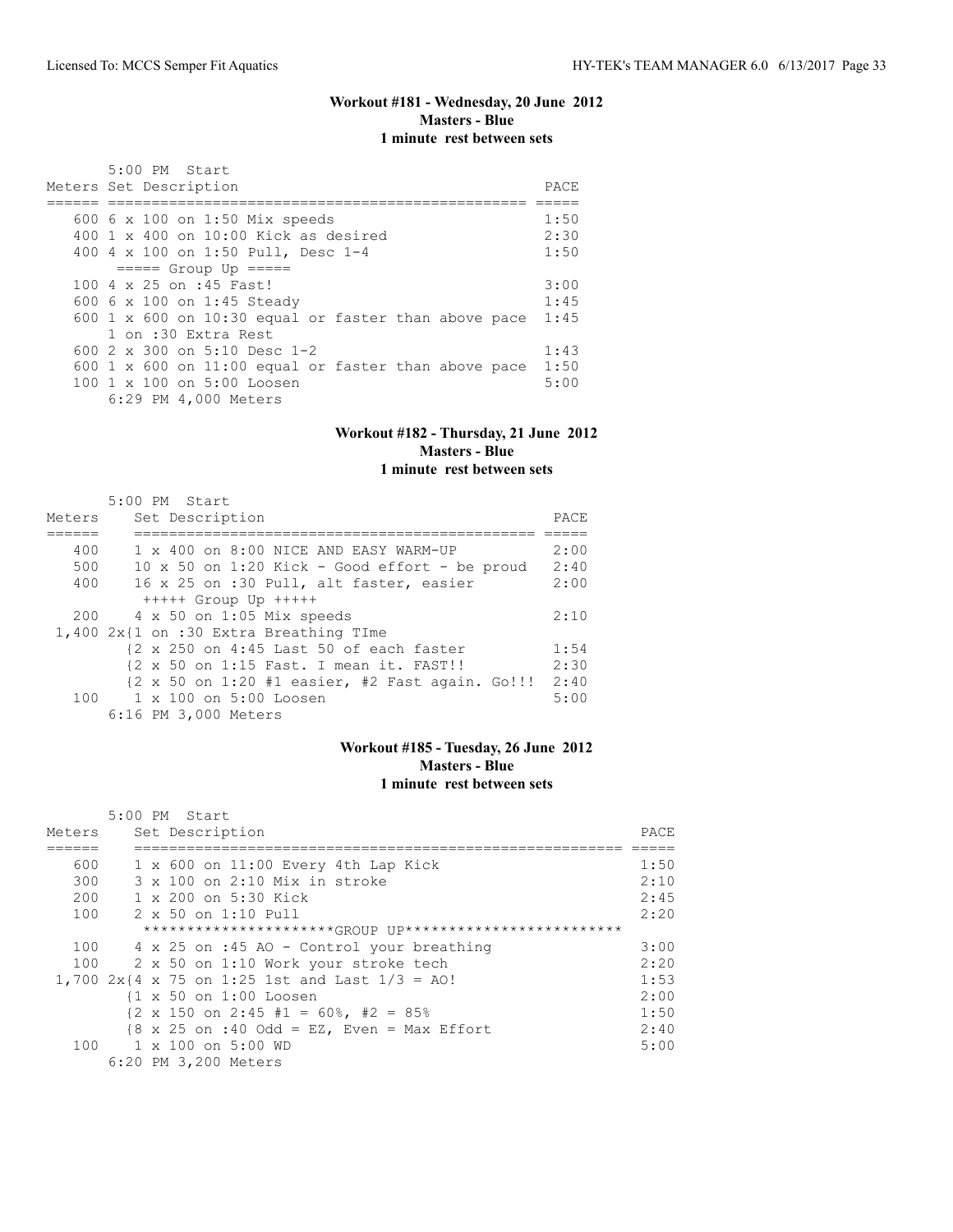## Workout #181 - Wednesday, 20 June 2012
### Masters - Blue
### 1 minute rest between sets

5:00 PM Start

| Meters | Set Description | PACE |
|---|---|---|
| 600 | 6 x 100 on 1:50 Mix speeds | 1:50 |
| 400 | 1 x 400 on 10:00 Kick as desired | 2:30 |
| 400 | 4 x 100 on 1:50 Pull, Desc 1-4 | 1:50 |
| | ===== Group Up ===== | |
| 100 | 4 x 25 on :45 Fast! | 3:00 |
| 600 | 6 x 100 on 1:45 Steady | 1:45 |
| 600 | 1 x 600 on 10:30 equal or faster than above pace | 1:45 |
| | 1 on :30 Extra Rest | |
| 600 | 2 x 300 on 5:10 Desc 1-2 | 1:43 |
| 600 | 1 x 600 on 11:00 equal or faster than above pace | 1:50 |
| 100 | 1 x 100 on 5:00 Loosen | 5:00 |
| | 6:29 PM 4,000 Meters | |

## Workout #182 - Thursday, 21 June 2012
### Masters - Blue
### 1 minute rest between sets

5:00 PM Start

| Meters | Set Description | PACE |
|---|---|---|
| 400 | 1 x 400 on 8:00 NICE AND EASY WARM-UP | 2:00 |
| 500 | 10 x 50 on 1:20 Kick - Good effort - be proud | 2:40 |
| 400 | 16 x 25 on :30 Pull, alt faster, easier | 2:00 |
| | +++++ Group Up +++++ | |
| 200 | 4 x 50 on 1:05 Mix speeds | 2:10 |
| 1,400 | 2x{1 on :30 Extra Breathing TIme | |
| | {2 x 250 on 4:45 Last 50 of each faster | 1:54 |
| | {2 x 50 on 1:15 Fast. I mean it. FAST!! | 2:30 |
| | {2 x 50 on 1:20 #1 easier, #2 Fast again. Go!!! | 2:40 |
| 100 | 1 x 100 on 5:00 Loosen | 5:00 |
| | 6:16 PM 3,000 Meters | |

## Workout #185 - Tuesday, 26 June 2012
### Masters - Blue
### 1 minute rest between sets

5:00 PM Start

| Meters | Set Description | PACE |
|---|---|---|
| 600 | 1 x 600 on 11:00 Every 4th Lap Kick | 1:50 |
| 300 | 3 x 100 on 2:10 Mix in stroke | 2:10 |
| 200 | 1 x 200 on 5:30 Kick | 2:45 |
| 100 | 2 x 50 on 1:10 Pull | 2:20 |
| | *********************GROUP UP************************* | |
| 100 | 4 x 25 on :45 AO - Control your breathing | 3:00 |
| 100 | 2 x 50 on 1:10 Work your stroke tech | 2:20 |
| 1,700 | 2x{4 x 75 on 1:25 1st and Last 1/3 = AO! | 1:53 |
| | {1 x 50 on 1:00 Loosen | 2:00 |
| | {2 x 150 on 2:45 #1 = 60%, #2 = 85% | 1:50 |
| | {8 x 25 on :40 Odd = EZ, Even = Max Effort | 2:40 |
| 100 | 1 x 100 on 5:00 WD | 5:00 |
| | 6:20 PM 3,200 Meters | |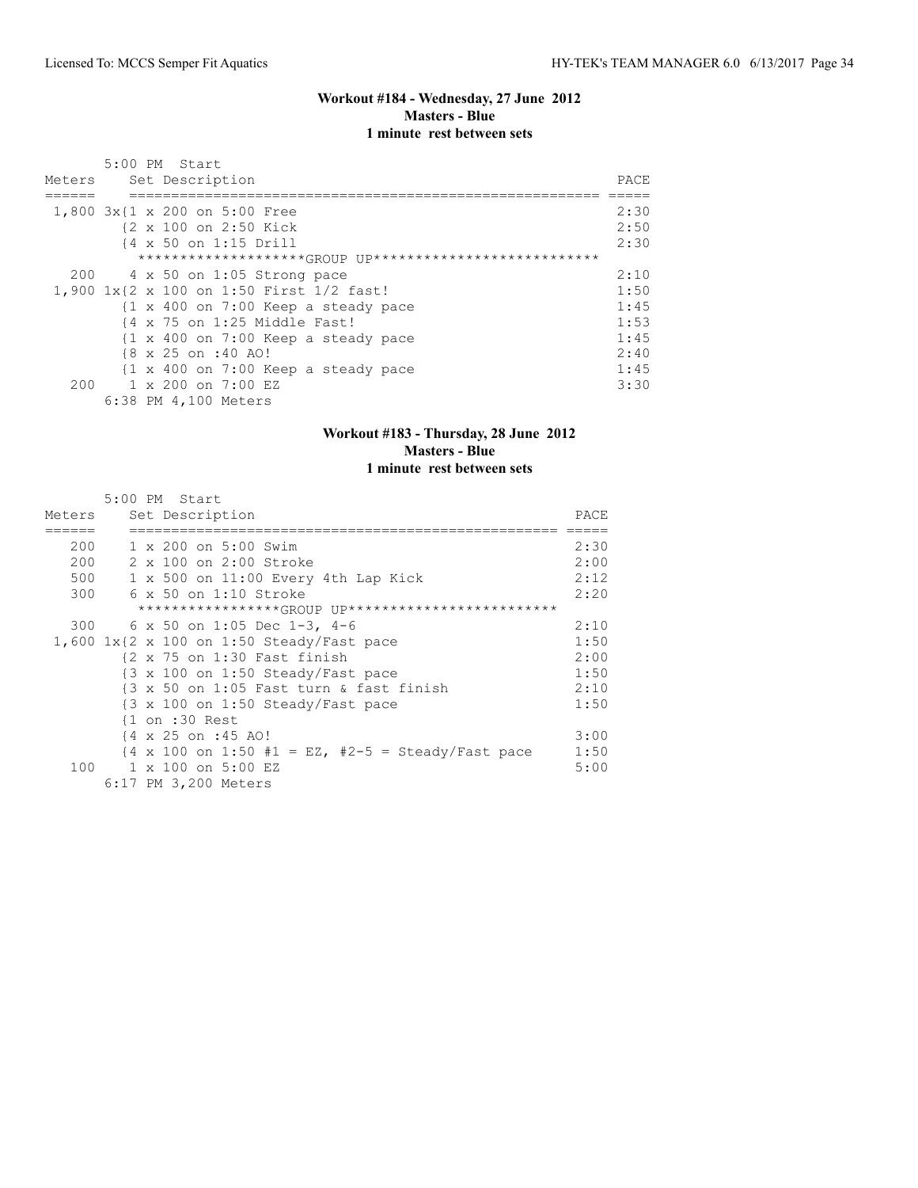### Workout #184 - Wednesday, 27 June 2012
**Masters - Blue**
**1 minute rest between sets**

```
       5:00 PM  Start
Meters     Set Description                                              PACE
======     ======================================================== =====
 1,800 3x{1 x 200 on 5:00 Free                                          2:30
         {2 x 100 on 2:50 Kick                                          2:50
         {4 x 50 on 1:15 Drill                                          2:30
         *******************GROUP UP***************************
   200    4 x 50 on 1:05 Strong pace                                    2:10
 1,900 1x{2 x 100 on 1:50 First 1/2 fast!                               1:50
         {1 x 400 on 7:00 Keep a steady pace                            1:45
         {4 x 75 on 1:25 Middle Fast!                                   1:53
         {1 x 400 on 7:00 Keep a steady pace                            1:45
         {8 x 25 on :40 AO!                                             2:40
         {1 x 400 on 7:00 Keep a steady pace                            1:45
   200    1 x 200 on 7:00 EZ                                            3:30
       6:38 PM 4,100 Meters
```

### Workout #183 - Thursday, 28 June 2012
**Masters - Blue**
**1 minute rest between sets**

```
       5:00 PM  Start
Meters     Set Description                                        PACE
======     ================================================== =====
   200    1 x 200 on 5:00 Swim                                    2:30
   200    2 x 100 on 2:00 Stroke                                  2:00
   500    1 x 500 on 11:00 Every 4th Lap Kick                     2:12
   300    6 x 50 on 1:10 Stroke                                   2:20
         *****************GROUP UP*************************
   300    6 x 50 on 1:05 Dec 1-3, 4-6                             2:10
 1,600 1x{2 x 100 on 1:50 Steady/Fast pace                        1:50
         {2 x 75 on 1:30 Fast finish                              2:00
         {3 x 100 on 1:50 Steady/Fast pace                        1:50
         {3 x 50 on 1:05 Fast turn & fast finish                  2:10
         {3 x 100 on 1:50 Steady/Fast pace                        1:50
         {1 on :30 Rest
         {4 x 25 on :45 AO!                                       3:00
         {4 x 100 on 1:50 #1 = EZ, #2-5 = Steady/Fast pace        1:50
   100    1 x 100 on 5:00 EZ                                      5:00
       6:17 PM 3,200 Meters
```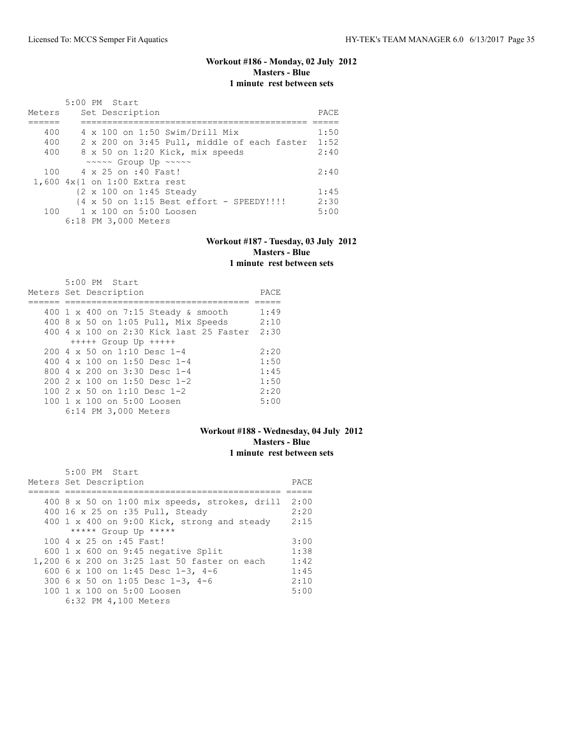### Workout #186 - Monday, 02 July 2012
**Masters - Blue**
**1 minute rest between sets**

5:00 PM Start

| Meters | Set Description | PACE |
|---|---|---|
| 400 | 4 x 100 on 1:50 Swim/Drill Mix | 1:50 |
| 400 | 2 x 200 on 3:45 Pull, middle of each faster | 1:52 |
| 400 | 8 x 50 on 1:20 Kick, mix speeds | 2:40 |
| | ~~~~~ Group Up ~~~~~ | |
| 100 | 4 x 25 on :40 Fast! | 2:40 |
| 1,600 | 4x{1 on 1:00 Extra rest | |
| | {2 x 100 on 1:45 Steady | 1:45 |
| | {4 x 50 on 1:15 Best effort - SPEEDY!!!! | 2:30 |
| 100 | 1 x 100 on 5:00 Loosen | 5:00 |
| | 6:18 PM 3,000 Meters | |

### Workout #187 - Tuesday, 03 July 2012
**Masters - Blue**
**1 minute rest between sets**

5:00 PM Start

| Meters | Set Description | PACE |
|---|---|---|
| 400 | 1 x 400 on 7:15 Steady & smooth | 1:49 |
| 400 | 8 x 50 on 1:05 Pull, Mix Speeds | 2:10 |
| 400 | 4 x 100 on 2:30 Kick last 25 Faster | 2:30 |
| | +++++ Group Up +++++ | |
| 200 | 4 x 50 on 1:10 Desc 1-4 | 2:20 |
| 400 | 4 x 100 on 1:50 Desc 1-4 | 1:50 |
| 800 | 4 x 200 on 3:30 Desc 1-4 | 1:45 |
| 200 | 2 x 100 on 1:50 Desc 1-2 | 1:50 |
| 100 | 2 x 50 on 1:10 Desc 1-2 | 2:20 |
| 100 | 1 x 100 on 5:00 Loosen | 5:00 |
| | 6:14 PM 3,000 Meters | |

### Workout #188 - Wednesday, 04 July 2012
**Masters - Blue**
**1 minute rest between sets**

5:00 PM Start

| Meters | Set Description | PACE |
|---|---|---|
| 400 | 8 x 50 on 1:00 mix speeds, strokes, drill | 2:00 |
| 400 | 16 x 25 on :35 Pull, Steady | 2:20 |
| 400 | 1 x 400 on 9:00 Kick, strong and steady | 2:15 |
| | ***** Group Up ***** | |
| 100 | 4 x 25 on :45 Fast! | 3:00 |
| 600 | 1 x 600 on 9:45 negative Split | 1:38 |
| 1,200 | 6 x 200 on 3:25 last 50 faster on each | 1:42 |
| 600 | 6 x 100 on 1:45 Desc 1-3, 4-6 | 1:45 |
| 300 | 6 x 50 on 1:05 Desc 1-3, 4-6 | 2:10 |
| 100 | 1 x 100 on 5:00 Loosen | 5:00 |
| | 6:32 PM 4,100 Meters | |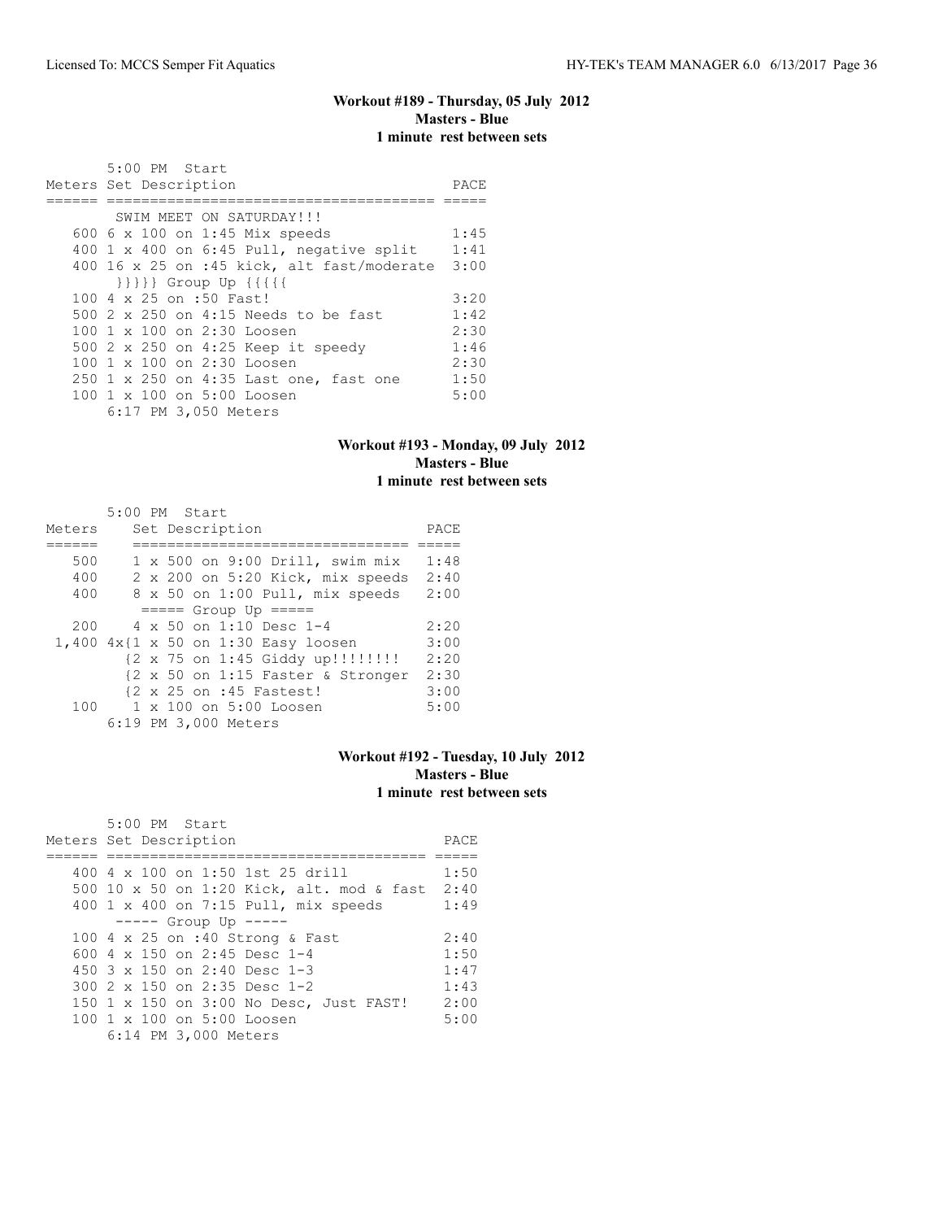### Workout #189 - Thursday, 05 July 2012
**Masters - Blue**
**1 minute rest between sets**

```
       5:00 PM  Start
Meters Set Description                          PACE
====== ====================================== =====
        SWIM MEET ON SATURDAY!!!
   600 6 x 100 on 1:45 Mix speeds               1:45
   400 1 x 400 on 6:45 Pull, negative split     1:41
   400 16 x 25 on :45 kick, alt fast/moderate  3:00
        }}}}} Group Up {{{{{
   100 4 x 25 on :50 Fast!                      3:20
   500 2 x 250 on 4:15 Needs to be fast         1:42
   100 1 x 100 on 2:30 Loosen                   2:30
   500 2 x 250 on 4:25 Keep it speedy           1:46
   100 1 x 100 on 2:30 Loosen                   2:30
   250 1 x 250 on 4:35 Last one, fast one       1:50
   100 1 x 100 on 5:00 Loosen                   5:00
       6:17 PM 3,050 Meters
```

### Workout #193 - Monday, 09 July 2012
**Masters - Blue**
**1 minute rest between sets**

```
       5:00 PM  Start
Meters     Set Description                    PACE
======     ================================  =====
   500     1 x 500 on 9:00 Drill, swim mix   1:48
   400     2 x 200 on 5:20 Kick, mix speeds  2:40
   400     8 x 50 on 1:00 Pull, mix speeds   2:00
            ===== Group Up =====
   200     4 x 50 on 1:10 Desc 1-4           2:20
 1,400 4x{1 x 50 on 1:30 Easy loosen         3:00
         {2 x 75 on 1:45 Giddy up!!!!!!!!    2:20
         {2 x 50 on 1:15 Faster & Stronger   2:30
         {2 x 25 on :45 Fastest!             3:00
   100     1 x 100 on 5:00 Loosen            5:00
       6:19 PM 3,000 Meters
```

### Workout #192 - Tuesday, 10 July 2012
**Masters - Blue**
**1 minute rest between sets**

```
       5:00 PM  Start
Meters Set Description                          PACE
====== ====================================== =====
   400 4 x 100 on 1:50 1st 25 drill            1:50
   500 10 x 50 on 1:20 Kick, alt. mod & fast  2:40
   400 1 x 400 on 7:15 Pull, mix speeds        1:49
       ----- Group Up -----
   100 4 x 25 on :40 Strong & Fast             2:40
   600 4 x 150 on 2:45 Desc 1-4                1:50
   450 3 x 150 on 2:40 Desc 1-3                1:47
   300 2 x 150 on 2:35 Desc 1-2                1:43
   150 1 x 150 on 3:00 No Desc, Just FAST!     2:00
   100 1 x 100 on 5:00 Loosen                  5:00
       6:14 PM 3,000 Meters
```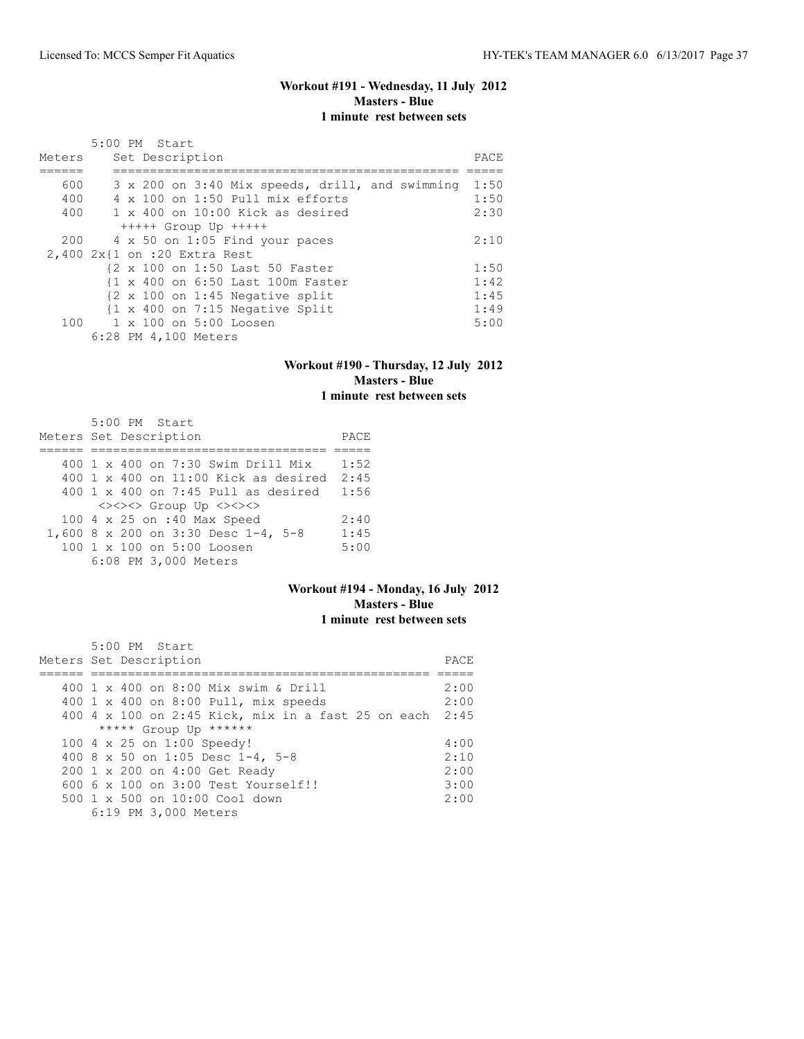## Workout #191 - Wednesday, 11 July 2012
**Masters - Blue**
**1 minute rest between sets**

5:00 PM Start

| Meters | Set Description | PACE |
|---|---|---|
| 600 | 3 x 200 on 3:40 Mix speeds, drill, and swimming | 1:50 |
| 400 | 4 x 100 on 1:50 Pull mix efforts | 1:50 |
| 400 | 1 x 400 on 10:00 Kick as desired | 2:30 |
| | +++++ Group Up +++++ | |
| 200 | 4 x 50 on 1:05 Find your paces | 2:10 |
| 2,400 | 2x{1 on :20 Extra Rest | |
| | {2 x 100 on 1:50 Last 50 Faster | 1:50 |
| | {1 x 400 on 6:50 Last 100m Faster | 1:42 |
| | {2 x 100 on 1:45 Negative split | 1:45 |
| | {1 x 400 on 7:15 Negative Split | 1:49 |
| 100 | 1 x 100 on 5:00 Loosen | 5:00 |
| | 6:28 PM 4,100 Meters | |

## Workout #190 - Thursday, 12 July 2012
**Masters - Blue**
**1 minute rest between sets**

5:00 PM Start

| Meters | Set Description | PACE |
|---|---|---|
| 400 | 1 x 400 on 7:30 Swim Drill Mix | 1:52 |
| 400 | 1 x 400 on 11:00 Kick as desired | 2:45 |
| 400 | 1 x 400 on 7:45 Pull as desired | 1:56 |
| | <><><> Group Up <><><> | |
| 100 | 4 x 25 on :40 Max Speed | 2:40 |
| 1,600 | 8 x 200 on 3:30 Desc 1-4, 5-8 | 1:45 |
| 100 | 1 x 100 on 5:00 Loosen | 5:00 |
| | 6:08 PM 3,000 Meters | |

## Workout #194 - Monday, 16 July 2012
**Masters - Blue**
**1 minute rest between sets**

5:00 PM Start

| Meters | Set Description | PACE |
|---|---|---|
| 400 | 1 x 400 on 8:00 Mix swim & Drill | 2:00 |
| 400 | 1 x 400 on 8:00 Pull, mix speeds | 2:00 |
| 400 | 4 x 100 on 2:45 Kick, mix in a fast 25 on each | 2:45 |
| | ***** Group Up ****** | |
| 100 | 4 x 25 on 1:00 Speedy! | 4:00 |
| 400 | 8 x 50 on 1:05 Desc 1-4, 5-8 | 2:10 |
| 200 | 1 x 200 on 4:00 Get Ready | 2:00 |
| 600 | 6 x 100 on 3:00 Test Yourself!! | 3:00 |
| 500 | 1 x 500 on 10:00 Cool down | 2:00 |
| | 6:19 PM 3,000 Meters | |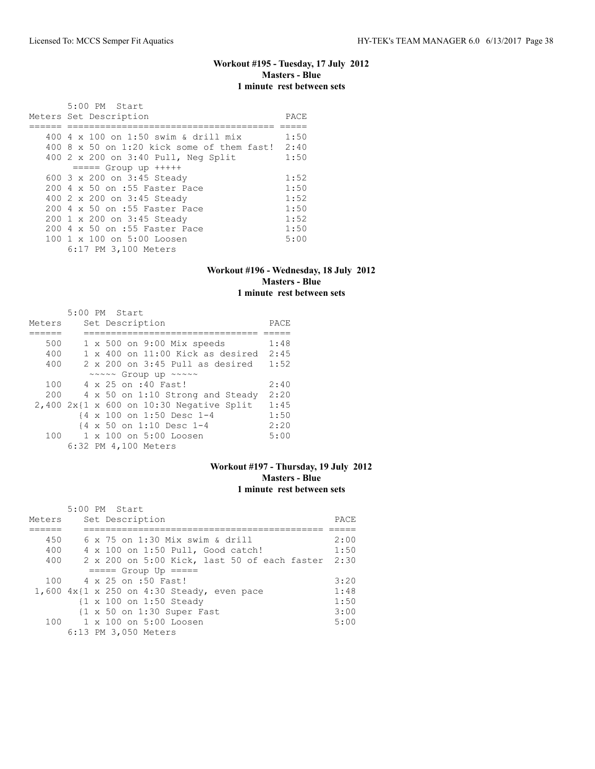## Workout #195 - Tuesday, 17 July 2012
**Masters - Blue**
**1 minute rest between sets**

5:00 PM Start

| Meters | Set Description | PACE |
|---|---|---|
| 400 | 4 x 100 on 1:50 swim & drill mix | 1:50 |
| 400 | 8 x 50 on 1:20 kick some of them fast! | 2:40 |
| 400 | 2 x 200 on 3:40 Pull, Neg Split | 1:50 |
| | ===== Group up +++++ | |
| 600 | 3 x 200 on 3:45 Steady | 1:52 |
| 200 | 4 x 50 on :55 Faster Pace | 1:50 |
| 400 | 2 x 200 on 3:45 Steady | 1:52 |
| 200 | 4 x 50 on :55 Faster Pace | 1:50 |
| 200 | 1 x 200 on 3:45 Steady | 1:52 |
| 200 | 4 x 50 on :55 Faster Pace | 1:50 |
| 100 | 1 x 100 on 5:00 Loosen | 5:00 |

6:17 PM 3,100 Meters

## Workout #196 - Wednesday, 18 July 2012
**Masters - Blue**
**1 minute rest between sets**

5:00 PM Start

| Meters | Set Description | PACE |
|---|---|---|
| 500 | 1 x 500 on 9:00 Mix speeds | 1:48 |
| 400 | 1 x 400 on 11:00 Kick as desired | 2:45 |
| 400 | 2 x 200 on 3:45 Pull as desired | 1:52 |
| | ~~~~~ Group up ~~~~~ | |
| 100 | 4 x 25 on :40 Fast! | 2:40 |
| 200 | 4 x 50 on 1:10 Strong and Steady | 2:20 |
| 2,400 | 2x{1 x 600 on 10:30 Negative Split | 1:45 |
| | {4 x 100 on 1:50 Desc 1-4 | 1:50 |
| | {4 x 50 on 1:10 Desc 1-4 | 2:20 |
| 100 | 1 x 100 on 5:00 Loosen | 5:00 |

6:32 PM 4,100 Meters

## Workout #197 - Thursday, 19 July 2012
**Masters - Blue**
**1 minute rest between sets**

5:00 PM Start

| Meters | Set Description | PACE |
|---|---|---|
| 450 | 6 x 75 on 1:30 Mix swim & drill | 2:00 |
| 400 | 4 x 100 on 1:50 Pull, Good catch! | 1:50 |
| 400 | 2 x 200 on 5:00 Kick, last 50 of each faster | 2:30 |
| | ===== Group Up ===== | |
| 100 | 4 x 25 on :50 Fast! | 3:20 |
| 1,600 | 4x{1 x 250 on 4:30 Steady, even pace | 1:48 |
| | {1 x 100 on 1:50 Steady | 1:50 |
| | {1 x 50 on 1:30 Super Fast | 3:00 |
| 100 | 1 x 100 on 5:00 Loosen | 5:00 |

6:13 PM 3,050 Meters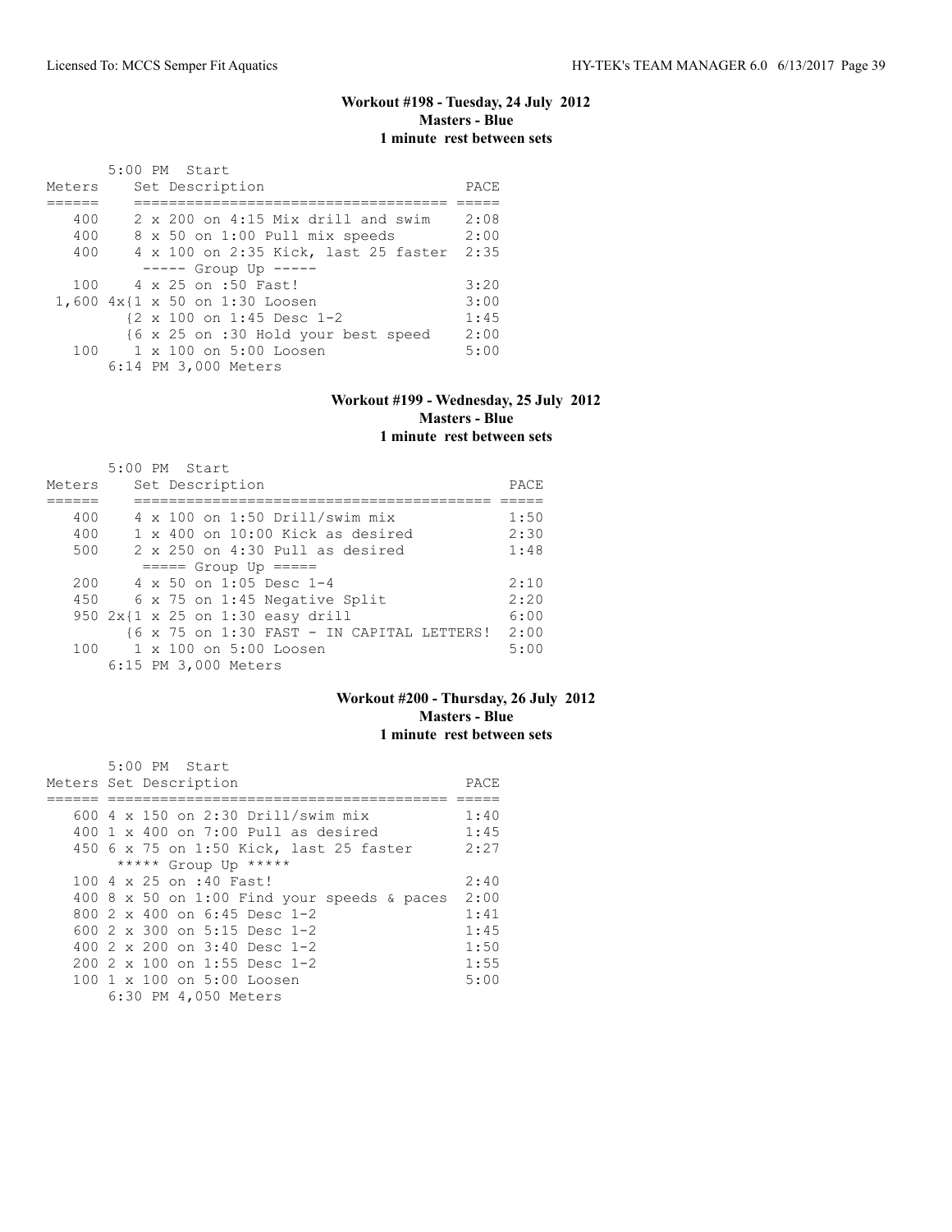### Workout #198 - Tuesday, 24 July 2012
**Masters - Blue**
**1 minute rest between sets**

5:00 PM Start

| Meters | Set Description | PACE |
|---|---|---|
| 400 | 2 x 200 on 4:15 Mix drill and swim | 2:08 |
| 400 | 8 x 50 on 1:00 Pull mix speeds | 2:00 |
| 400 | 4 x 100 on 2:35 Kick, last 25 faster | 2:35 |
| | ----- Group Up ----- | |
| 100 | 4 x 25 on :50 Fast! | 3:20 |
| 1,600 | 4x{1 x 50 on 1:30 Loosen | 3:00 |
| | {2 x 100 on 1:45 Desc 1-2 | 1:45 |
| | {6 x 25 on :30 Hold your best speed | 2:00 |
| 100 | 1 x 100 on 5:00 Loosen | 5:00 |
| | 6:14 PM 3,000 Meters | |

### Workout #199 - Wednesday, 25 July 2012
**Masters - Blue**
**1 minute rest between sets**

5:00 PM Start

| Meters | Set Description | PACE |
|---|---|---|
| 400 | 4 x 100 on 1:50 Drill/swim mix | 1:50 |
| 400 | 1 x 400 on 10:00 Kick as desired | 2:30 |
| 500 | 2 x 250 on 4:30 Pull as desired | 1:48 |
| | ===== Group Up ===== | |
| 200 | 4 x 50 on 1:05 Desc 1-4 | 2:10 |
| 450 | 6 x 75 on 1:45 Negative Split | 2:20 |
| 950 | 2x{1 x 25 on 1:30 easy drill | 6:00 |
| | {6 x 75 on 1:30 FAST - IN CAPITAL LETTERS! | 2:00 |
| 100 | 1 x 100 on 5:00 Loosen | 5:00 |
| | 6:15 PM 3,000 Meters | |

### Workout #200 - Thursday, 26 July 2012
**Masters - Blue**
**1 minute rest between sets**

5:00 PM Start

| Meters | Set Description | PACE |
|---|---|---|
| 600 | 4 x 150 on 2:30 Drill/swim mix | 1:40 |
| 400 | 1 x 400 on 7:00 Pull as desired | 1:45 |
| 450 | 6 x 75 on 1:50 Kick, last 25 faster | 2:27 |
| | ***** Group Up ***** | |
| 100 | 4 x 25 on :40 Fast! | 2:40 |
| 400 | 8 x 50 on 1:00 Find your speeds & paces | 2:00 |
| 800 | 2 x 400 on 6:45 Desc 1-2 | 1:41 |
| 600 | 2 x 300 on 5:15 Desc 1-2 | 1:45 |
| 400 | 2 x 200 on 3:40 Desc 1-2 | 1:50 |
| 200 | 2 x 100 on 1:55 Desc 1-2 | 1:55 |
| 100 | 1 x 100 on 5:00 Loosen | 5:00 |
| | 6:30 PM 4,050 Meters | |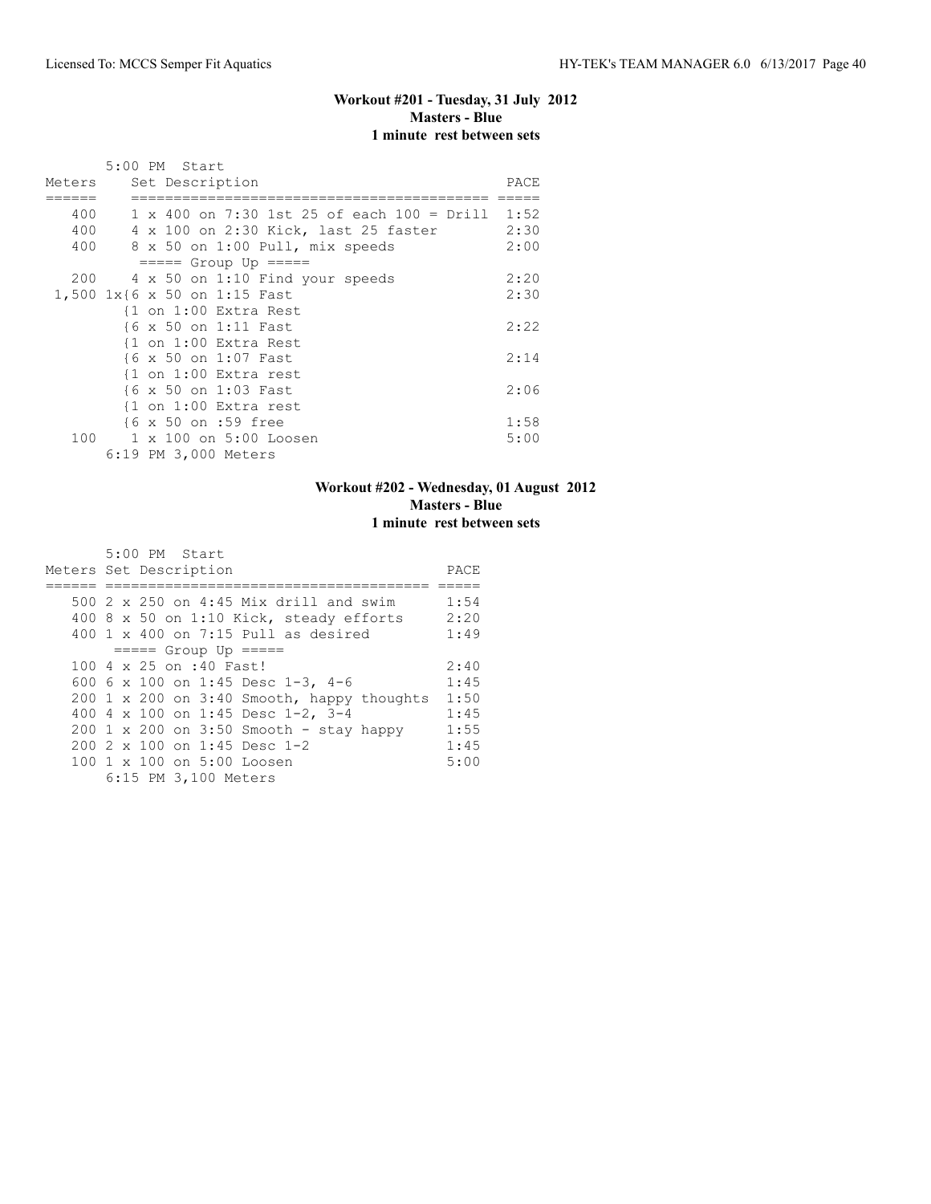**Workout #201 - Tuesday, 31 July 2012**
**Masters - Blue**
**1 minute rest between sets**

```
       5:00 PM  Start
Meters    Set Description                              PACE
======    =========================================  =====
   400    1 x 400 on 7:30 1st 25 of each 100 = Drill  1:52
   400    4 x 100 on 2:30 Kick, last 25 faster        2:30
   400    8 x 50 on 1:00 Pull, mix speeds             2:00
           ===== Group Up =====
   200    4 x 50 on 1:10 Find your speeds             2:20
 1,500 1x{6 x 50 on 1:15 Fast                         2:30
         {1 on 1:00 Extra Rest
         {6 x 50 on 1:11 Fast                         2:22
         {1 on 1:00 Extra Rest
         {6 x 50 on 1:07 Fast                         2:14
         {1 on 1:00 Extra rest
         {6 x 50 on 1:03 Fast                         2:06
         {1 on 1:00 Extra rest
         {6 x 50 on :59 free                          1:58
   100    1 x 100 on 5:00 Loosen                      5:00
       6:19 PM 3,000 Meters
```

**Workout #202 - Wednesday, 01 August 2012**
**Masters - Blue**
**1 minute rest between sets**

```
       5:00 PM  Start
Meters Set Description                           PACE
====== ======================================== =====
   500 2 x 250 on 4:45 Mix drill and swim        1:54
   400 8 x 50 on 1:10 Kick, steady efforts       2:20
   400 1 x 400 on 7:15 Pull as desired           1:49
        ===== Group Up =====
   100 4 x 25 on :40 Fast!                       2:40
   600 6 x 100 on 1:45 Desc 1-3, 4-6             1:45
   200 1 x 200 on 3:40 Smooth, happy thoughts    1:50
   400 4 x 100 on 1:45 Desc 1-2, 3-4             1:45
   200 1 x 200 on 3:50 Smooth - stay happy       1:55
   200 2 x 100 on 1:45 Desc 1-2                  1:45
   100 1 x 100 on 5:00 Loosen                    5:00
       6:15 PM 3,100 Meters
```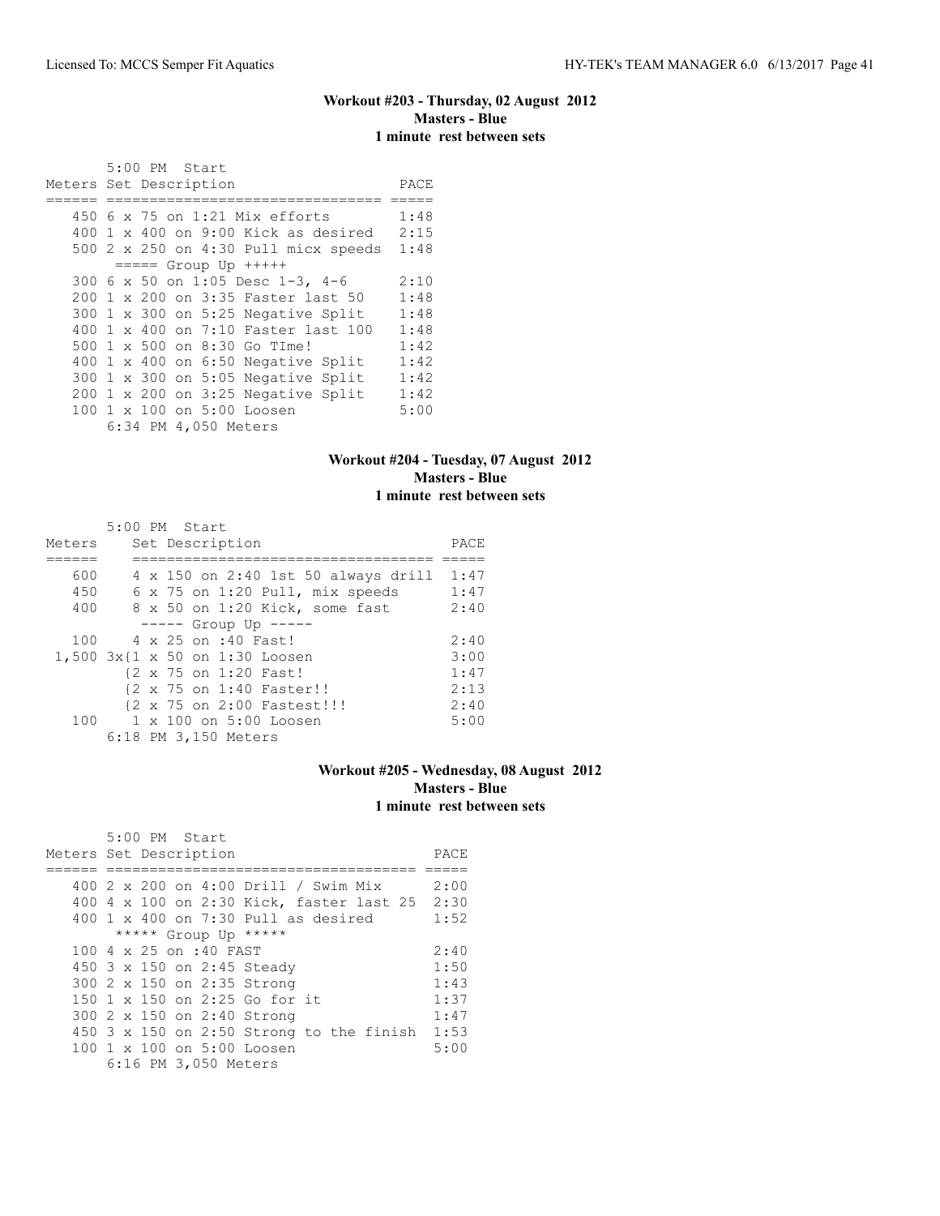### Workout #203 - Thursday, 02 August 2012
**Masters - Blue**
**1 minute rest between sets**

5:00 PM Start

| Meters | Set Description | PACE |
|---|---|---|
| 450 | 6 x 75 on 1:21 Mix efforts | 1:48 |
| 400 | 1 x 400 on 9:00 Kick as desired | 2:15 |
| 500 | 2 x 250 on 4:30 Pull micx speeds | 1:48 |
| | ===== Group Up +++++ | |
| 300 | 6 x 50 on 1:05 Desc 1-3, 4-6 | 2:10 |
| 200 | 1 x 200 on 3:35 Faster last 50 | 1:48 |
| 300 | 1 x 300 on 5:25 Negative Split | 1:48 |
| 400 | 1 x 400 on 7:10 Faster last 100 | 1:48 |
| 500 | 1 x 500 on 8:30 Go TIme! | 1:42 |
| 400 | 1 x 400 on 6:50 Negative Split | 1:42 |
| 300 | 1 x 300 on 5:05 Negative Split | 1:42 |
| 200 | 1 x 200 on 3:25 Negative Split | 1:42 |
| 100 | 1 x 100 on 5:00 Loosen | 5:00 |

6:34 PM 4,050 Meters

### Workout #204 - Tuesday, 07 August 2012
**Masters - Blue**
**1 minute rest between sets**

5:00 PM Start

| Meters | Set Description | PACE |
|---|---|---|
| 600 | 4 x 150 on 2:40 1st 50 always drill | 1:47 |
| 450 | 6 x 75 on 1:20 Pull, mix speeds | 1:47 |
| 400 | 8 x 50 on 1:20 Kick, some fast | 2:40 |
| | ----- Group Up ----- | |
| 100 | 4 x 25 on :40 Fast! | 2:40 |
| 1,500 | 3x{1 x 50 on 1:30 Loosen | 3:00 |
| | {2 x 75 on 1:20 Fast! | 1:47 |
| | {2 x 75 on 1:40 Faster!! | 2:13 |
| | {2 x 75 on 2:00 Fastest!!! | 2:40 |
| 100 | 1 x 100 on 5:00 Loosen | 5:00 |

6:18 PM 3,150 Meters

### Workout #205 - Wednesday, 08 August 2012
**Masters - Blue**
**1 minute rest between sets**

5:00 PM Start

| Meters | Set Description | PACE |
|---|---|---|
| 400 | 2 x 200 on 4:00 Drill / Swim Mix | 2:00 |
| 400 | 4 x 100 on 2:30 Kick, faster last 25 | 2:30 |
| 400 | 1 x 400 on 7:30 Pull as desired | 1:52 |
| | ***** Group Up ***** | |
| 100 | 4 x 25 on :40 FAST | 2:40 |
| 450 | 3 x 150 on 2:45 Steady | 1:50 |
| 300 | 2 x 150 on 2:35 Strong | 1:43 |
| 150 | 1 x 150 on 2:25 Go for it | 1:37 |
| 300 | 2 x 150 on 2:40 Strong | 1:47 |
| 450 | 3 x 150 on 2:50 Strong to the finish | 1:53 |
| 100 | 1 x 100 on 5:00 Loosen | 5:00 |

6:16 PM 3,050 Meters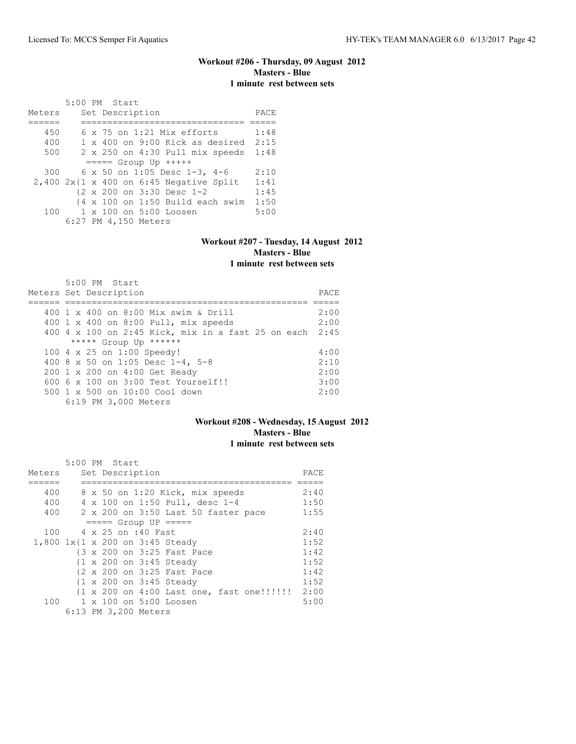### Workout #206 - Thursday, 09 August 2012
**Masters - Blue**
**1 minute rest between sets**

```
       5:00 PM  Start
Meters     Set Description                  PACE
======     ============================== =====
   450     6 x 75 on 1:21 Mix efforts       1:48
   400     1 x 400 on 9:00 Kick as desired  2:15
   500     2 x 250 on 4:30 Pull mix speeds  1:48
           ===== Group Up +++++
   300     6 x 50 on 1:05 Desc 1-3, 4-6     2:10
 2,400 2x{1 x 400 on 6:45 Negative Split   1:41
          {2 x 200 on 3:30 Desc 1-2         1:45
          {4 x 100 on 1:50 Build each swim  1:50
   100     1 x 100 on 5:00 Loosen           5:00
       6:27 PM 4,150 Meters
```

### Workout #207 - Tuesday, 14 August 2012
**Masters - Blue**
**1 minute rest between sets**

```
       5:00 PM  Start
Meters Set Description                                    PACE
====== =============================================== =====
   400 1 x 400 on 8:00 Mix swim & Drill                   2:00
   400 1 x 400 on 8:00 Pull, mix speeds                   2:00
   400 4 x 100 on 2:45 Kick, mix in a fast 25 on each  2:45
       ***** Group Up ******
   100 4 x 25 on 1:00 Speedy!                             4:00
   400 8 x 50 on 1:05 Desc 1-4, 5-8                       2:10
   200 1 x 200 on 4:00 Get Ready                          2:00
   600 6 x 100 on 3:00 Test Yourself!!                    3:00
   500 1 x 500 on 10:00 Cool down                         2:00
       6:19 PM 3,000 Meters
```

### Workout #208 - Wednesday, 15 August 2012
**Masters - Blue**
**1 minute rest between sets**

```
       5:00 PM  Start
Meters     Set Description                            PACE
======     ====================================== =====
   400     8 x 50 on 1:20 Kick, mix speeds           2:40
   400     4 x 100 on 1:50 Pull, desc 1-4            1:50
   400     2 x 200 on 3:50 Last 50 faster pace       1:55
           ===== Group UP =====
   100     4 x 25 on :40 Fast                        2:40
 1,800 1x{1 x 200 on 3:45 Steady                   1:52
          {3 x 200 on 3:25 Fast Pace                1:42
          {1 x 200 on 3:45 Steady                   1:52
          {2 x 200 on 3:25 Fast Pace                1:42
          {1 x 200 on 3:45 Steady                   1:52
          {1 x 200 on 4:00 Last one, fast one!!!!!!  2:00
   100     1 x 100 on 5:00 Loosen                    5:00
       6:13 PM 3,200 Meters
```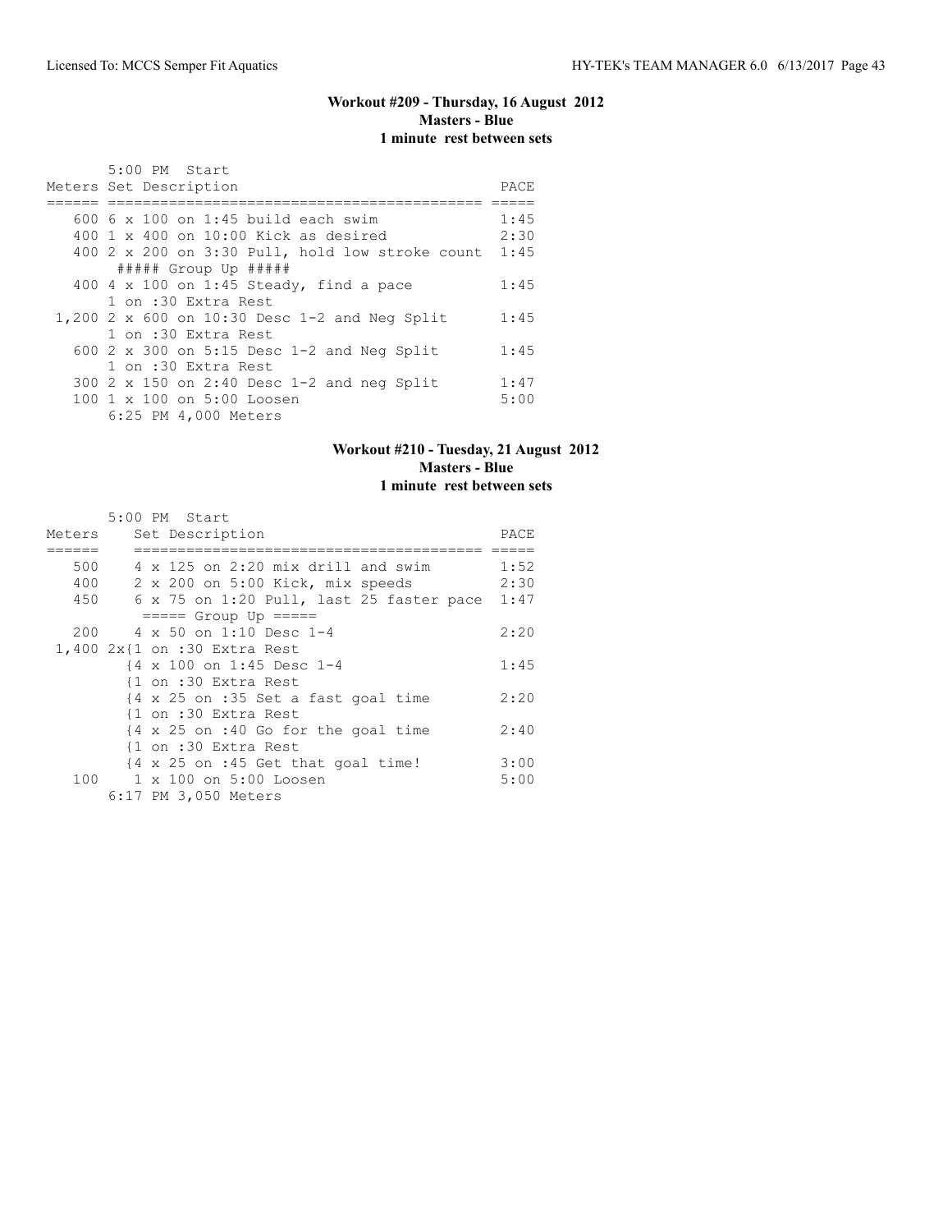### Workout #209 - Thursday, 16 August 2012
**Masters - Blue**
**1 minute rest between sets**

```
       5:00 PM  Start
Meters Set Description                                 PACE
====== ============================================= =====
   600 6 x 100 on 1:45 build each swim                1:45
   400 1 x 400 on 10:00 Kick as desired               2:30
   400 2 x 200 on 3:30 Pull, hold low stroke count  1:45
        ##### Group Up #####
   400 4 x 100 on 1:45 Steady, find a pace            1:45
       1 on :30 Extra Rest
 1,200 2 x 600 on 10:30 Desc 1-2 and Neg Split        1:45
       1 on :30 Extra Rest
   600 2 x 300 on 5:15 Desc 1-2 and Neg Split         1:45
       1 on :30 Extra Rest
   300 2 x 150 on 2:40 Desc 1-2 and neg Split         1:47
   100 1 x 100 on 5:00 Loosen                         5:00
       6:25 PM 4,000 Meters
```

### Workout #210 - Tuesday, 21 August 2012
**Masters - Blue**
**1 minute rest between sets**

```
       5:00 PM  Start
Meters    Set Description                             PACE
======    ======================================== =====
   500    4 x 125 on 2:20 mix drill and swim         1:52
   400    2 x 200 on 5:00 Kick, mix speeds           2:30
   450    6 x 75 on 1:20 Pull, last 25 faster pace  1:47
           ===== Group Up =====
   200    4 x 50 on 1:10 Desc 1-4                    2:20
 1,400 2x{1 on :30 Extra Rest
          {4 x 100 on 1:45 Desc 1-4                  1:45
          {1 on :30 Extra Rest
          {4 x 25 on :35 Set a fast goal time        2:20
          {1 on :30 Extra Rest
          {4 x 25 on :40 Go for the goal time        2:40
          {1 on :30 Extra Rest
          {4 x 25 on :45 Get that goal time!         3:00
   100    1 x 100 on 5:00 Loosen                     5:00
       6:17 PM 3,050 Meters
```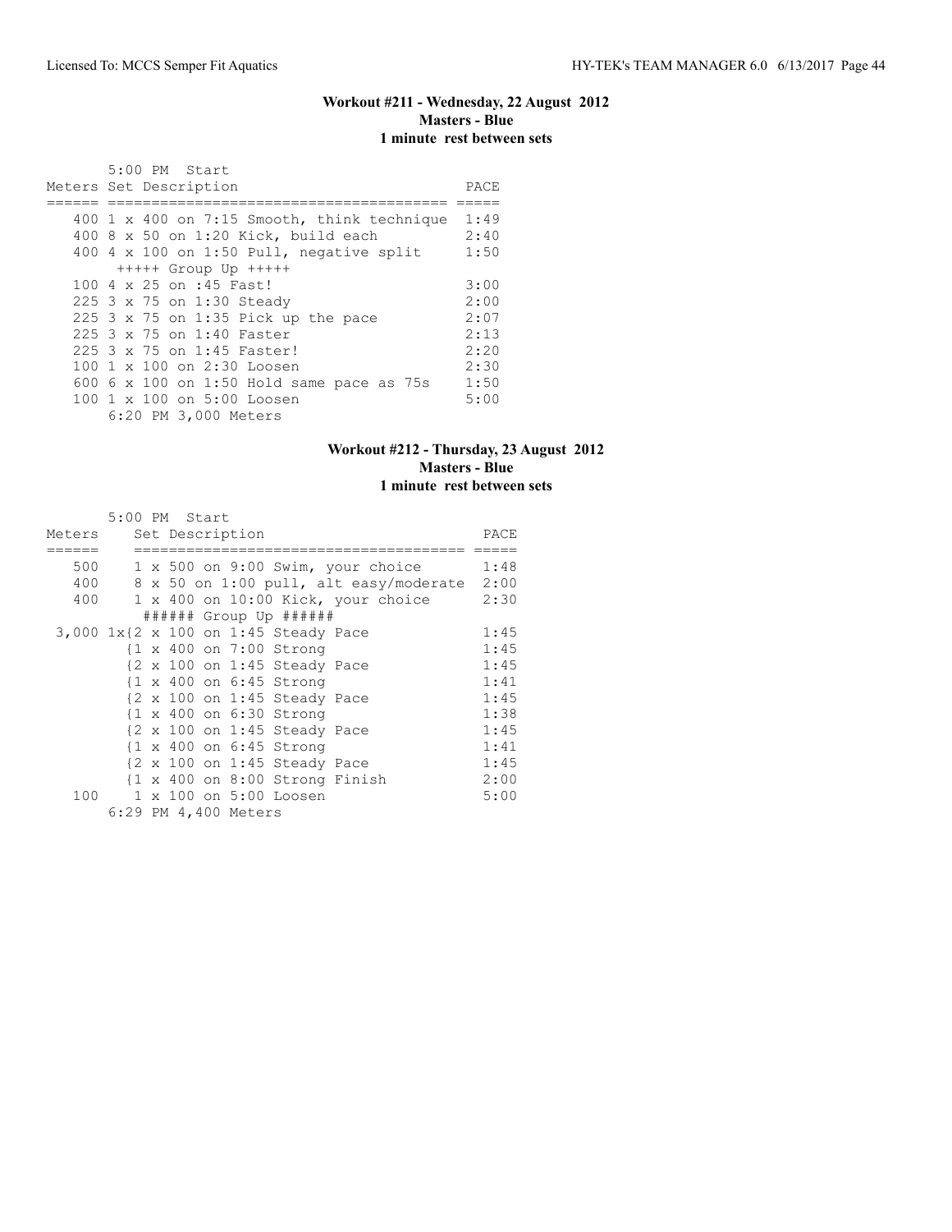### Workout #211 - Wednesday, 22 August 2012
**Masters - Blue**
**1 minute rest between sets**

5:00 PM Start

| Meters | Set Description | PACE |
|---|---|---|
| 400 | 1 x 400 on 7:15 Smooth, think technique | 1:49 |
| 400 | 8 x 50 on 1:20 Kick, build each | 2:40 |
| 400 | 4 x 100 on 1:50 Pull, negative split | 1:50 |
| | +++++ Group Up +++++ | |
| 100 | 4 x 25 on :45 Fast! | 3:00 |
| 225 | 3 x 75 on 1:30 Steady | 2:00 |
| 225 | 3 x 75 on 1:35 Pick up the pace | 2:07 |
| 225 | 3 x 75 on 1:40 Faster | 2:13 |
| 225 | 3 x 75 on 1:45 Faster! | 2:20 |
| 100 | 1 x 100 on 2:30 Loosen | 2:30 |
| 600 | 6 x 100 on 1:50 Hold same pace as 75s | 1:50 |
| 100 | 1 x 100 on 5:00 Loosen | 5:00 |

6:20 PM 3,000 Meters

### Workout #212 - Thursday, 23 August 2012
**Masters - Blue**
**1 minute rest between sets**

5:00 PM Start

| Meters | Set Description | PACE |
|---|---|---|
| 500 | 1 x 500 on 9:00 Swim, your choice | 1:48 |
| 400 | 8 x 50 on 1:00 pull, alt easy/moderate | 2:00 |
| 400 | 1 x 400 on 10:00 Kick, your choice | 2:30 |
| | ###### Group Up ###### | |
| 3,000 | 1x{2 x 100 on 1:45 Steady Pace | 1:45 |
| | {1 x 400 on 7:00 Strong | 1:45 |
| | {2 x 100 on 1:45 Steady Pace | 1:45 |
| | {1 x 400 on 6:45 Strong | 1:41 |
| | {2 x 100 on 1:45 Steady Pace | 1:45 |
| | {1 x 400 on 6:30 Strong | 1:38 |
| | {2 x 100 on 1:45 Steady Pace | 1:45 |
| | {1 x 400 on 6:45 Strong | 1:41 |
| | {2 x 100 on 1:45 Steady Pace | 1:45 |
| | {1 x 400 on 8:00 Strong Finish | 2:00 |
| 100 | 1 x 100 on 5:00 Loosen | 5:00 |

6:29 PM 4,400 Meters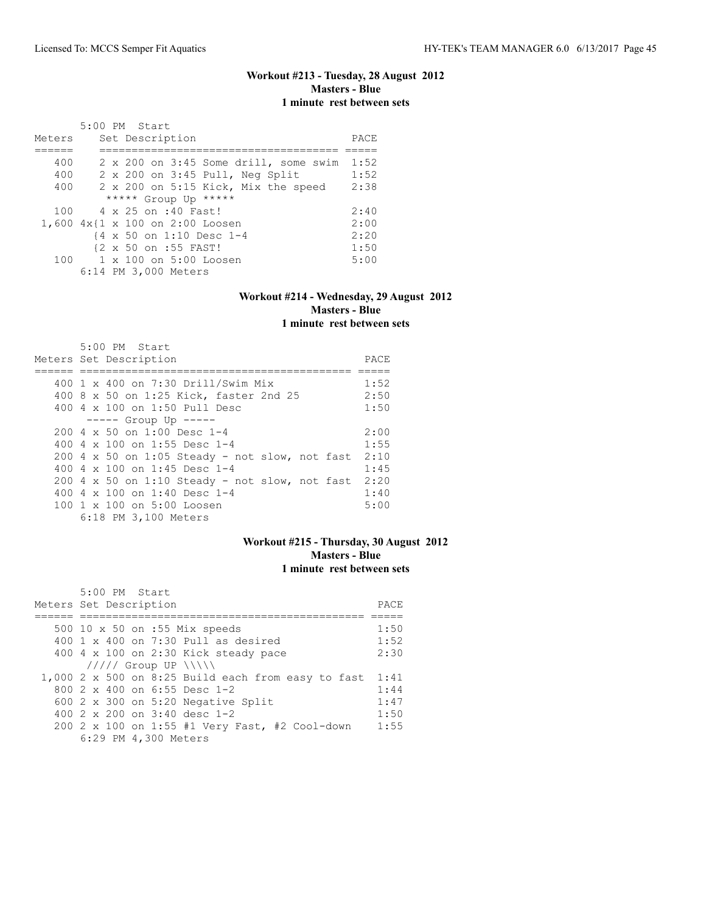### Workout #213 - Tuesday, 28 August 2012
**Masters - Blue**
**1 minute rest between sets**

5:00 PM Start

| Meters | Set Description | PACE |
|---|---|---|
| 400 | 2 x 200 on 3:45 Some drill, some swim | 1:52 |
| 400 | 2 x 200 on 3:45 Pull, Neg Split | 1:52 |
| 400 | 2 x 200 on 5:15 Kick, Mix the speed | 2:38 |
| | ***** Group Up ***** | |
| 100 | 4 x 25 on :40 Fast! | 2:40 |
| 1,600 | 4x{1 x 100 on 2:00 Loosen | 2:00 |
| | {4 x 50 on 1:10 Desc 1-4 | 2:20 |
| | {2 x 50 on :55 FAST! | 1:50 |
| 100 | 1 x 100 on 5:00 Loosen | 5:00 |

6:14 PM 3,000 Meters

### Workout #214 - Wednesday, 29 August 2012
**Masters - Blue**
**1 minute rest between sets**

5:00 PM Start

| Meters | Set Description | PACE |
|---|---|---|
| 400 | 1 x 400 on 7:30 Drill/Swim Mix | 1:52 |
| 400 | 8 x 50 on 1:25 Kick, faster 2nd 25 | 2:50 |
| 400 | 4 x 100 on 1:50 Pull Desc | 1:50 |
| | ----- Group Up ----- | |
| 200 | 4 x 50 on 1:00 Desc 1-4 | 2:00 |
| 400 | 4 x 100 on 1:55 Desc 1-4 | 1:55 |
| 200 | 4 x 50 on 1:05 Steady - not slow, not fast | 2:10 |
| 400 | 4 x 100 on 1:45 Desc 1-4 | 1:45 |
| 200 | 4 x 50 on 1:10 Steady - not slow, not fast | 2:20 |
| 400 | 4 x 100 on 1:40 Desc 1-4 | 1:40 |
| 100 | 1 x 100 on 5:00 Loosen | 5:00 |

6:18 PM 3,100 Meters

### Workout #215 - Thursday, 30 August 2012
**Masters - Blue**
**1 minute rest between sets**

5:00 PM Start

| Meters | Set Description | PACE |
|---|---|---|
| 500 | 10 x 50 on :55 Mix speeds | 1:50 |
| 400 | 1 x 400 on 7:30 Pull as desired | 1:52 |
| 400 | 4 x 100 on 2:30 Kick steady pace | 2:30 |
| | ///// Group UP \\\\\ | |
| 1,000 | 2 x 500 on 8:25 Build each from easy to fast | 1:41 |
| 800 | 2 x 400 on 6:55 Desc 1-2 | 1:44 |
| 600 | 2 x 300 on 5:20 Negative Split | 1:47 |
| 400 | 2 x 200 on 3:40 desc 1-2 | 1:50 |
| 200 | 2 x 100 on 1:55 #1 Very Fast, #2 Cool-down | 1:55 |

6:29 PM 4,300 Meters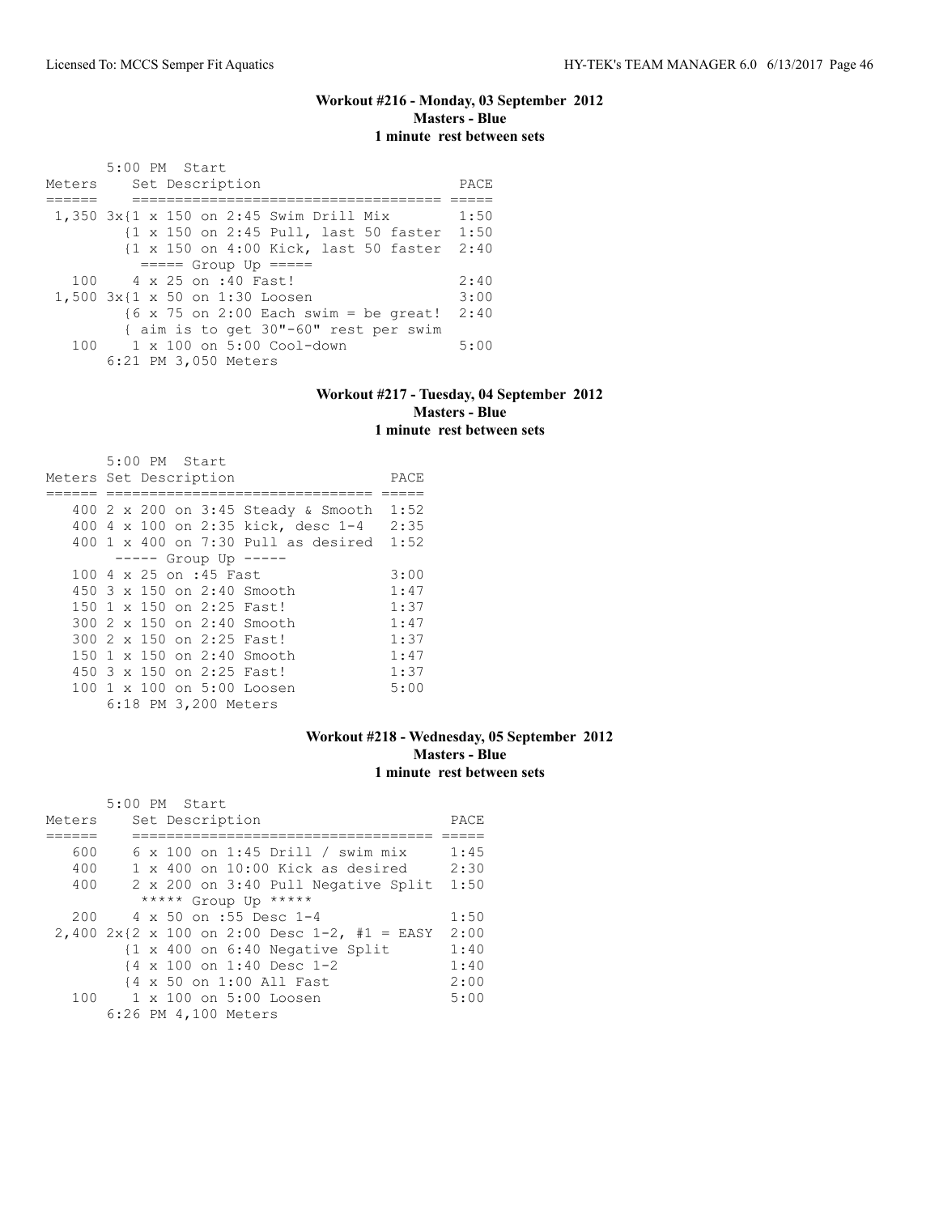### Workout #216 - Monday, 03 September 2012
**Masters - Blue**
**1 minute rest between sets**

```
       5:00 PM  Start
Meters    Set Description                      PACE
======    =================================== =====
 1,350 3x{1 x 150 on 2:45 Swim Drill Mix       1:50
         {1 x 150 on 2:45 Pull, last 50 faster  1:50
         {1 x 150 on 4:00 Kick, last 50 faster  2:40
          ===== Group Up =====
   100    4 x 25 on :40 Fast!                  2:40
 1,500 3x{1 x 50 on 1:30 Loosen                3:00
         {6 x 75 on 2:00 Each swim = be great!  2:40
         { aim is to get 30"-60" rest per swim
   100    1 x 100 on 5:00 Cool-down            5:00
       6:21 PM 3,050 Meters
```

### Workout #217 - Tuesday, 04 September 2012
**Masters - Blue**
**1 minute rest between sets**

```
       5:00 PM  Start
Meters Set Description                    PACE
====== ============================== =====
   400 2 x 200 on 3:45 Steady & Smooth  1:52
   400 4 x 100 on 2:35 kick, desc 1-4   2:35
   400 1 x 400 on 7:30 Pull as desired  1:52
       ----- Group Up -----
   100 4 x 25 on :45 Fast               3:00
   450 3 x 150 on 2:40 Smooth           1:47
   150 1 x 150 on 2:25 Fast!            1:37
   300 2 x 150 on 2:40 Smooth           1:47
   300 2 x 150 on 2:25 Fast!            1:37
   150 1 x 150 on 2:40 Smooth           1:47
   450 3 x 150 on 2:25 Fast!            1:37
   100 1 x 100 on 5:00 Loosen           5:00
       6:18 PM 3,200 Meters
```

### Workout #218 - Wednesday, 05 September 2012
**Masters - Blue**
**1 minute rest between sets**

```
       5:00 PM  Start
Meters    Set Description                     PACE
======    ================================== =====
   600    6 x 100 on 1:45 Drill / swim mix    1:45
   400    1 x 400 on 10:00 Kick as desired    2:30
   400    2 x 200 on 3:40 Pull Negative Split  1:50
           ***** Group Up *****
   200    4 x 50 on :55 Desc 1-4              1:50
 2,400 2x{2 x 100 on 2:00 Desc 1-2, #1 = EASY  2:00
         {1 x 400 on 6:40 Negative Split      1:40
         {4 x 100 on 1:40 Desc 1-2            1:40
         {4 x 50 on 1:00 All Fast             2:00
   100    1 x 100 on 5:00 Loosen              5:00
       6:26 PM 4,100 Meters
```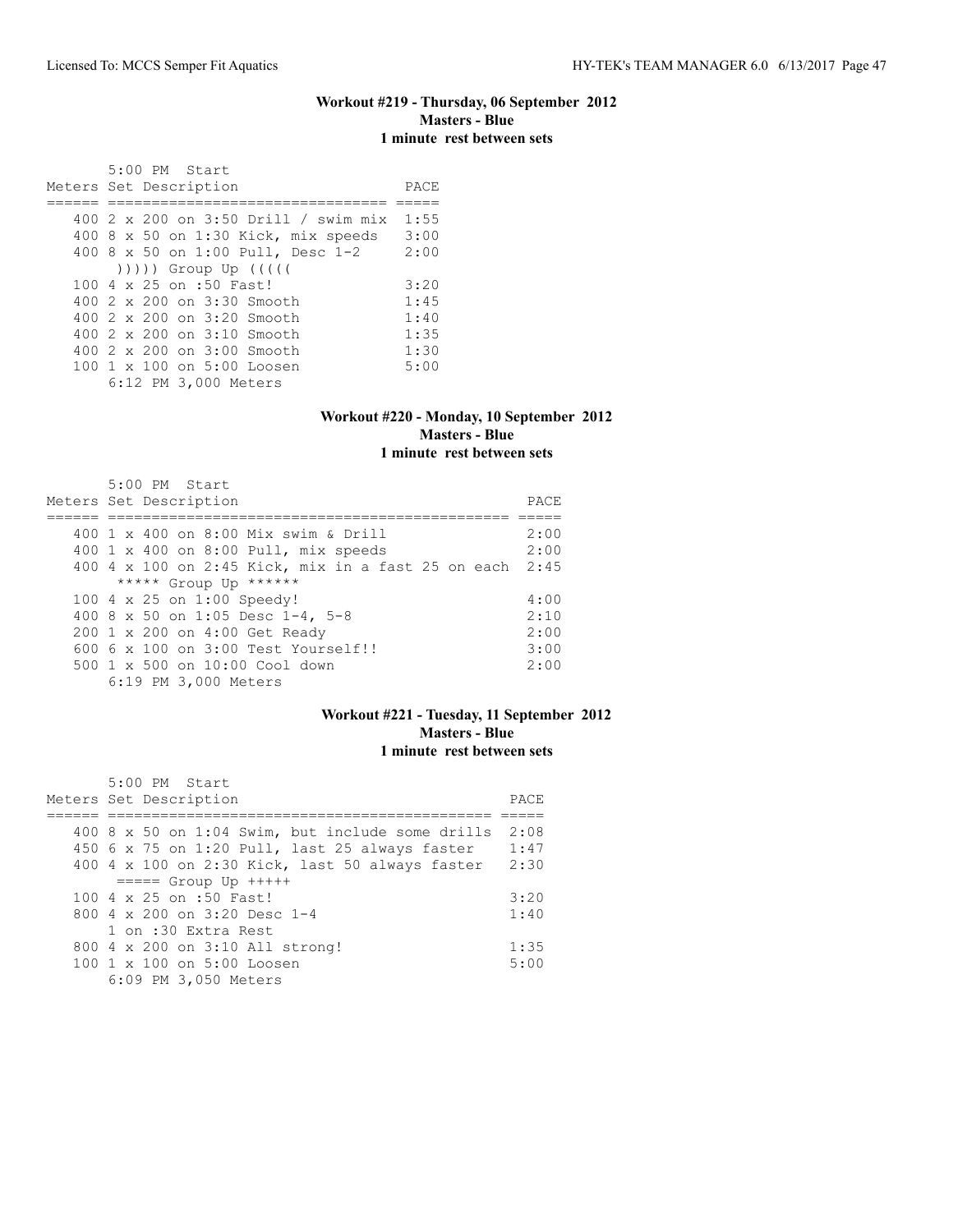### Workout #219 - Thursday, 06 September 2012
**Masters - Blue**
**1 minute rest between sets**

```
       5:00 PM  Start
Meters Set Description                   PACE
====== ================================ =====
   400 2 x 200 on 3:50 Drill / swim mix  1:55
   400 8 x 50 on 1:30 Kick, mix speeds   3:00
   400 8 x 50 on 1:00 Pull, Desc 1-2     2:00
       ))))) Group Up (((((
   100 4 x 25 on :50 Fast!               3:20
   400 2 x 200 on 3:30 Smooth            1:45
   400 2 x 200 on 3:20 Smooth            1:40
   400 2 x 200 on 3:10 Smooth            1:35
   400 2 x 200 on 3:00 Smooth            1:30
   100 1 x 100 on 5:00 Loosen            5:00
       6:12 PM 3,000 Meters
```

### Workout #220 - Monday, 10 September 2012
**Masters - Blue**
**1 minute rest between sets**

```
       5:00 PM  Start
Meters Set Description                                  PACE
====== ============================================== =====
   400 1 x 400 on 8:00 Mix swim & Drill                 2:00
   400 1 x 400 on 8:00 Pull, mix speeds                 2:00
   400 4 x 100 on 2:45 Kick, mix in a fast 25 on each  2:45
       ***** Group Up ******
   100 4 x 25 on 1:00 Speedy!                           4:00
   400 8 x 50 on 1:05 Desc 1-4, 5-8                     2:10
   200 1 x 200 on 4:00 Get Ready                        2:00
   600 6 x 100 on 3:00 Test Yourself!!                  3:00
   500 1 x 500 on 10:00 Cool down                       2:00
       6:19 PM 3,000 Meters
```

### Workout #221 - Tuesday, 11 September 2012
**Masters - Blue**
**1 minute rest between sets**

```
       5:00 PM  Start
Meters Set Description                                PACE
====== ============================================ =====
   400 8 x 50 on 1:04 Swim, but include some drills  2:08
   450 6 x 75 on 1:20 Pull, last 25 always faster    1:47
   400 4 x 100 on 2:30 Kick, last 50 always faster   2:30
       ===== Group Up +++++
   100 4 x 25 on :50 Fast!                           3:20
   800 4 x 200 on 3:20 Desc 1-4                      1:40
       1 on :30 Extra Rest
   800 4 x 200 on 3:10 All strong!                   1:35
   100 1 x 100 on 5:00 Loosen                        5:00
       6:09 PM 3,050 Meters
```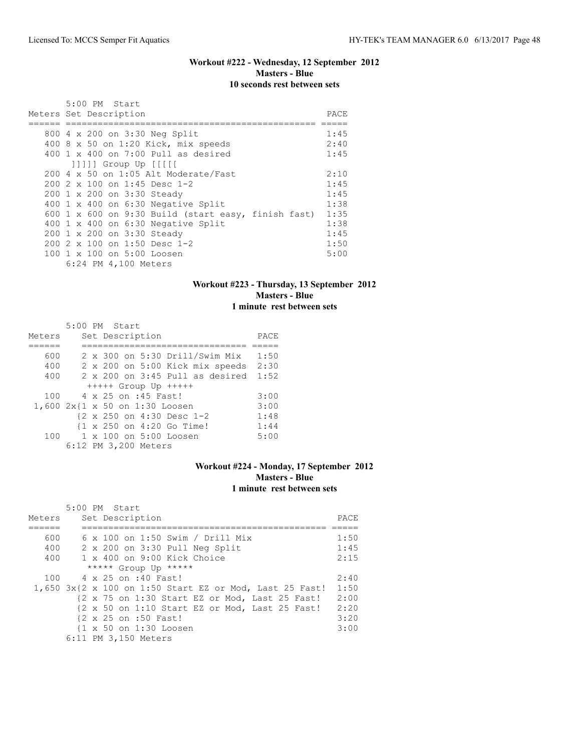### Workout #222 - Wednesday, 12 September 2012
### Masters - Blue
### 10 seconds rest between sets

5:00 PM Start

| Meters | Set Description | PACE |
|---|---|---|
| 800 | 4 x 200 on 3:30 Neg Split | 1:45 |
| 400 | 8 x 50 on 1:20 Kick, mix speeds | 2:40 |
| 400 | 1 x 400 on 7:00 Pull as desired | 1:45 |
| | ]]]]] Group Up [[[[[ | |
| 200 | 4 x 50 on 1:05 Alt Moderate/Fast | 2:10 |
| 200 | 2 x 100 on 1:45 Desc 1-2 | 1:45 |
| 200 | 1 x 200 on 3:30 Steady | 1:45 |
| 400 | 1 x 400 on 6:30 Negative Split | 1:38 |
| 600 | 1 x 600 on 9:30 Build (start easy, finish fast) | 1:35 |
| 400 | 1 x 400 on 6:30 Negative Split | 1:38 |
| 200 | 1 x 200 on 3:30 Steady | 1:45 |
| 200 | 2 x 100 on 1:50 Desc 1-2 | 1:50 |
| 100 | 1 x 100 on 5:00 Loosen | 5:00 |

6:24 PM 4,100 Meters

### Workout #223 - Thursday, 13 September 2012
### Masters - Blue
### 1 minute rest between sets

5:00 PM Start

| Meters | Set Description | PACE |
|---|---|---|
| 600 | 2 x 300 on 5:30 Drill/Swim Mix | 1:50 |
| 400 | 2 x 200 on 5:00 Kick mix speeds | 2:30 |
| 400 | 2 x 200 on 3:45 Pull as desired | 1:52 |
| | +++++ Group Up +++++ | |
| 100 | 4 x 25 on :45 Fast! | 3:00 |
| 1,600 | 2x{1 x 50 on 1:30 Loosen | 3:00 |
| | {2 x 250 on 4:30 Desc 1-2 | 1:48 |
| | {1 x 250 on 4:20 Go Time! | 1:44 |
| 100 | 1 x 100 on 5:00 Loosen | 5:00 |

6:12 PM 3,200 Meters

### Workout #224 - Monday, 17 September 2012
### Masters - Blue
### 1 minute rest between sets

5:00 PM Start

| Meters | Set Description | PACE |
|---|---|---|
| 600 | 6 x 100 on 1:50 Swim / Drill Mix | 1:50 |
| 400 | 2 x 200 on 3:30 Pull Neg Split | 1:45 |
| 400 | 1 x 400 on 9:00 Kick Choice | 2:15 |
| | ***** Group Up ***** | |
| 100 | 4 x 25 on :40 Fast! | 2:40 |
| 1,650 | 3x{2 x 100 on 1:50 Start EZ or Mod, Last 25 Fast! | 1:50 |
| | {2 x 75 on 1:30 Start EZ or Mod, Last 25 Fast! | 2:00 |
| | {2 x 50 on 1:10 Start EZ or Mod, Last 25 Fast! | 2:20 |
| | {2 x 25 on :50 Fast! | 3:20 |
| | {1 x 50 on 1:30 Loosen | 3:00 |

6:11 PM 3,150 Meters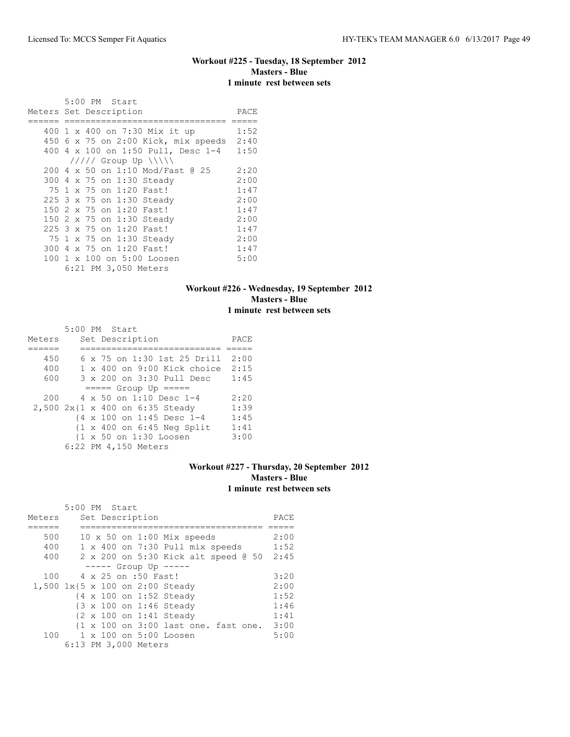### Workout #225 - Tuesday, 18 September 2012
**Masters - Blue**
**1 minute rest between sets**

```
       5:00 PM  Start
Meters Set Description                   PACE
====== ============================== =====
   400 1 x 400 on 7:30 Mix it up        1:52
   450 6 x 75 on 2:00 Kick, mix speeds  2:40
   400 4 x 100 on 1:50 Pull, Desc 1-4   1:50
       ///// Group Up \\\\\
   200 4 x 50 on 1:10 Mod/Fast @ 25     2:20
   300 4 x 75 on 1:30 Steady            2:00
    75 1 x 75 on 1:20 Fast!             1:47
   225 3 x 75 on 1:30 Steady            2:00
   150 2 x 75 on 1:20 Fast!             1:47
   150 2 x 75 on 1:30 Steady            2:00
   225 3 x 75 on 1:20 Fast!             1:47
    75 1 x 75 on 1:30 Steady            2:00
   300 4 x 75 on 1:20 Fast!             1:47
   100 1 x 100 on 5:00 Loosen           5:00
       6:21 PM 3,050 Meters
```

### Workout #226 - Wednesday, 19 September 2012
**Masters - Blue**
**1 minute rest between sets**

```
       5:00 PM  Start
Meters     Set Description               PACE
======     ========================== =====
   450     6 x 75 on 1:30 1st 25 Drill  2:00
   400     1 x 400 on 9:00 Kick choice  2:15
   600     3 x 200 on 3:30 Pull Desc    1:45
           ===== Group Up =====
   200     4 x 50 on 1:10 Desc 1-4      2:20
 2,500 2x{1 x 400 on 6:35 Steady        1:39
         {4 x 100 on 1:45 Desc 1-4      1:45
         {1 x 400 on 6:45 Neg Split     1:41
         {1 x 50 on 1:30 Loosen         3:00
       6:22 PM 4,150 Meters
```

### Workout #227 - Thursday, 20 September 2012
**Masters - Blue**
**1 minute rest between sets**

```
       5:00 PM  Start
Meters     Set Description                      PACE
======     ================================== =====
   500     10 x 50 on 1:00 Mix speeds          2:00
   400     1 x 400 on 7:30 Pull mix speeds     1:52
   400     2 x 200 on 5:30 Kick alt speed @ 50  2:45
           ----- Group Up -----
   100     4 x 25 on :50 Fast!                 3:20
 1,500 1x{5 x 100 on 2:00 Steady               2:00
         {4 x 100 on 1:52 Steady               1:52
         {3 x 100 on 1:46 Steady               1:46
         {2 x 100 on 1:41 Steady               1:41
         {1 x 100 on 3:00 last one. fast one.  3:00
   100     1 x 100 on 5:00 Loosen              5:00
       6:13 PM 3,000 Meters
```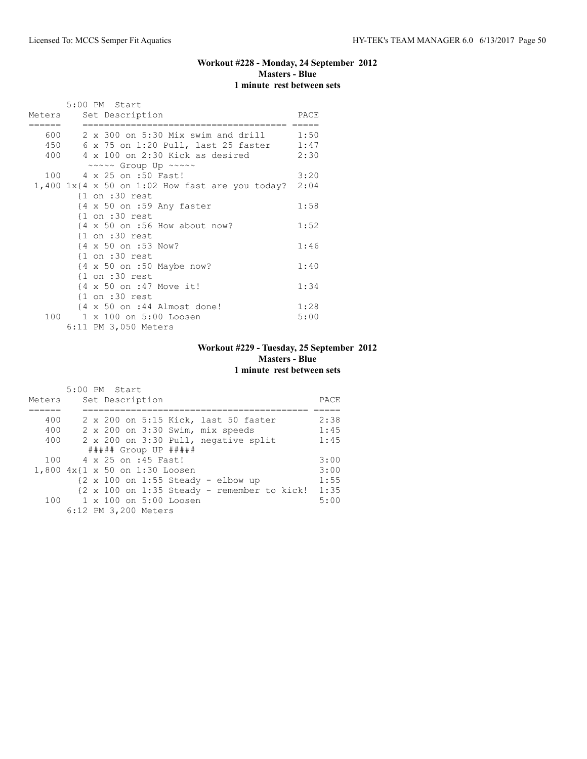### Workout #228 - Monday, 24 September 2012
**Masters - Blue**
**1 minute rest between sets**

```
       5:00 PM  Start
Meters     Set Description                           PACE
======     ====================================== =====
   600     2 x 300 on 5:30 Mix swim and drill       1:50
   450     6 x 75 on 1:20 Pull, last 25 faster      1:47
   400     4 x 100 on 2:30 Kick as desired          2:30
            ~~~~~ Group Up ~~~~~
   100     4 x 25 on :50 Fast!                      3:20
 1,400 1x{4 x 50 on 1:02 How fast are you today?  2:04
          {1 on :30 rest
          {4 x 50 on :59 Any faster                1:58
          {1 on :30 rest
          {4 x 50 on :56 How about now?            1:52
          {1 on :30 rest
          {4 x 50 on :53 Now?                      1:46
          {1 on :30 rest
          {4 x 50 on :50 Maybe now?                1:40
          {1 on :30 rest
          {4 x 50 on :47 Move it!                  1:34
          {1 on :30 rest
          {4 x 50 on :44 Almost done!              1:28
   100     1 x 100 on 5:00 Loosen                   5:00
       6:11 PM 3,050 Meters
```

### Workout #229 - Tuesday, 25 September 2012
**Masters - Blue**
**1 minute rest between sets**

```
       5:00 PM  Start
Meters     Set Description                                PACE
======     ========================================== =====
   400     2 x 200 on 5:15 Kick, last 50 faster           2:38
   400     2 x 200 on 3:30 Swim, mix speeds               1:45
   400     2 x 200 on 3:30 Pull, negative split           1:45
            ##### Group UP #####
   100     4 x 25 on :45 Fast!                            3:00
 1,800 4x{1 x 50 on 1:30 Loosen                         3:00
          {2 x 100 on 1:55 Steady - elbow up             1:55
          {2 x 100 on 1:35 Steady - remember to kick!   1:35
   100     1 x 100 on 5:00 Loosen                         5:00
       6:12 PM 3,200 Meters
```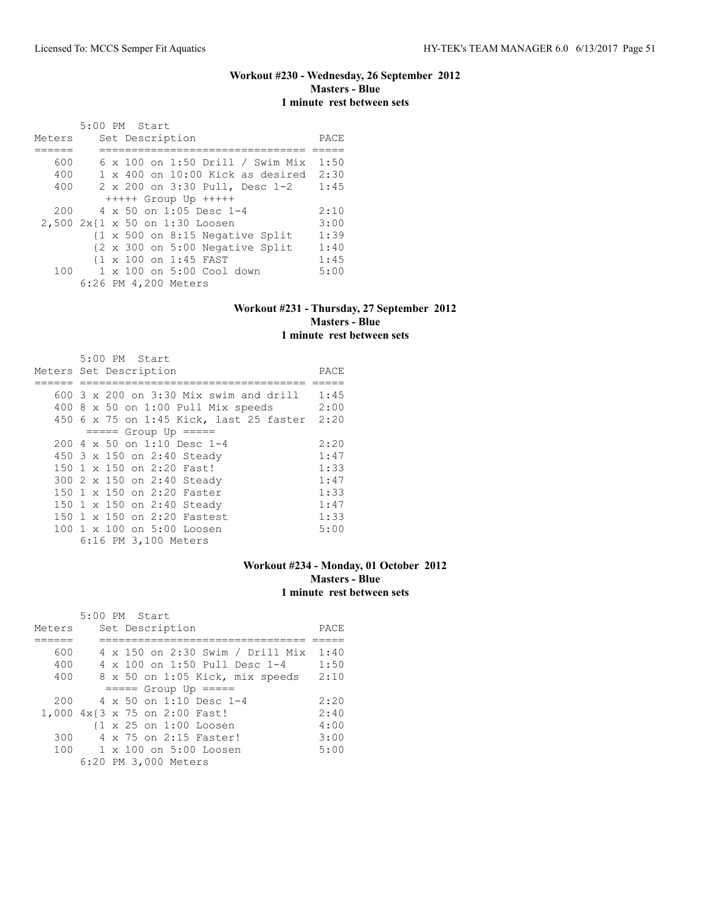### Workout #230 - Wednesday, 26 September 2012
**Masters - Blue**
**1 minute rest between sets**

5:00 PM Start

| Meters | Set Description | PACE |
|---|---|---|
| 600 | 6 x 100 on 1:50 Drill / Swim Mix | 1:50 |
| 400 | 1 x 400 on 10:00 Kick as desired | 2:30 |
| 400 | 2 x 200 on 3:30 Pull, Desc 1-2 | 1:45 |
| | +++++ Group Up +++++ | |
| 200 | 4 x 50 on 1:05 Desc 1-4 | 2:10 |
| 2,500 | 2x{1 x 50 on 1:30 Loosen | 3:00 |
| | {1 x 500 on 8:15 Negative Split | 1:39 |
| | {2 x 300 on 5:00 Negative Split | 1:40 |
| | {1 x 100 on 1:45 FAST | 1:45 |
| 100 | 1 x 100 on 5:00 Cool down | 5:00 |
| | 6:26 PM 4,200 Meters | |

### Workout #231 - Thursday, 27 September 2012
**Masters - Blue**
**1 minute rest between sets**

5:00 PM Start

| Meters | Set Description | PACE |
|---|---|---|
| 600 | 3 x 200 on 3:30 Mix swim and drill | 1:45 |
| 400 | 8 x 50 on 1:00 Pull Mix speeds | 2:00 |
| 450 | 6 x 75 on 1:45 Kick, last 25 faster | 2:20 |
| | ===== Group Up ===== | |
| 200 | 4 x 50 on 1:10 Desc 1-4 | 2:20 |
| 450 | 3 x 150 on 2:40 Steady | 1:47 |
| 150 | 1 x 150 on 2:20 Fast! | 1:33 |
| 300 | 2 x 150 on 2:40 Steady | 1:47 |
| 150 | 1 x 150 on 2:20 Faster | 1:33 |
| 150 | 1 x 150 on 2:40 Steady | 1:47 |
| 150 | 1 x 150 on 2:20 Fastest | 1:33 |
| 100 | 1 x 100 on 5:00 Loosen | 5:00 |
| | 6:16 PM 3,100 Meters | |

### Workout #234 - Monday, 01 October 2012
**Masters - Blue**
**1 minute rest between sets**

5:00 PM Start

| Meters | Set Description | PACE |
|---|---|---|
| 600 | 4 x 150 on 2:30 Swim / Drill Mix | 1:40 |
| 400 | 4 x 100 on 1:50 Pull Desc 1-4 | 1:50 |
| 400 | 8 x 50 on 1:05 Kick, mix speeds | 2:10 |
| | ===== Group Up ===== | |
| 200 | 4 x 50 on 1:10 Desc 1-4 | 2:20 |
| 1,000 | 4x{3 x 75 on 2:00 Fast! | 2:40 |
| | {1 x 25 on 1:00 Loosen | 4:00 |
| 300 | 4 x 75 on 2:15 Faster! | 3:00 |
| 100 | 1 x 100 on 5:00 Loosen | 5:00 |
| | 6:20 PM 3,000 Meters | |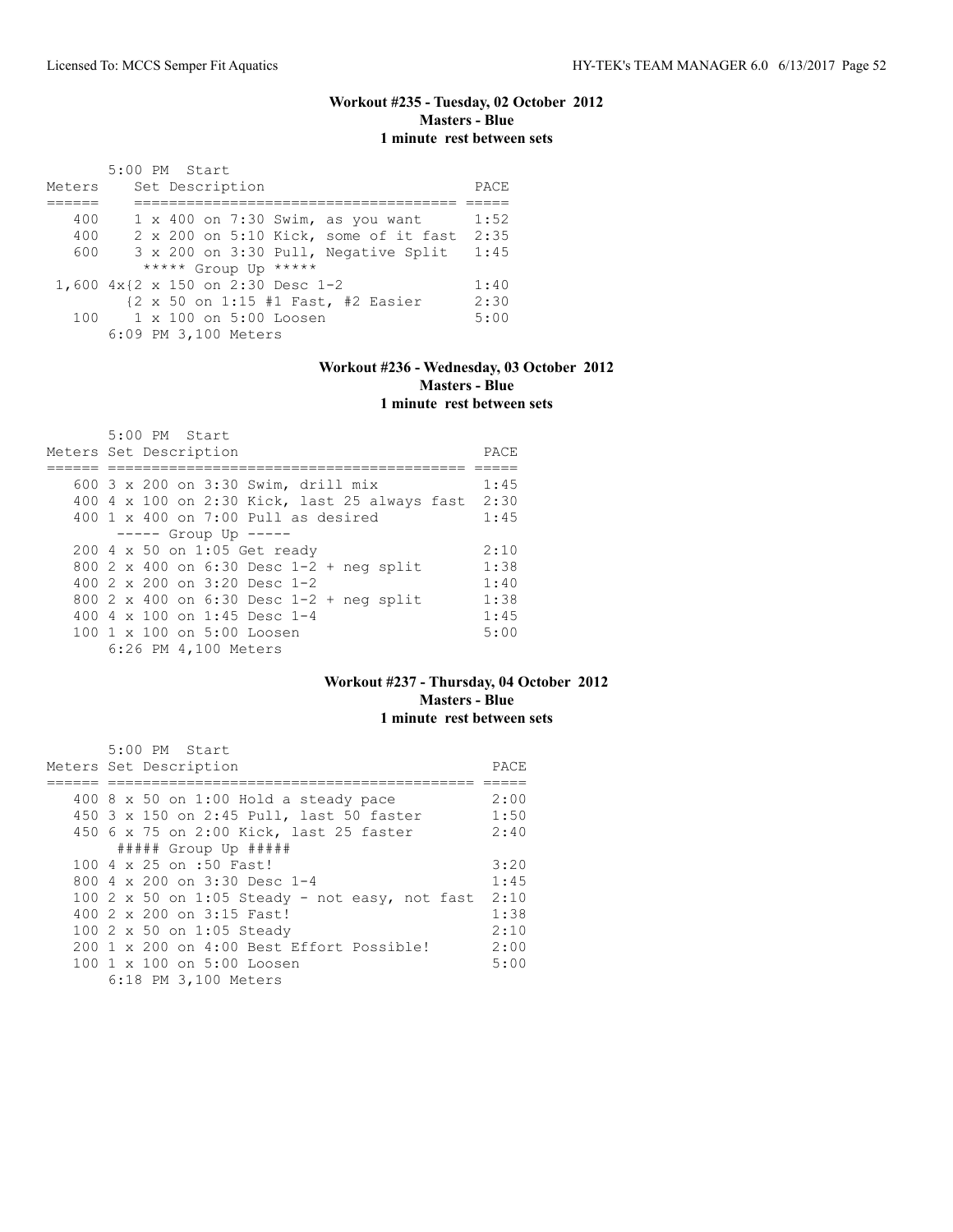## Workout #235 - Tuesday, 02 October 2012
**Masters - Blue**
**1 minute rest between sets**

5:00 PM Start

| Meters | Set Description | PACE |
|---|---|---|
| 400 | 1 x 400 on 7:30 Swim, as you want | 1:52 |
| 400 | 2 x 200 on 5:10 Kick, some of it fast | 2:35 |
| 600 | 3 x 200 on 3:30 Pull, Negative Split | 1:45 |
| | ***** Group Up ***** | |
| 1,600 | 4x{2 x 150 on 2:30 Desc 1-2 | 1:40 |
| | {2 x 50 on 1:15 #1 Fast, #2 Easier | 2:30 |
| 100 | 1 x 100 on 5:00 Loosen | 5:00 |

6:09 PM 3,100 Meters

## Workout #236 - Wednesday, 03 October 2012
**Masters - Blue**
**1 minute rest between sets**

5:00 PM Start

| Meters | Set Description | PACE |
|---|---|---|
| 600 | 3 x 200 on 3:30 Swim, drill mix | 1:45 |
| 400 | 4 x 100 on 2:30 Kick, last 25 always fast | 2:30 |
| 400 | 1 x 400 on 7:00 Pull as desired | 1:45 |
| | ----- Group Up ----- | |
| 200 | 4 x 50 on 1:05 Get ready | 2:10 |
| 800 | 2 x 400 on 6:30 Desc 1-2 + neg split | 1:38 |
| 400 | 2 x 200 on 3:20 Desc 1-2 | 1:40 |
| 800 | 2 x 400 on 6:30 Desc 1-2 + neg split | 1:38 |
| 400 | 4 x 100 on 1:45 Desc 1-4 | 1:45 |
| 100 | 1 x 100 on 5:00 Loosen | 5:00 |

6:26 PM 4,100 Meters

## Workout #237 - Thursday, 04 October 2012
**Masters - Blue**
**1 minute rest between sets**

5:00 PM Start

| Meters | Set Description | PACE |
|---|---|---|
| 400 | 8 x 50 on 1:00 Hold a steady pace | 2:00 |
| 450 | 3 x 150 on 2:45 Pull, last 50 faster | 1:50 |
| 450 | 6 x 75 on 2:00 Kick, last 25 faster | 2:40 |
| | ##### Group Up ##### | |
| 100 | 4 x 25 on :50 Fast! | 3:20 |
| 800 | 4 x 200 on 3:30 Desc 1-4 | 1:45 |
| 100 | 2 x 50 on 1:05 Steady - not easy, not fast | 2:10 |
| 400 | 2 x 200 on 3:15 Fast! | 1:38 |
| 100 | 2 x 50 on 1:05 Steady | 2:10 |
| 200 | 1 x 200 on 4:00 Best Effort Possible! | 2:00 |
| 100 | 1 x 100 on 5:00 Loosen | 5:00 |

6:18 PM 3,100 Meters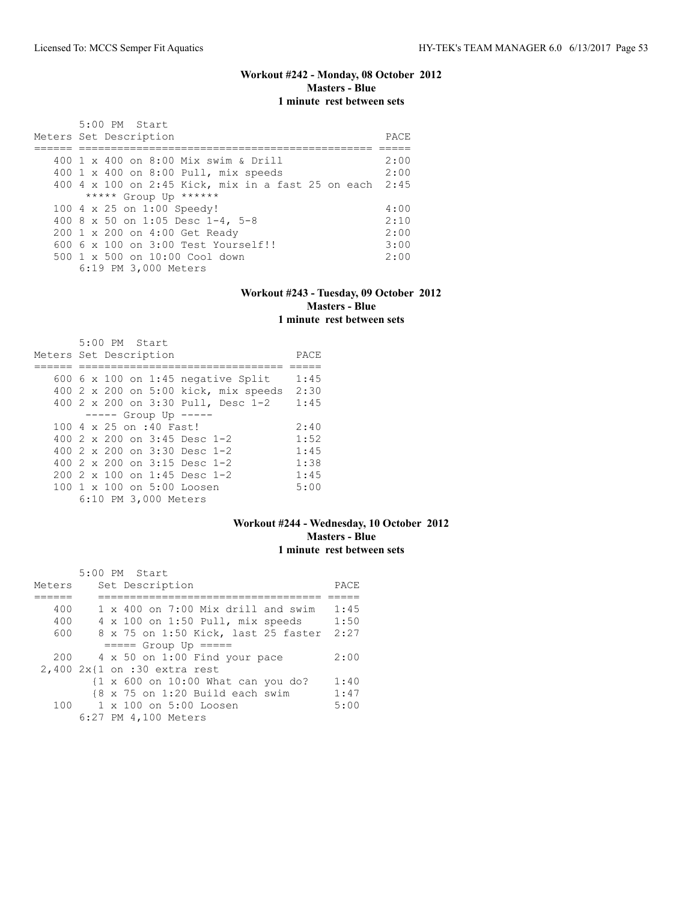## Workout #242 - Monday, 08 October 2012
**Masters - Blue**
**1 minute rest between sets**

5:00 PM Start

| Meters | Set Description | PACE |
|---|---|---|
| 400 | 1 x 400 on 8:00 Mix swim & Drill | 2:00 |
| 400 | 1 x 400 on 8:00 Pull, mix speeds | 2:00 |
| 400 | 4 x 100 on 2:45 Kick, mix in a fast 25 on each | 2:45 |
| | ***** Group Up ****** | |
| 100 | 4 x 25 on 1:00 Speedy! | 4:00 |
| 400 | 8 x 50 on 1:05 Desc 1-4, 5-8 | 2:10 |
| 200 | 1 x 200 on 4:00 Get Ready | 2:00 |
| 600 | 6 x 100 on 3:00 Test Yourself!! | 3:00 |
| 500 | 1 x 500 on 10:00 Cool down | 2:00 |

6:19 PM 3,000 Meters

## Workout #243 - Tuesday, 09 October 2012
**Masters - Blue**
**1 minute rest between sets**

5:00 PM Start

| Meters | Set Description | PACE |
|---|---|---|
| 600 | 6 x 100 on 1:45 negative Split | 1:45 |
| 400 | 2 x 200 on 5:00 kick, mix speeds | 2:30 |
| 400 | 2 x 200 on 3:30 Pull, Desc 1-2 | 1:45 |
| | ----- Group Up ----- | |
| 100 | 4 x 25 on :40 Fast! | 2:40 |
| 400 | 2 x 200 on 3:45 Desc 1-2 | 1:52 |
| 400 | 2 x 200 on 3:30 Desc 1-2 | 1:45 |
| 400 | 2 x 200 on 3:15 Desc 1-2 | 1:38 |
| 200 | 2 x 100 on 1:45 Desc 1-2 | 1:45 |
| 100 | 1 x 100 on 5:00 Loosen | 5:00 |

6:10 PM 3,000 Meters

## Workout #244 - Wednesday, 10 October 2012
**Masters - Blue**
**1 minute rest between sets**

5:00 PM Start

| Meters | Set Description | PACE |
|---|---|---|
| 400 | 1 x 400 on 7:00 Mix drill and swim | 1:45 |
| 400 | 4 x 100 on 1:50 Pull, mix speeds | 1:50 |
| 600 | 8 x 75 on 1:50 Kick, last 25 faster | 2:27 |
| | ===== Group Up ===== | |
| 200 | 4 x 50 on 1:00 Find your pace | 2:00 |
| 2,400 | 2x{1 on :30 extra rest | |
| | {1 x 600 on 10:00 What can you do? | 1:40 |
| | {8 x 75 on 1:20 Build each swim | 1:47 |
| 100 | 1 x 100 on 5:00 Loosen | 5:00 |

6:27 PM 4,100 Meters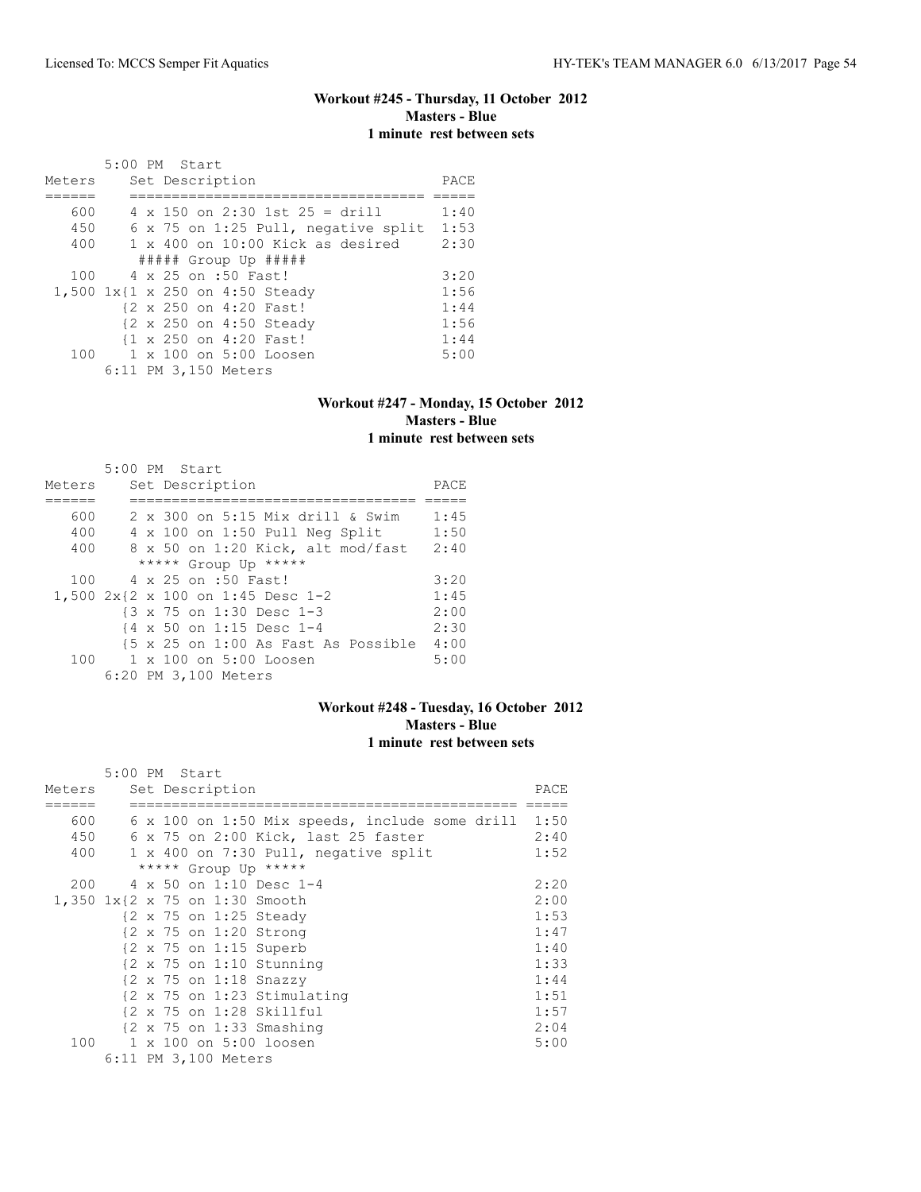### Workout #245 - Thursday, 11 October 2012
**Masters - Blue**
**1 minute rest between sets**

```
       5:00 PM  Start
Meters     Set Description                     PACE
======     ==================================  =====
   600     4 x 150 on 2:30 1st 25 = drill      1:40
   450     6 x 75 on 1:25 Pull, negative split  1:53
   400     1 x 400 on 10:00 Kick as desired     2:30
           ##### Group Up #####
   100     4 x 25 on :50 Fast!                 3:20
 1,500 1x{1 x 250 on 4:50 Steady               1:56
         {2 x 250 on 4:20 Fast!                1:44
         {2 x 250 on 4:50 Steady               1:56
         {1 x 250 on 4:20 Fast!                1:44
   100     1 x 100 on 5:00 Loosen              5:00
       6:11 PM 3,150 Meters
```

### Workout #247 - Monday, 15 October 2012
**Masters - Blue**
**1 minute rest between sets**

```
       5:00 PM  Start
Meters     Set Description                    PACE
======     =================================  =====
   600     2 x 300 on 5:15 Mix drill & Swim    1:45
   400     4 x 100 on 1:50 Pull Neg Split      1:50
   400     8 x 50 on 1:20 Kick, alt mod/fast   2:40
           ***** Group Up *****
   100     4 x 25 on :50 Fast!                3:20
 1,500 2x{2 x 100 on 1:45 Desc 1-2            1:45
         {3 x 75 on 1:30 Desc 1-3             2:00
         {4 x 50 on 1:15 Desc 1-4             2:30
         {5 x 25 on 1:00 As Fast As Possible  4:00
   100     1 x 100 on 5:00 Loosen             5:00
       6:20 PM 3,100 Meters
```

### Workout #248 - Tuesday, 16 October 2012
**Masters - Blue**
**1 minute rest between sets**

```
       5:00 PM  Start
Meters     Set Description                                PACE
======     =============================================  =====
   600     6 x 100 on 1:50 Mix speeds, include some drill  1:50
   450     6 x 75 on 2:00 Kick, last 25 faster            2:40
   400     1 x 400 on 7:30 Pull, negative split           1:52
           ***** Group Up *****
   200     4 x 50 on 1:10 Desc 1-4                        2:20
 1,350 1x{2 x 75 on 1:30 Smooth                           2:00
         {2 x 75 on 1:25 Steady                           1:53
         {2 x 75 on 1:20 Strong                           1:47
         {2 x 75 on 1:15 Superb                           1:40
         {2 x 75 on 1:10 Stunning                         1:33
         {2 x 75 on 1:18 Snazzy                           1:44
         {2 x 75 on 1:23 Stimulating                      1:51
         {2 x 75 on 1:28 Skillful                         1:57
         {2 x 75 on 1:33 Smashing                         2:04
   100     1 x 100 on 5:00 loosen                         5:00
       6:11 PM 3,100 Meters
```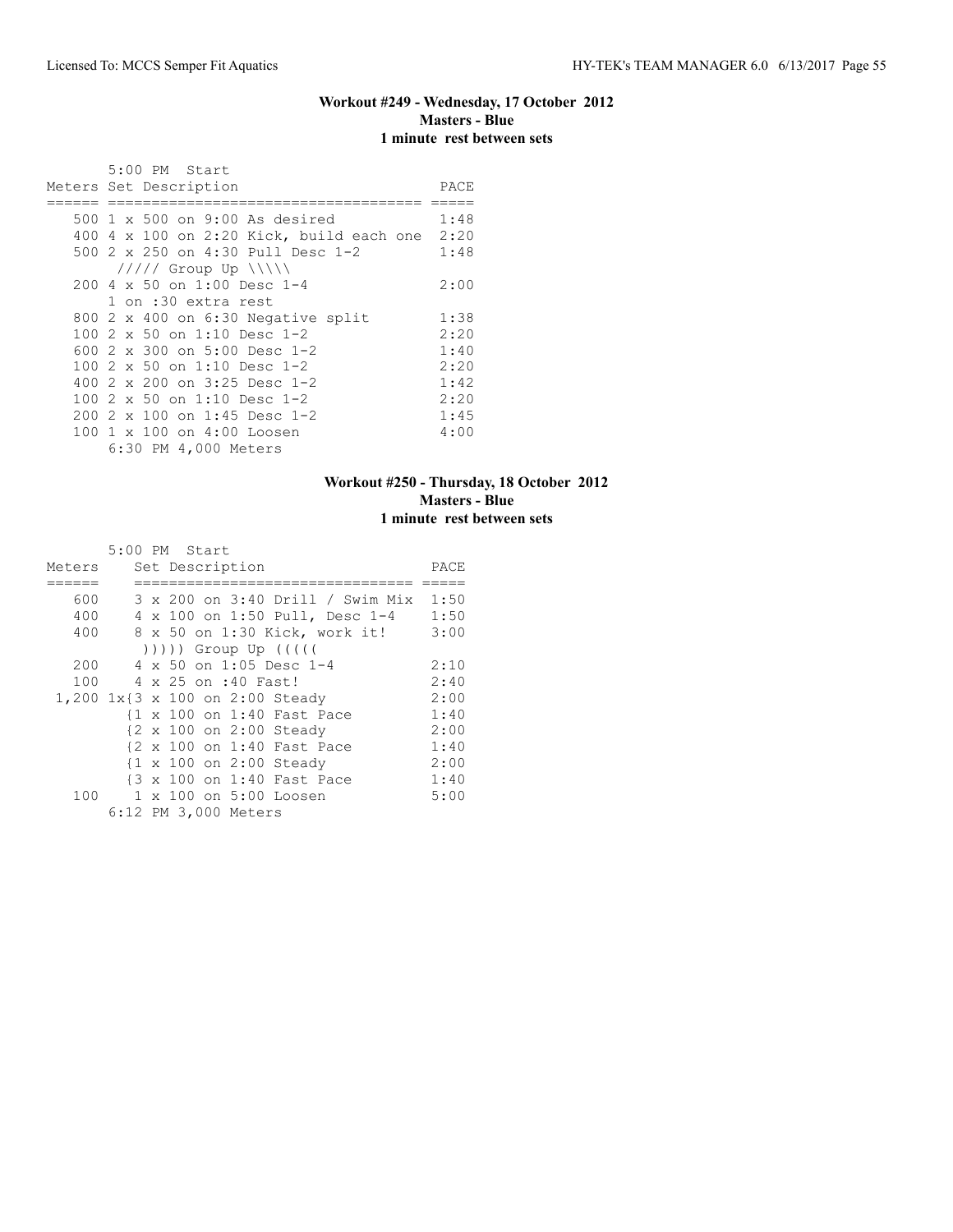### Workout #249 - Wednesday, 17 October 2012
### Masters - Blue
### 1 minute rest between sets

```
       5:00 PM  Start
Meters Set Description                       PACE
====== ===================================  =====
   500 1 x 500 on 9:00 As desired            1:48
   400 4 x 100 on 2:20 Kick, build each one  2:20
   500 2 x 250 on 4:30 Pull Desc 1-2         1:48
       ///// Group Up \\\\\
   200 4 x 50 on 1:00 Desc 1-4               2:00
       1 on :30 extra rest
   800 2 x 400 on 6:30 Negative split        1:38
   100 2 x 50 on 1:10 Desc 1-2               2:20
   600 2 x 300 on 5:00 Desc 1-2              1:40
   100 2 x 50 on 1:10 Desc 1-2               2:20
   400 2 x 200 on 3:25 Desc 1-2              1:42
   100 2 x 50 on 1:10 Desc 1-2               2:20
   200 2 x 100 on 1:45 Desc 1-2              1:45
   100 1 x 100 on 4:00 Loosen                4:00
       6:30 PM 4,000 Meters
```

### Workout #250 - Thursday, 18 October 2012
### Masters - Blue
### 1 minute rest between sets

```
       5:00 PM  Start
Meters    Set Description                    PACE
======    ================================  =====
   600    3 x 200 on 3:40 Drill / Swim Mix  1:50
   400    4 x 100 on 1:50 Pull, Desc 1-4    1:50
   400    8 x 50 on 1:30 Kick, work it!     3:00
           ))))) Group Up (((((
   200    4 x 50 on 1:05 Desc 1-4           2:10
   100    4 x 25 on :40 Fast!               2:40
 1,200 1x{3 x 100 on 2:00 Steady            2:00
         {1 x 100 on 1:40 Fast Pace         1:40
         {2 x 100 on 2:00 Steady            2:00
         {2 x 100 on 1:40 Fast Pace         1:40
         {1 x 100 on 2:00 Steady            2:00
         {3 x 100 on 1:40 Fast Pace         1:40
   100    1 x 100 on 5:00 Loosen            5:00
       6:12 PM 3,000 Meters
```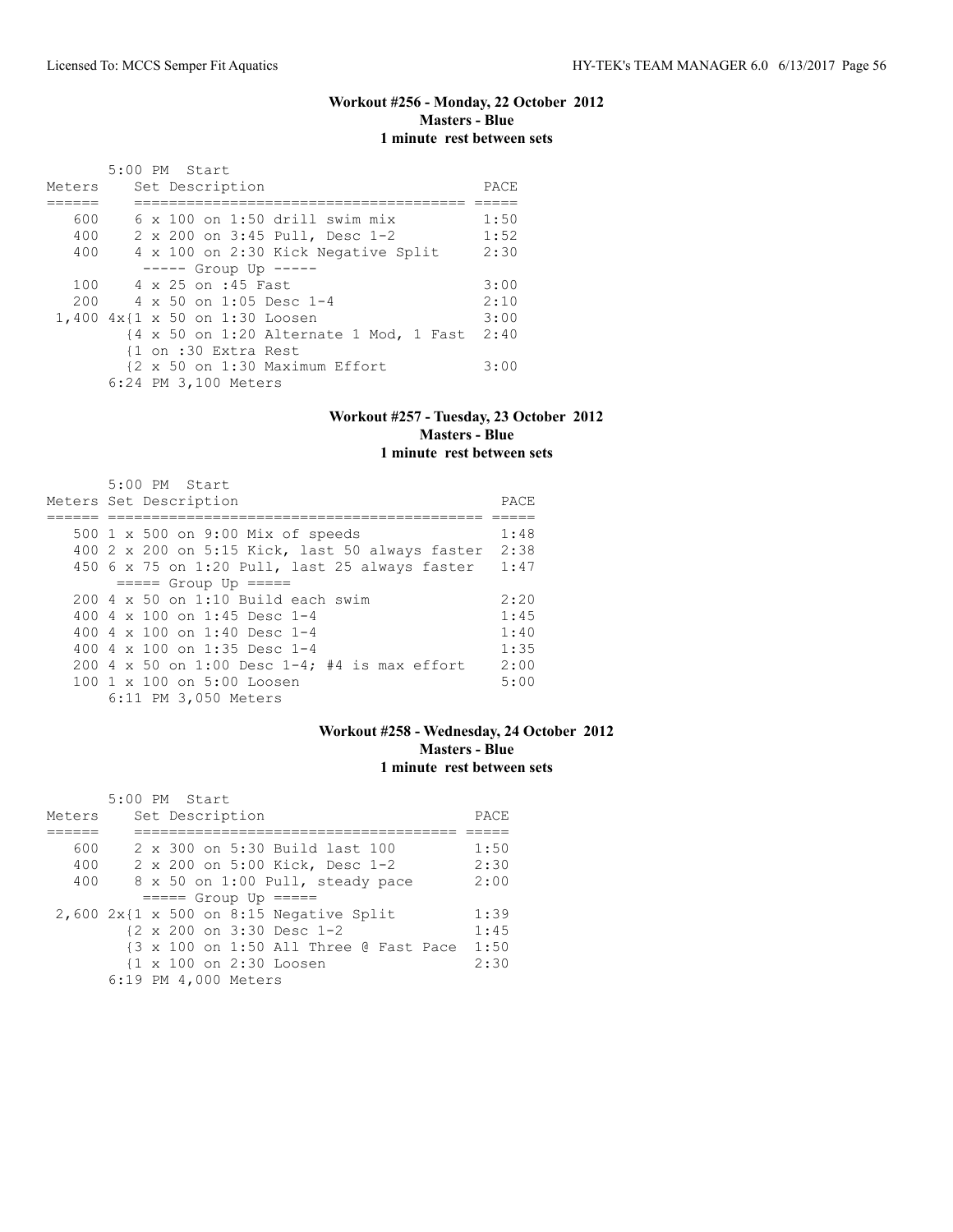## Workout #256 - Monday, 22 October 2012
### Masters - Blue
### 1 minute rest between sets

```
       5:00 PM  Start
Meters     Set Description                         PACE
======     ====================================== =====
   600     6 x 100 on 1:50 drill swim mix          1:50
   400     2 x 200 on 3:45 Pull, Desc 1-2          1:52
   400     4 x 100 on 2:30 Kick Negative Split     2:30
            ----- Group Up -----
   100     4 x 25 on :45 Fast                      3:00
   200     4 x 50 on 1:05 Desc 1-4                 2:10
 1,400 4x{1 x 50 on 1:30 Loosen                    3:00
         {4 x 50 on 1:20 Alternate 1 Mod, 1 Fast  2:40
         {1 on :30 Extra Rest
         {2 x 50 on 1:30 Maximum Effort            3:00
       6:24 PM 3,100 Meters
```

## Workout #257 - Tuesday, 23 October 2012
### Masters - Blue
### 1 minute rest between sets

```
       5:00 PM  Start
Meters Set Description                                  PACE
====== ============================================= =====
   500 1 x 500 on 9:00 Mix of speeds                    1:48
   400 2 x 200 on 5:15 Kick, last 50 always faster     2:38
   450 6 x 75 on 1:20 Pull, last 25 always faster      1:47
       ===== Group Up =====
   200 4 x 50 on 1:10 Build each swim                   2:20
   400 4 x 100 on 1:45 Desc 1-4                         1:45
   400 4 x 100 on 1:40 Desc 1-4                         1:40
   400 4 x 100 on 1:35 Desc 1-4                         1:35
   200 4 x 50 on 1:00 Desc 1-4; #4 is max effort       2:00
   100 1 x 100 on 5:00 Loosen                           5:00
       6:11 PM 3,050 Meters
```

## Workout #258 - Wednesday, 24 October 2012
### Masters - Blue
### 1 minute rest between sets

```
       5:00 PM  Start
Meters     Set Description                         PACE
======     ====================================== =====
   600     2 x 300 on 5:30 Build last 100          1:50
   400     2 x 200 on 5:00 Kick, Desc 1-2          2:30
   400     8 x 50 on 1:00 Pull, steady pace        2:00
            ===== Group Up =====
 2,600 2x{1 x 500 on 8:15 Negative Split           1:39
         {2 x 200 on 3:30 Desc 1-2                 1:45
         {3 x 100 on 1:50 All Three @ Fast Pace    1:50
         {1 x 100 on 2:30 Loosen                   2:30
       6:19 PM 4,000 Meters
```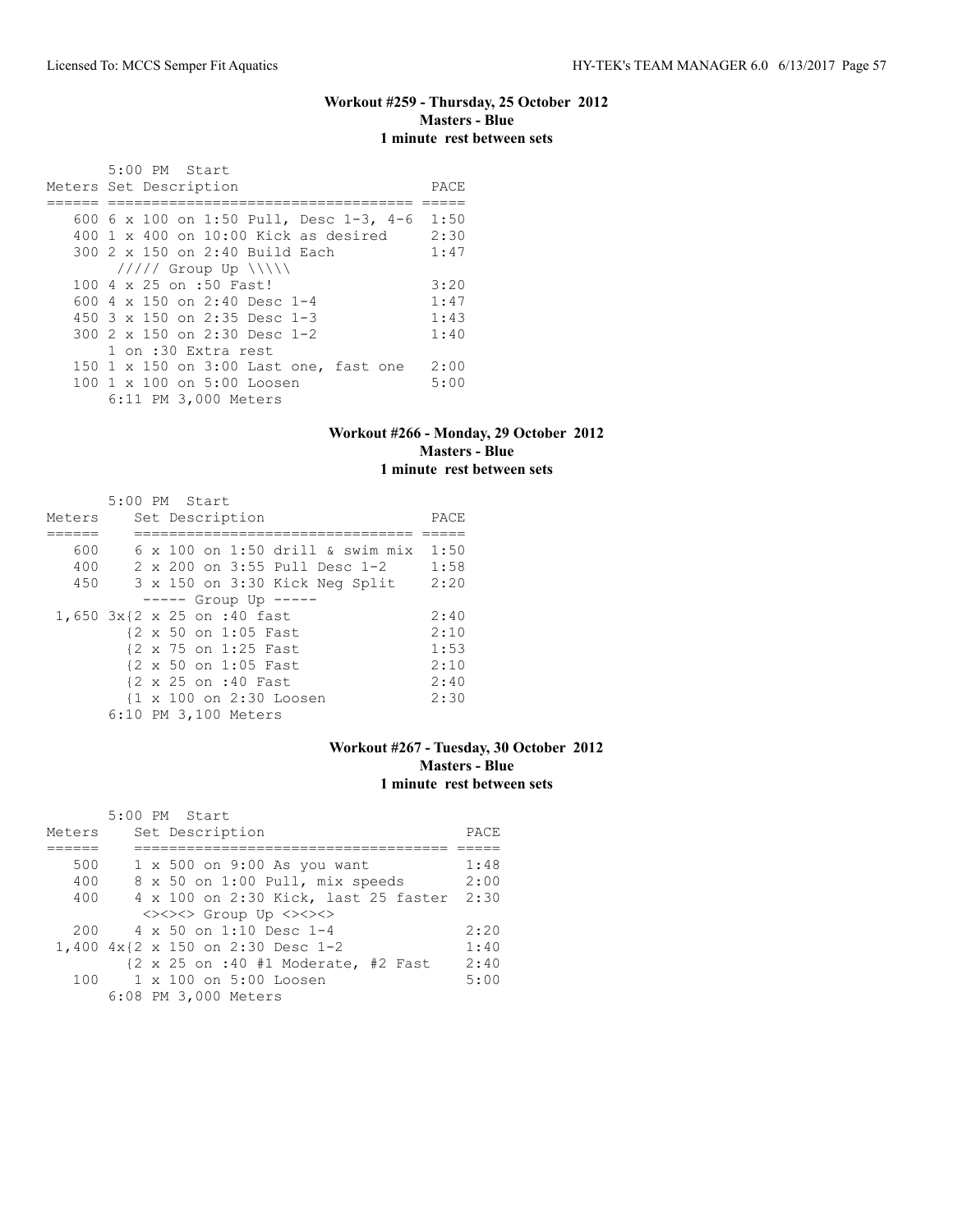### Workout #259 - Thursday, 25 October 2012
**Masters - Blue**
**1 minute rest between sets**

5:00 PM Start

| Meters | Set Description | PACE |
|---|---|---|
| 600 | 6 x 100 on 1:50 Pull, Desc 1-3, 4-6 | 1:50 |
| 400 | 1 x 400 on 10:00 Kick as desired | 2:30 |
| 300 | 2 x 150 on 2:40 Build Each | 1:47 |
| | ///// Group Up \\\\\ | |
| 100 | 4 x 25 on :50 Fast! | 3:20 |
| 600 | 4 x 150 on 2:40 Desc 1-4 | 1:47 |
| 450 | 3 x 150 on 2:35 Desc 1-3 | 1:43 |
| 300 | 2 x 150 on 2:30 Desc 1-2 | 1:40 |
| | 1 on :30 Extra rest | |
| 150 | 1 x 150 on 3:00 Last one, fast one | 2:00 |
| 100 | 1 x 100 on 5:00 Loosen | 5:00 |

6:11 PM 3,000 Meters

### Workout #266 - Monday, 29 October 2012
**Masters - Blue**
**1 minute rest between sets**

5:00 PM Start

| Meters | Set Description | PACE |
|---|---|---|
| 600 | 6 x 100 on 1:50 drill & swim mix | 1:50 |
| 400 | 2 x 200 on 3:55 Pull Desc 1-2 | 1:58 |
| 450 | 3 x 150 on 3:30 Kick Neg Split | 2:20 |
| | ----- Group Up ----- | |
| 1,650 | 3x{2 x 25 on :40 fast | 2:40 |
| | {2 x 50 on 1:05 Fast | 2:10 |
| | {2 x 75 on 1:25 Fast | 1:53 |
| | {2 x 50 on 1:05 Fast | 2:10 |
| | {2 x 25 on :40 Fast | 2:40 |
| | {1 x 100 on 2:30 Loosen | 2:30 |

6:10 PM 3,100 Meters

### Workout #267 - Tuesday, 30 October 2012
**Masters - Blue**
**1 minute rest between sets**

5:00 PM Start

| Meters | Set Description | PACE |
|---|---|---|
| 500 | 1 x 500 on 9:00 As you want | 1:48 |
| 400 | 8 x 50 on 1:00 Pull, mix speeds | 2:00 |
| 400 | 4 x 100 on 2:30 Kick, last 25 faster | 2:30 |
| | <><><> Group Up <><><> | |
| 200 | 4 x 50 on 1:10 Desc 1-4 | 2:20 |
| 1,400 | 4x{2 x 150 on 2:30 Desc 1-2 | 1:40 |
| | {2 x 25 on :40 #1 Moderate, #2 Fast | 2:40 |
| 100 | 1 x 100 on 5:00 Loosen | 5:00 |

6:08 PM 3,000 Meters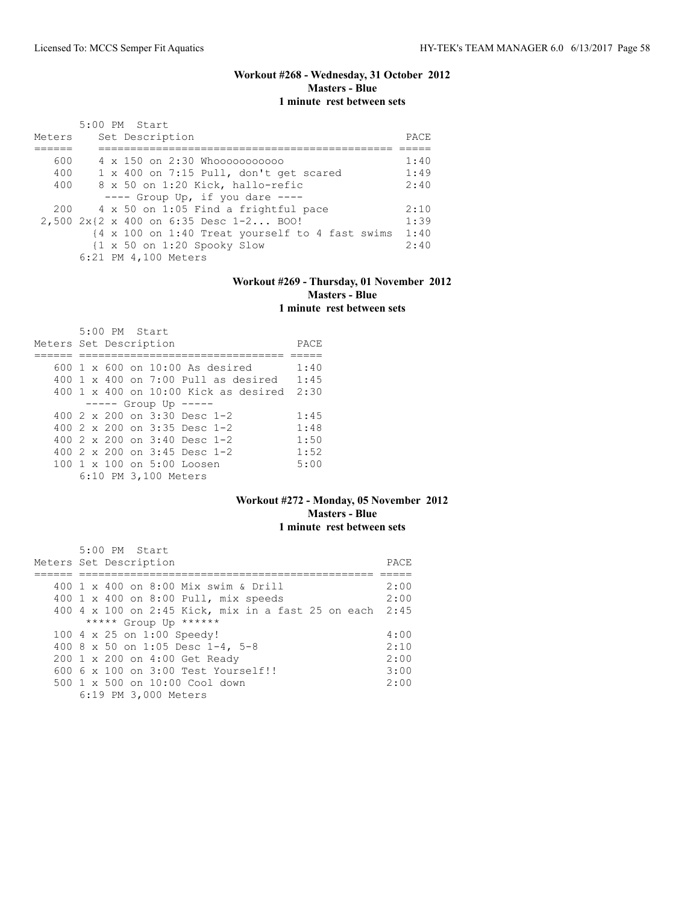### Workout #268 - Wednesday, 31 October 2012
**Masters - Blue**
**1 minute rest between sets**

5:00 PM Start

| Meters | Set Description | PACE |
|---|---|---|
| 600 | 4 x 150 on 2:30 Whoooooooooo | 1:40 |
| 400 | 1 x 400 on 7:15 Pull, don't get scared | 1:49 |
| 400 | 8 x 50 on 1:20 Kick, hallo-refic | 2:40 |
| | ---- Group Up, if you dare ---- | |
| 200 | 4 x 50 on 1:05 Find a frightful pace | 2:10 |
| 2,500 | 2x{2 x 400 on 6:35 Desc 1-2... BOO! | 1:39 |
| | {4 x 100 on 1:40 Treat yourself to 4 fast swims | 1:40 |
| | {1 x 50 on 1:20 Spooky Slow | 2:40 |

6:21 PM 4,100 Meters

### Workout #269 - Thursday, 01 November 2012
**Masters - Blue**
**1 minute rest between sets**

5:00 PM Start

| Meters | Set Description | PACE |
|---|---|---|
| 600 | 1 x 600 on 10:00 As desired | 1:40 |
| 400 | 1 x 400 on 7:00 Pull as desired | 1:45 |
| 400 | 1 x 400 on 10:00 Kick as desired | 2:30 |
| | ----- Group Up ----- | |
| 400 | 2 x 200 on 3:30 Desc 1-2 | 1:45 |
| 400 | 2 x 200 on 3:35 Desc 1-2 | 1:48 |
| 400 | 2 x 200 on 3:40 Desc 1-2 | 1:50 |
| 400 | 2 x 200 on 3:45 Desc 1-2 | 1:52 |
| 100 | 1 x 100 on 5:00 Loosen | 5:00 |

6:10 PM 3,100 Meters

### Workout #272 - Monday, 05 November 2012
**Masters - Blue**
**1 minute rest between sets**

5:00 PM Start

| Meters | Set Description | PACE |
|---|---|---|
| 400 | 1 x 400 on 8:00 Mix swim & Drill | 2:00 |
| 400 | 1 x 400 on 8:00 Pull, mix speeds | 2:00 |
| 400 | 4 x 100 on 2:45 Kick, mix in a fast 25 on each | 2:45 |
| | ***** Group Up ****** | |
| 100 | 4 x 25 on 1:00 Speedy! | 4:00 |
| 400 | 8 x 50 on 1:05 Desc 1-4, 5-8 | 2:10 |
| 200 | 1 x 200 on 4:00 Get Ready | 2:00 |
| 600 | 6 x 100 on 3:00 Test Yourself!! | 3:00 |
| 500 | 1 x 500 on 10:00 Cool down | 2:00 |

6:19 PM 3,000 Meters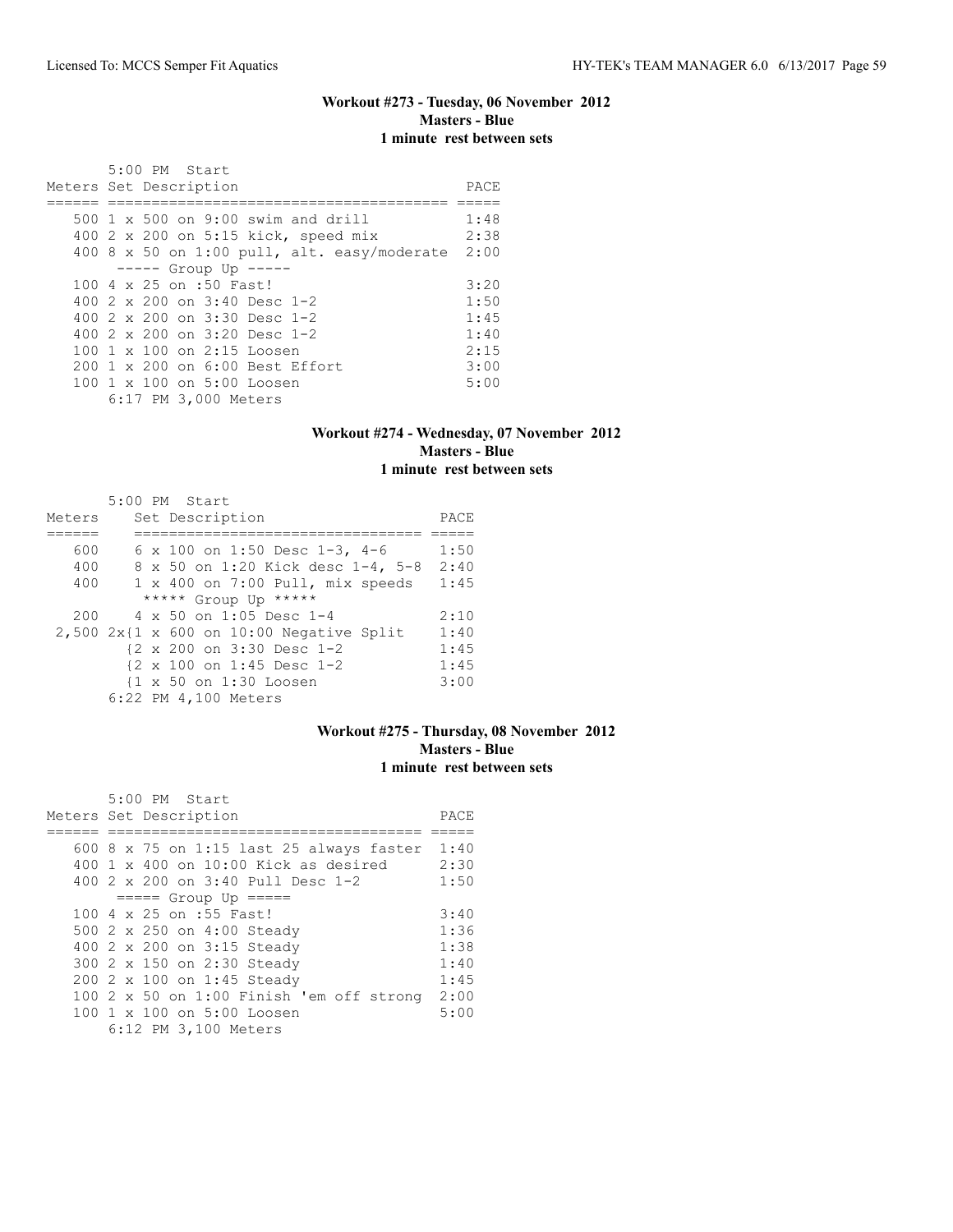### Workout #273 - Tuesday, 06 November 2012
**Masters - Blue**
**1 minute rest between sets**

5:00 PM Start

| Meters | Set Description | PACE |
|---|---|---|
| 500 | 1 x 500 on 9:00 swim and drill | 1:48 |
| 400 | 2 x 200 on 5:15 kick, speed mix | 2:38 |
| 400 | 8 x 50 on 1:00 pull, alt. easy/moderate | 2:00 |
| | ----- Group Up ----- | |
| 100 | 4 x 25 on :50 Fast! | 3:20 |
| 400 | 2 x 200 on 3:40 Desc 1-2 | 1:50 |
| 400 | 2 x 200 on 3:30 Desc 1-2 | 1:45 |
| 400 | 2 x 200 on 3:20 Desc 1-2 | 1:40 |
| 100 | 1 x 100 on 2:15 Loosen | 2:15 |
| 200 | 1 x 200 on 6:00 Best Effort | 3:00 |
| 100 | 1 x 100 on 5:00 Loosen | 5:00 |

6:17 PM 3,000 Meters

### Workout #274 - Wednesday, 07 November 2012
**Masters - Blue**
**1 minute rest between sets**

5:00 PM Start

| Meters | Set Description | PACE |
|---|---|---|
| 600 | 6 x 100 on 1:50 Desc 1-3, 4-6 | 1:50 |
| 400 | 8 x 50 on 1:20 Kick desc 1-4, 5-8 | 2:40 |
| 400 | 1 x 400 on 7:00 Pull, mix speeds | 1:45 |
| | ***** Group Up ***** | |
| 200 | 4 x 50 on 1:05 Desc 1-4 | 2:10 |
| 2,500 | 2x{1 x 600 on 10:00 Negative Split | 1:40 |
| | {2 x 200 on 3:30 Desc 1-2 | 1:45 |
| | {2 x 100 on 1:45 Desc 1-2 | 1:45 |
| | {1 x 50 on 1:30 Loosen | 3:00 |

6:22 PM 4,100 Meters

### Workout #275 - Thursday, 08 November 2012
**Masters - Blue**
**1 minute rest between sets**

5:00 PM Start

| Meters | Set Description | PACE |
|---|---|---|
| 600 | 8 x 75 on 1:15 last 25 always faster | 1:40 |
| 400 | 1 x 400 on 10:00 Kick as desired | 2:30 |
| 400 | 2 x 200 on 3:40 Pull Desc 1-2 | 1:50 |
| | ===== Group Up ===== | |
| 100 | 4 x 25 on :55 Fast! | 3:40 |
| 500 | 2 x 250 on 4:00 Steady | 1:36 |
| 400 | 2 x 200 on 3:15 Steady | 1:38 |
| 300 | 2 x 150 on 2:30 Steady | 1:40 |
| 200 | 2 x 100 on 1:45 Steady | 1:45 |
| 100 | 2 x 50 on 1:00 Finish 'em off strong | 2:00 |
| 100 | 1 x 100 on 5:00 Loosen | 5:00 |

6:12 PM 3,100 Meters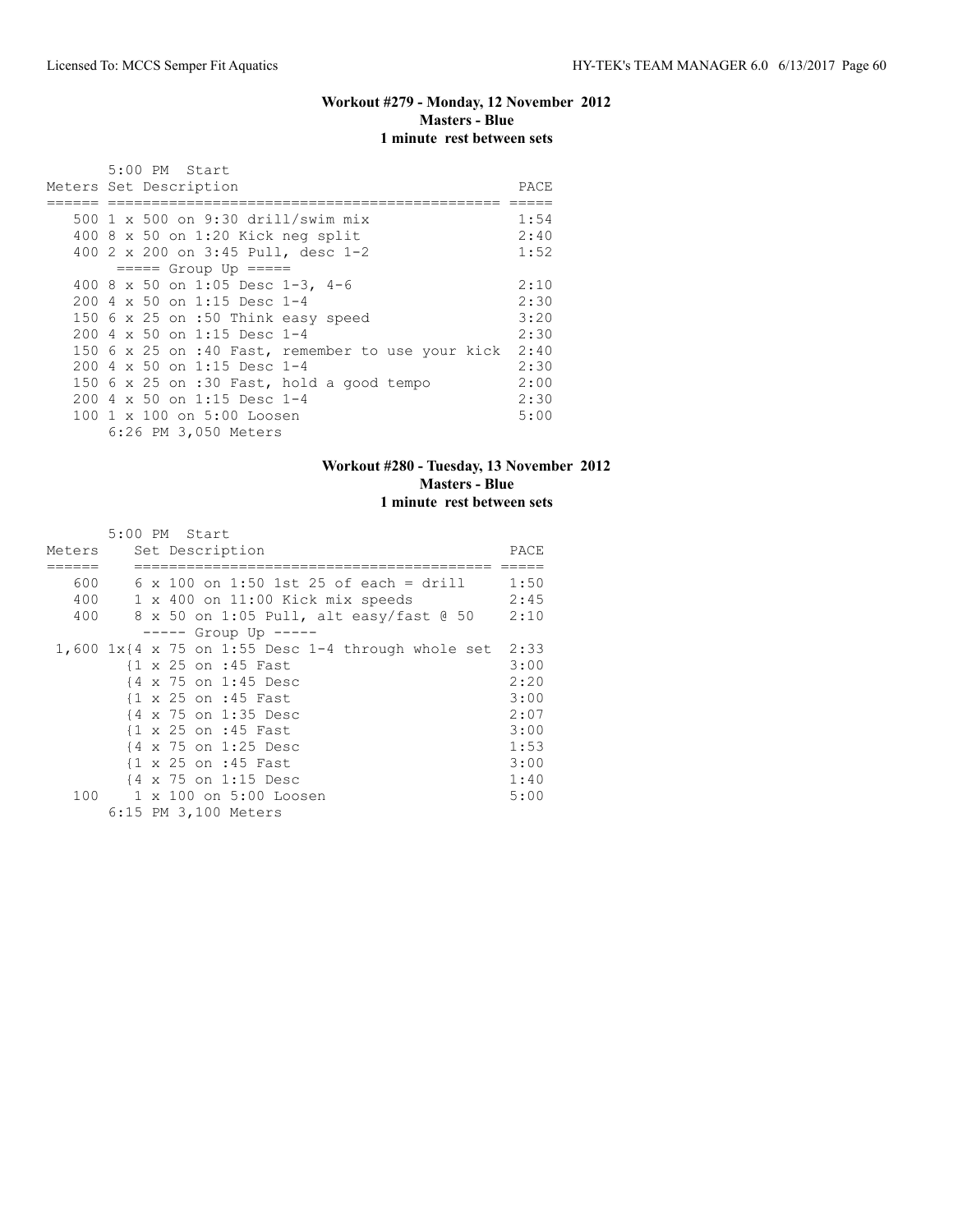### Workout #279 - Monday, 12 November 2012
### Masters - Blue
### 1 minute rest between sets

5:00 PM Start

| Meters | Set Description | PACE |
|---|---|---|
| 500 | 1 x 500 on 9:30 drill/swim mix | 1:54 |
| 400 | 8 x 50 on 1:20 Kick neg split | 2:40 |
| 400 | 2 x 200 on 3:45 Pull, desc 1-2 | 1:52 |
| | ===== Group Up ===== | |
| 400 | 8 x 50 on 1:05 Desc 1-3, 4-6 | 2:10 |
| 200 | 4 x 50 on 1:15 Desc 1-4 | 2:30 |
| 150 | 6 x 25 on :50 Think easy speed | 3:20 |
| 200 | 4 x 50 on 1:15 Desc 1-4 | 2:30 |
| 150 | 6 x 25 on :40 Fast, remember to use your kick | 2:40 |
| 200 | 4 x 50 on 1:15 Desc 1-4 | 2:30 |
| 150 | 6 x 25 on :30 Fast, hold a good tempo | 2:00 |
| 200 | 4 x 50 on 1:15 Desc 1-4 | 2:30 |
| 100 | 1 x 100 on 5:00 Loosen | 5:00 |

6:26 PM 3,050 Meters

### Workout #280 - Tuesday, 13 November 2012
### Masters - Blue
### 1 minute rest between sets

5:00 PM Start

| Meters | Set Description | PACE |
|---|---|---|
| 600 | 6 x 100 on 1:50 1st 25 of each = drill | 1:50 |
| 400 | 1 x 400 on 11:00 Kick mix speeds | 2:45 |
| 400 | 8 x 50 on 1:05 Pull, alt easy/fast @ 50 | 2:10 |
| | ----- Group Up ----- | |
| 1,600 | 1x{4 x 75 on 1:55 Desc 1-4 through whole set | 2:33 |
| | {1 x 25 on :45 Fast | 3:00 |
| | {4 x 75 on 1:45 Desc | 2:20 |
| | {1 x 25 on :45 Fast | 3:00 |
| | {4 x 75 on 1:35 Desc | 2:07 |
| | {1 x 25 on :45 Fast | 3:00 |
| | {4 x 75 on 1:25 Desc | 1:53 |
| | {1 x 25 on :45 Fast | 3:00 |
| | {4 x 75 on 1:15 Desc | 1:40 |
| 100 | 1 x 100 on 5:00 Loosen | 5:00 |

6:15 PM 3,100 Meters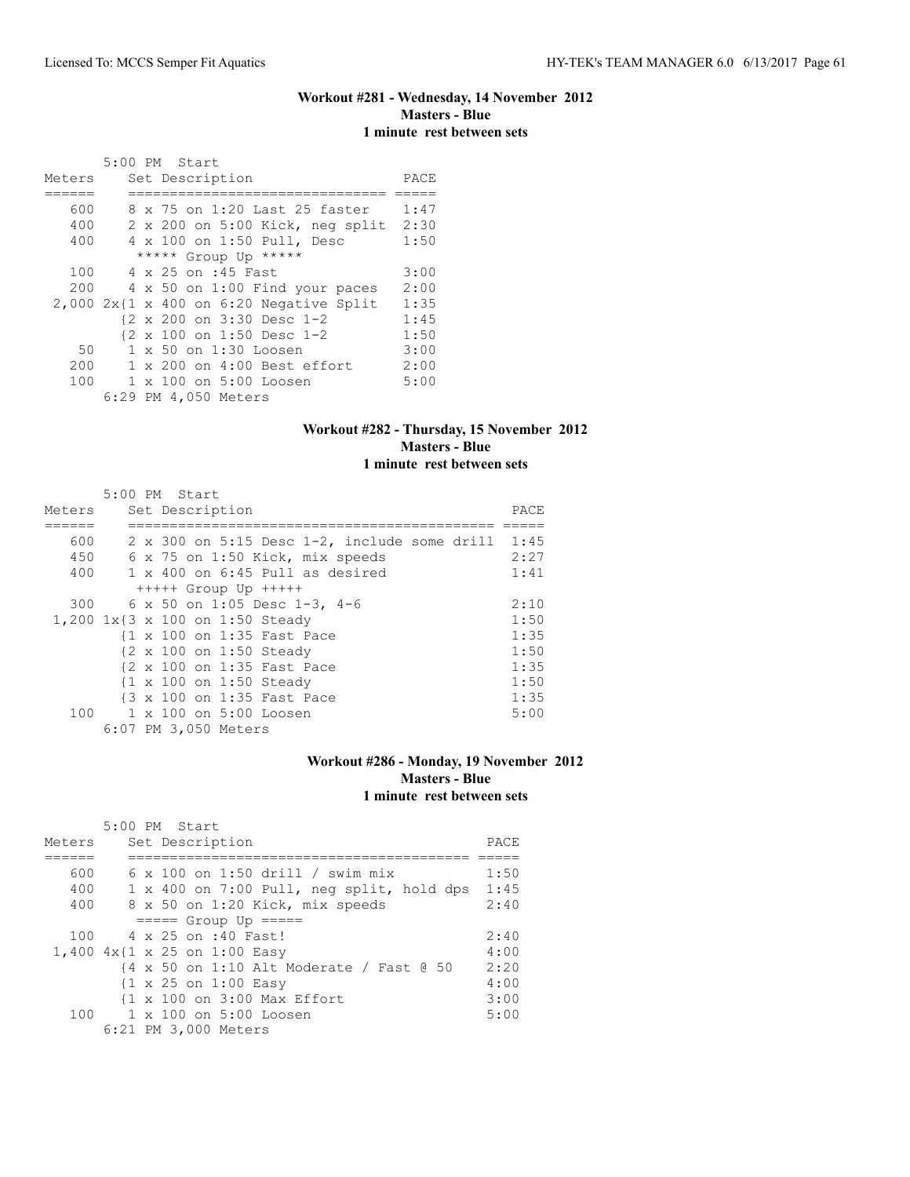### Workout #281 - Wednesday, 14 November 2012
**Masters - Blue**
**1 minute rest between sets**

```
       5:00 PM  Start
Meters     Set Description                  PACE
======     ============================== =====
   600     8 x 75 on 1:20 Last 25 faster    1:47
   400     2 x 200 on 5:00 Kick, neg split  2:30
   400     4 x 100 on 1:50 Pull, Desc       1:50
            ***** Group Up *****
   100     4 x 25 on :45 Fast               3:00
   200     4 x 50 on 1:00 Find your paces   2:00
 2,000 2x{1 x 400 on 6:20 Negative Split    1:35
         {2 x 200 on 3:30 Desc 1-2          1:45
         {2 x 100 on 1:50 Desc 1-2          1:50
    50     1 x 50 on 1:30 Loosen            3:00
   200     1 x 200 on 4:00 Best effort      2:00
   100     1 x 100 on 5:00 Loosen           5:00
       6:29 PM 4,050 Meters
```

### Workout #282 - Thursday, 15 November 2012
**Masters - Blue**
**1 minute rest between sets**

```
       5:00 PM  Start
Meters     Set Description                                PACE
======     ============================================ =====
   600     2 x 300 on 5:15 Desc 1-2, include some drill  1:45
   450     6 x 75 on 1:50 Kick, mix speeds               2:27
   400     1 x 400 on 6:45 Pull as desired               1:41
            +++++ Group Up +++++
   300     6 x 50 on 1:05 Desc 1-3, 4-6                  2:10
 1,200 1x{3 x 100 on 1:50 Steady                         1:50
         {1 x 100 on 1:35 Fast Pace                      1:35
         {2 x 100 on 1:50 Steady                         1:50
         {2 x 100 on 1:35 Fast Pace                      1:35
         {1 x 100 on 1:50 Steady                         1:50
         {3 x 100 on 1:35 Fast Pace                      1:35
   100     1 x 100 on 5:00 Loosen                        5:00
       6:07 PM 3,050 Meters
```

### Workout #286 - Monday, 19 November 2012
**Masters - Blue**
**1 minute rest between sets**

```
       5:00 PM  Start
Meters     Set Description                             PACE
======     ======================================== =====
   600     6 x 100 on 1:50 drill / swim mix           1:50
   400     1 x 400 on 7:00 Pull, neg split, hold dps  1:45
   400     8 x 50 on 1:20 Kick, mix speeds            2:40
            ===== Group Up =====
   100     4 x 25 on :40 Fast!                        2:40
 1,400 4x{1 x 25 on 1:00 Easy                         4:00
         {4 x 50 on 1:10 Alt Moderate / Fast @ 50     2:20
         {1 x 25 on 1:00 Easy                         4:00
         {1 x 100 on 3:00 Max Effort                  3:00
   100     1 x 100 on 5:00 Loosen                     5:00
       6:21 PM 3,000 Meters
```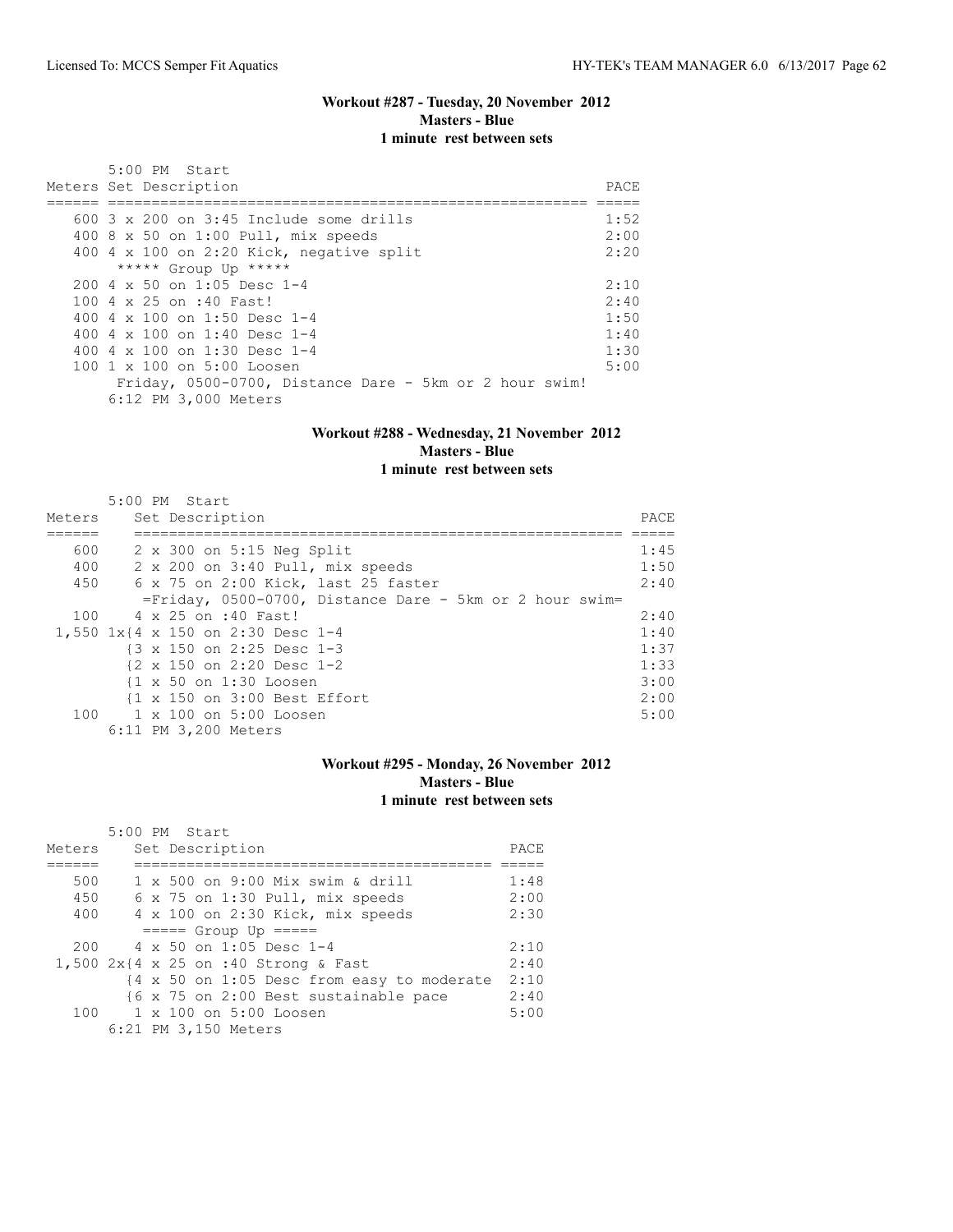### Workout #287 - Tuesday, 20 November 2012
**Masters - Blue**
**1 minute rest between sets**

5:00 PM Start

| Meters | Set Description | PACE |
|---|---|---|
| 600 | 3 x 200 on 3:45 Include some drills | 1:52 |
| 400 | 8 x 50 on 1:00 Pull, mix speeds | 2:00 |
| 400 | 4 x 100 on 2:20 Kick, negative split | 2:20 |
| | ***** Group Up ***** | |
| 200 | 4 x 50 on 1:05 Desc 1-4 | 2:10 |
| 100 | 4 x 25 on :40 Fast! | 2:40 |
| 400 | 4 x 100 on 1:50 Desc 1-4 | 1:50 |
| 400 | 4 x 100 on 1:40 Desc 1-4 | 1:40 |
| 400 | 4 x 100 on 1:30 Desc 1-4 | 1:30 |
| 100 | 1 x 100 on 5:00 Loosen | 5:00 |
| | Friday, 0500-0700, Distance Dare - 5km or 2 hour swim! | |

6:12 PM 3,000 Meters

### Workout #288 - Wednesday, 21 November 2012
**Masters - Blue**
**1 minute rest between sets**

5:00 PM Start

| Meters | Set Description | PACE |
|---|---|---|
| 600 | 2 x 300 on 5:15 Neg Split | 1:45 |
| 400 | 2 x 200 on 3:40 Pull, mix speeds | 1:50 |
| 450 | 6 x 75 on 2:00 Kick, last 25 faster | 2:40 |
| | =Friday, 0500-0700, Distance Dare - 5km or 2 hour swim= | |
| 100 | 4 x 25 on :40 Fast! | 2:40 |
| 1,550 | 1x{4 x 150 on 2:30 Desc 1-4 | 1:40 |
| | {3 x 150 on 2:25 Desc 1-3 | 1:37 |
| | {2 x 150 on 2:20 Desc 1-2 | 1:33 |
| | {1 x 50 on 1:30 Loosen | 3:00 |
| | {1 x 150 on 3:00 Best Effort | 2:00 |
| 100 | 1 x 100 on 5:00 Loosen | 5:00 |

6:11 PM 3,200 Meters

### Workout #295 - Monday, 26 November 2012
**Masters - Blue**
**1 minute rest between sets**

5:00 PM Start

| Meters | Set Description | PACE |
|---|---|---|
| 500 | 1 x 500 on 9:00 Mix swim & drill | 1:48 |
| 450 | 6 x 75 on 1:30 Pull, mix speeds | 2:00 |
| 400 | 4 x 100 on 2:30 Kick, mix speeds | 2:30 |
| | ===== Group Up ===== | |
| 200 | 4 x 50 on 1:05 Desc 1-4 | 2:10 |
| 1,500 | 2x{4 x 25 on :40 Strong & Fast | 2:40 |
| | {4 x 50 on 1:05 Desc from easy to moderate | 2:10 |
| | {6 x 75 on 2:00 Best sustainable pace | 2:40 |
| 100 | 1 x 100 on 5:00 Loosen | 5:00 |

6:21 PM 3,150 Meters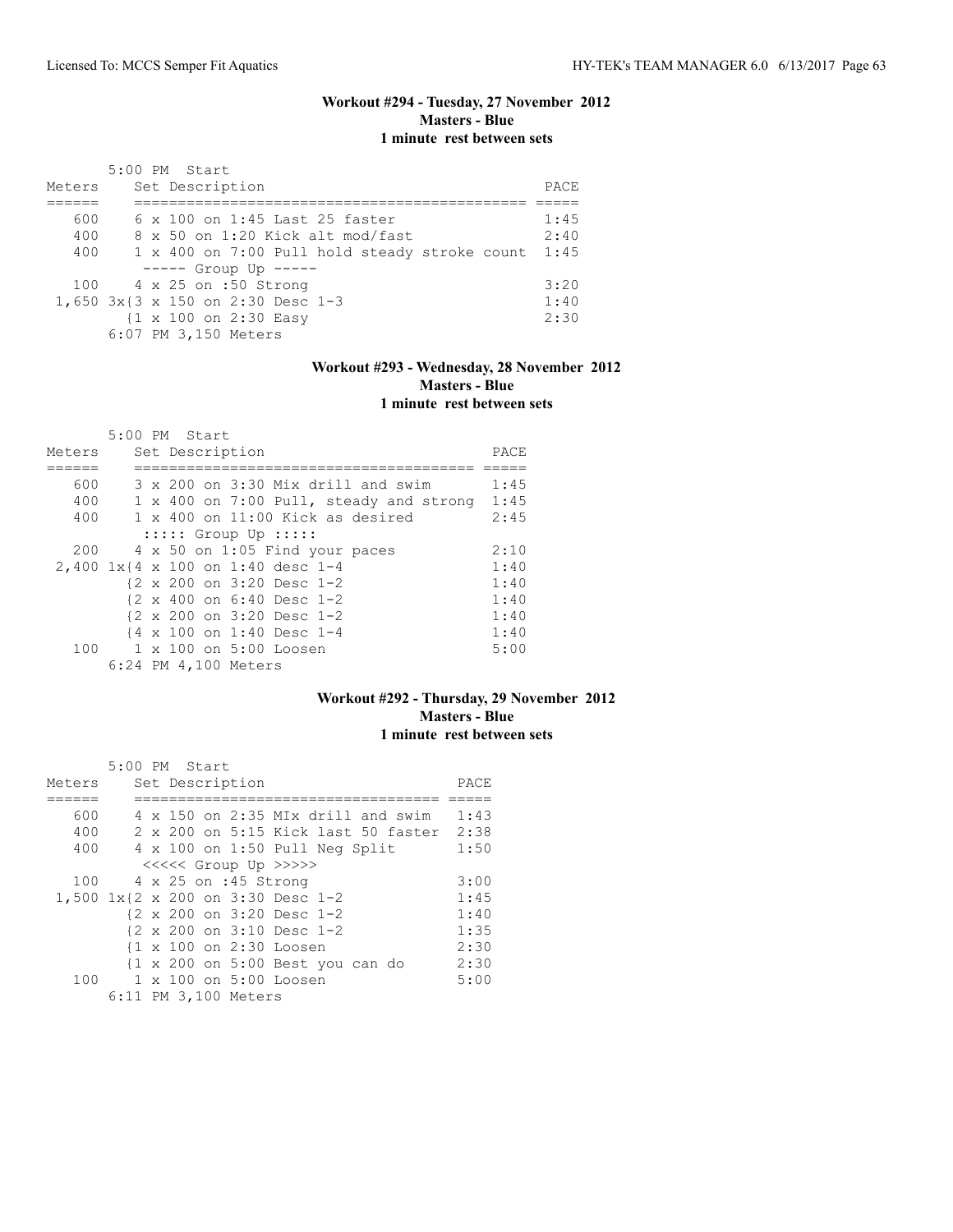## Workout #294 - Tuesday, 27 November 2012
**Masters - Blue**
**1 minute rest between sets**

```
       5:00 PM  Start
Meters     Set Description                                  PACE
======     ============================================  =====
   600     6 x 100 on 1:45 Last 25 faster                 1:45
   400     8 x 50 on 1:20 Kick alt mod/fast               2:40
   400     1 x 400 on 7:00 Pull hold steady stroke count  1:45
            ----- Group Up -----
   100     4 x 25 on :50 Strong                           3:20
 1,650 3x{3 x 150 on 2:30 Desc 1-3                        1:40
          {1 x 100 on 2:30 Easy                           2:30
       6:07 PM 3,150 Meters
```

## Workout #293 - Wednesday, 28 November 2012
**Masters - Blue**
**1 minute rest between sets**

```
       5:00 PM  Start
Meters     Set Description                            PACE
======     ======================================  =====
   600     3 x 200 on 3:30 Mix drill and swim       1:45
   400     1 x 400 on 7:00 Pull, steady and strong  1:45
   400     1 x 400 on 11:00 Kick as desired         2:45
            ::::: Group Up :::::
   200     4 x 50 on 1:05 Find your paces           2:10
 2,400 1x{4 x 100 on 1:40 desc 1-4                  1:40
          {2 x 200 on 3:20 Desc 1-2                 1:40
          {2 x 400 on 6:40 Desc 1-2                 1:40
          {2 x 200 on 3:20 Desc 1-2                 1:40
          {4 x 100 on 1:40 Desc 1-4                 1:40
   100     1 x 100 on 5:00 Loosen                   5:00
       6:24 PM 4,100 Meters
```

## Workout #292 - Thursday, 29 November 2012
**Masters - Blue**
**1 minute rest between sets**

```
       5:00 PM  Start
Meters     Set Description                        PACE
======     ==================================  =====
   600     4 x 150 on 2:35 MIx drill and swim   1:43
   400     2 x 200 on 5:15 Kick last 50 faster  2:38
   400     4 x 100 on 1:50 Pull Neg Split       1:50
            <<<<< Group Up >>>>>
   100     4 x 25 on :45 Strong                 3:00
 1,500 1x{2 x 200 on 3:30 Desc 1-2              1:45
          {2 x 200 on 3:20 Desc 1-2             1:40
          {2 x 200 on 3:10 Desc 1-2             1:35
          {1 x 100 on 2:30 Loosen               2:30
          {1 x 200 on 5:00 Best you can do      2:30
   100     1 x 100 on 5:00 Loosen               5:00
       6:11 PM 3,100 Meters
```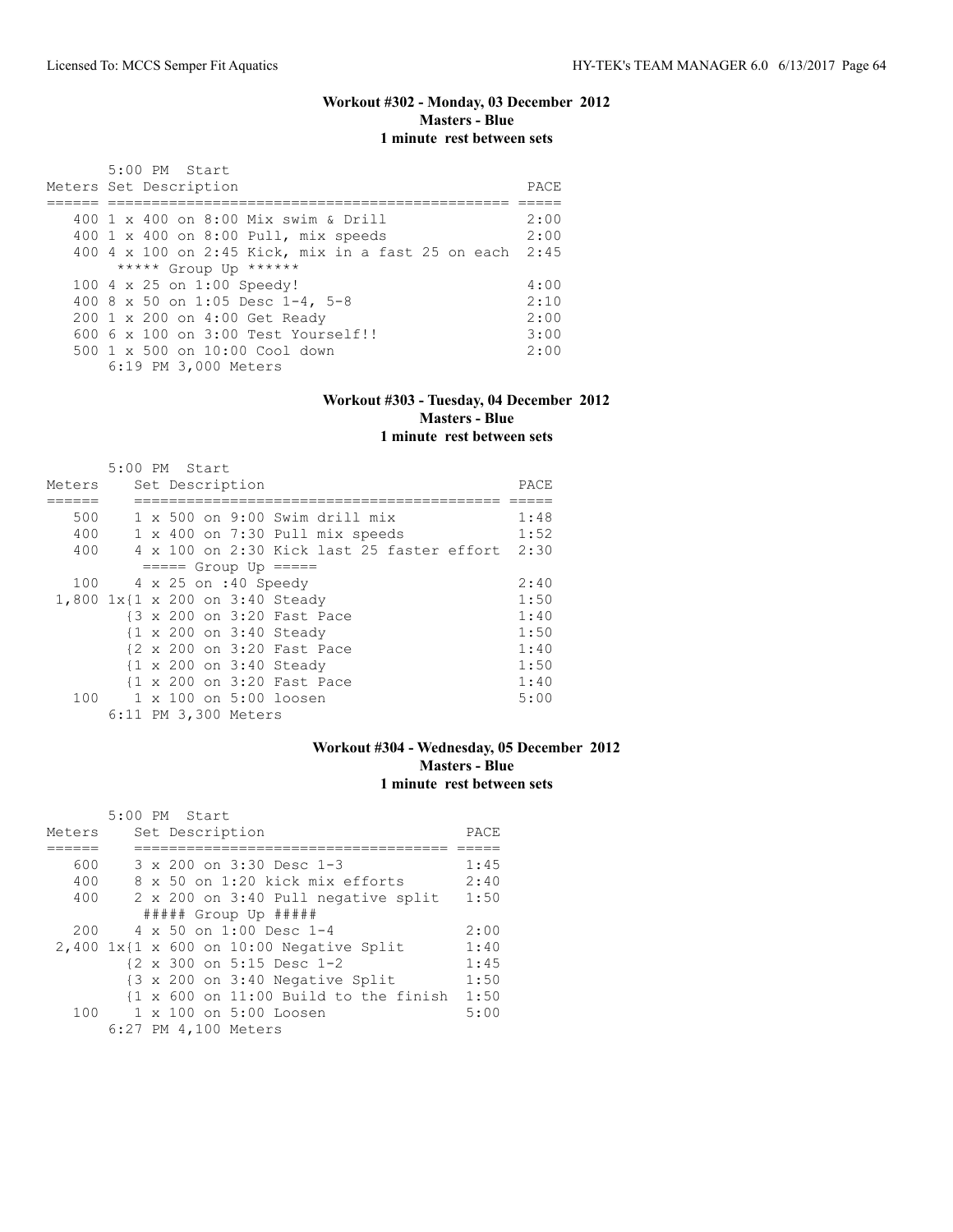### Workout #302 - Monday, 03 December 2012
**Masters - Blue**
**1 minute rest between sets**

5:00 PM Start

| Meters | Set Description | PACE |
|---|---|---|
| 400 | 1 x 400 on 8:00 Mix swim & Drill | 2:00 |
| 400 | 1 x 400 on 8:00 Pull, mix speeds | 2:00 |
| 400 | 4 x 100 on 2:45 Kick, mix in a fast 25 on each | 2:45 |
| | ***** Group Up ****** | |
| 100 | 4 x 25 on 1:00 Speedy! | 4:00 |
| 400 | 8 x 50 on 1:05 Desc 1-4, 5-8 | 2:10 |
| 200 | 1 x 200 on 4:00 Get Ready | 2:00 |
| 600 | 6 x 100 on 3:00 Test Yourself!! | 3:00 |
| 500 | 1 x 500 on 10:00 Cool down | 2:00 |
| | 6:19 PM 3,000 Meters | |

### Workout #303 - Tuesday, 04 December 2012
**Masters - Blue**
**1 minute rest between sets**

5:00 PM Start

| Meters | Set Description | PACE |
|---|---|---|
| 500 | 1 x 500 on 9:00 Swim drill mix | 1:48 |
| 400 | 1 x 400 on 7:30 Pull mix speeds | 1:52 |
| 400 | 4 x 100 on 2:30 Kick last 25 faster effort | 2:30 |
| | ===== Group Up ===== | |
| 100 | 4 x 25 on :40 Speedy | 2:40 |
| 1,800 | 1x{1 x 200 on 3:40 Steady | 1:50 |
| | {3 x 200 on 3:20 Fast Pace | 1:40 |
| | {1 x 200 on 3:40 Steady | 1:50 |
| | {2 x 200 on 3:20 Fast Pace | 1:40 |
| | {1 x 200 on 3:40 Steady | 1:50 |
| | {1 x 200 on 3:20 Fast Pace | 1:40 |
| 100 | 1 x 100 on 5:00 loosen | 5:00 |
| | 6:11 PM 3,300 Meters | |

### Workout #304 - Wednesday, 05 December 2012
**Masters - Blue**
**1 minute rest between sets**

5:00 PM Start

| Meters | Set Description | PACE |
|---|---|---|
| 600 | 3 x 200 on 3:30 Desc 1-3 | 1:45 |
| 400 | 8 x 50 on 1:20 kick mix efforts | 2:40 |
| 400 | 2 x 200 on 3:40 Pull negative split | 1:50 |
| | ##### Group Up ##### | |
| 200 | 4 x 50 on 1:00 Desc 1-4 | 2:00 |
| 2,400 | 1x{1 x 600 on 10:00 Negative Split | 1:40 |
| | {2 x 300 on 5:15 Desc 1-2 | 1:45 |
| | {3 x 200 on 3:40 Negative Split | 1:50 |
| | {1 x 600 on 11:00 Build to the finish | 1:50 |
| 100 | 1 x 100 on 5:00 Loosen | 5:00 |
| | 6:27 PM 4,100 Meters | |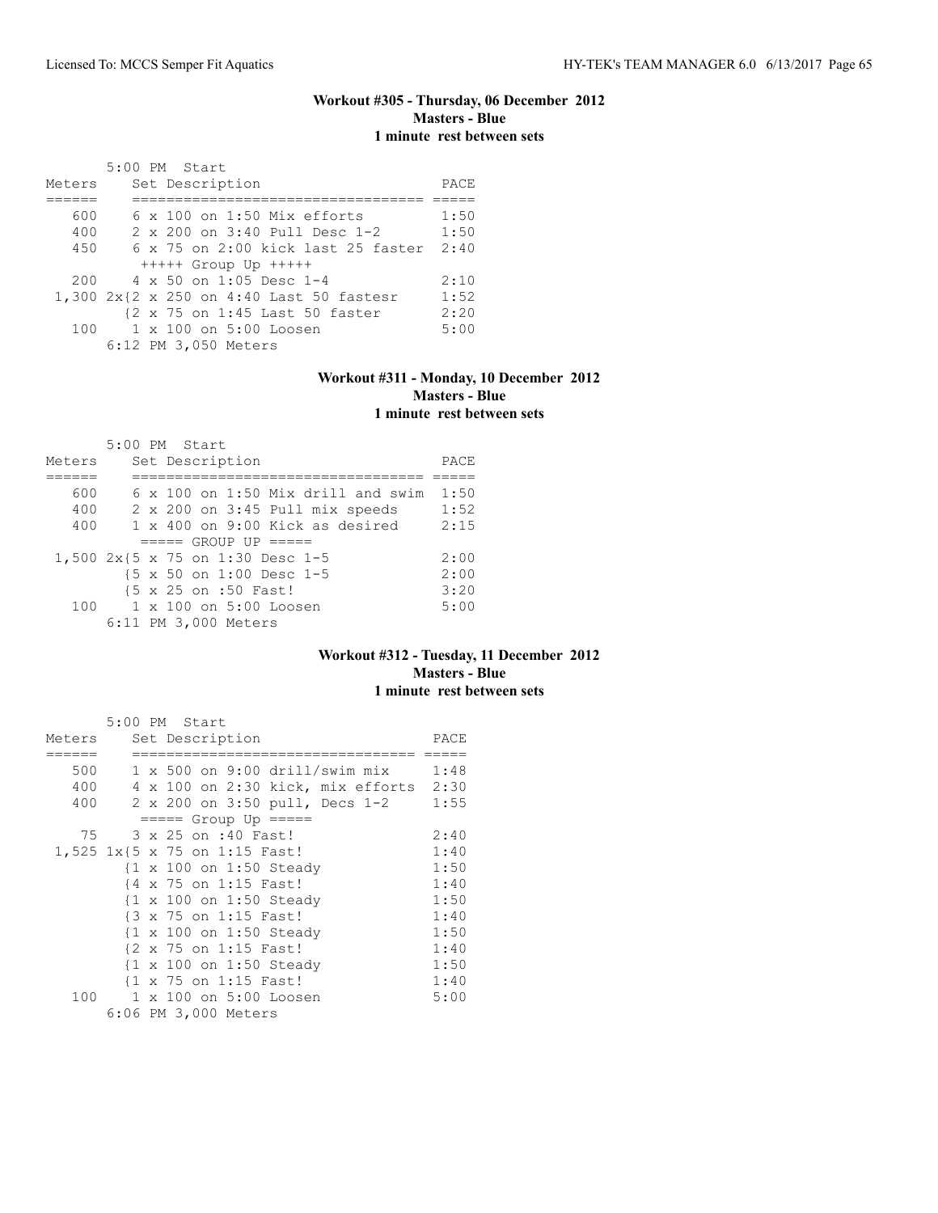### Workout #305 - Thursday, 06 December 2012
**Masters - Blue**
**1 minute rest between sets**

```
       5:00 PM  Start
Meters     Set Description                   PACE
======     ================================= =====
   600     6 x 100 on 1:50 Mix efforts        1:50
   400     2 x 200 on 3:40 Pull Desc 1-2      1:50
   450     6 x 75 on 2:00 kick last 25 faster  2:40
            +++++ Group Up +++++
   200     4 x 50 on 1:05 Desc 1-4            2:10
 1,300 2x{2 x 250 on 4:40 Last 50 fastesr     1:52
        {2 x 75 on 1:45 Last 50 faster        2:20
   100     1 x 100 on 5:00 Loosen             5:00
       6:12 PM 3,050 Meters
```

### Workout #311 - Monday, 10 December 2012
**Masters - Blue**
**1 minute rest between sets**

```
       5:00 PM  Start
Meters     Set Description                   PACE
======     ================================= =====
   600     6 x 100 on 1:50 Mix drill and swim  1:50
   400     2 x 200 on 3:45 Pull mix speeds    1:52
   400     1 x 400 on 9:00 Kick as desired    2:15
            ===== GROUP UP =====
 1,500 2x{5 x 75 on 1:30 Desc 1-5             2:00
        {5 x 50 on 1:00 Desc 1-5              2:00
        {5 x 25 on :50 Fast!                  3:20
   100     1 x 100 on 5:00 Loosen             5:00
       6:11 PM 3,000 Meters
```

### Workout #312 - Tuesday, 11 December 2012
**Masters - Blue**
**1 minute rest between sets**

```
       5:00 PM  Start
Meters     Set Description                   PACE
======     ================================= =====
   500     1 x 500 on 9:00 drill/swim mix     1:48
   400     4 x 100 on 2:30 kick, mix efforts  2:30
   400     2 x 200 on 3:50 pull, Decs 1-2     1:55
            ===== Group Up =====
    75     3 x 25 on :40 Fast!                2:40
 1,525 1x{5 x 75 on 1:15 Fast!                1:40
        {1 x 100 on 1:50 Steady               1:50
        {4 x 75 on 1:15 Fast!                 1:40
        {1 x 100 on 1:50 Steady               1:50
        {3 x 75 on 1:15 Fast!                 1:40
        {1 x 100 on 1:50 Steady               1:50
        {2 x 75 on 1:15 Fast!                 1:40
        {1 x 100 on 1:50 Steady               1:50
        {1 x 75 on 1:15 Fast!                 1:40
   100     1 x 100 on 5:00 Loosen             5:00
       6:06 PM 3,000 Meters
```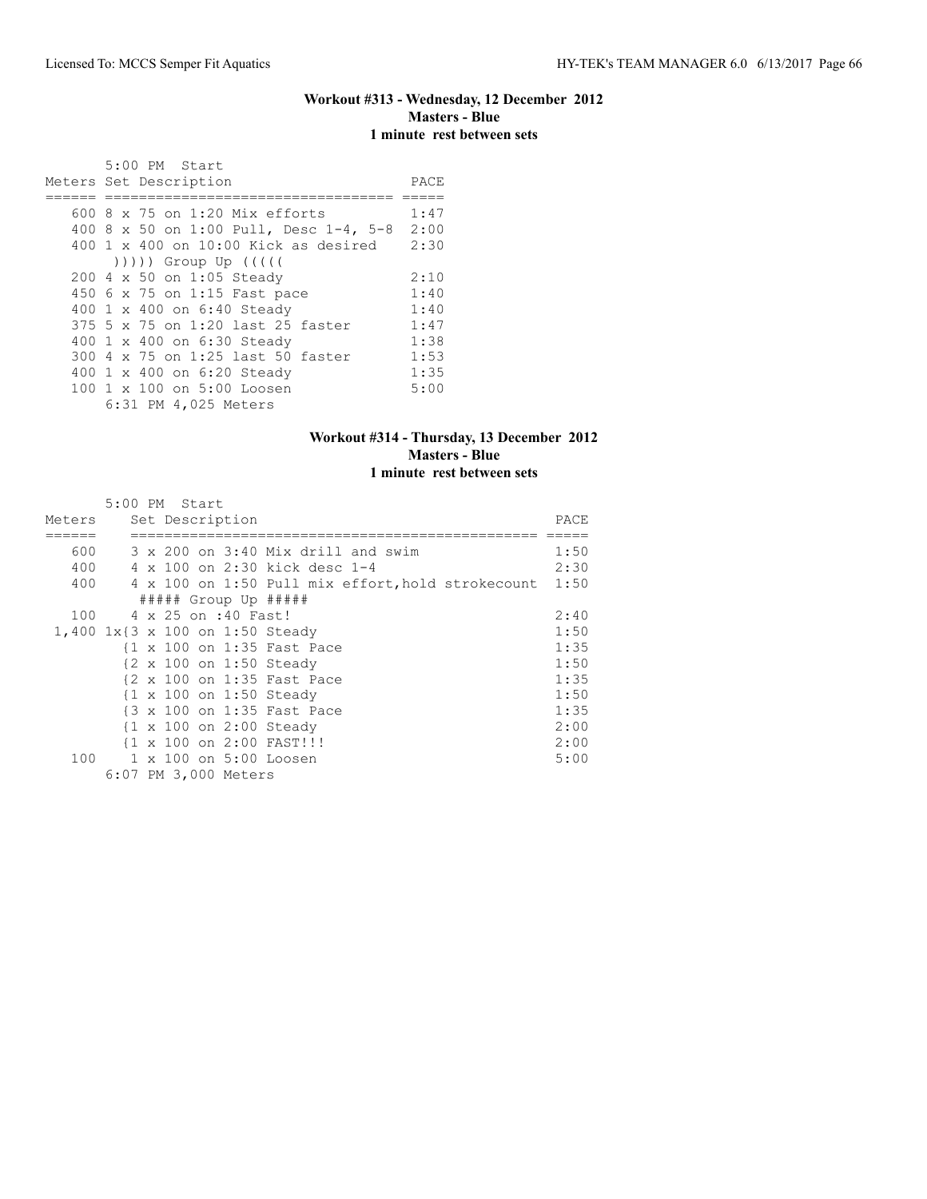### Workout #313 - Wednesday, 12 December 2012
**Masters - Blue**
**1 minute rest between sets**

5:00 PM Start

| Meters | Set Description | PACE |
| --- | --- | --- |
| 600 | 8 x 75 on 1:20 Mix efforts | 1:47 |
| 400 | 8 x 50 on 1:00 Pull, Desc 1-4, 5-8 | 2:00 |
| 400 | 1 x 400 on 10:00 Kick as desired | 2:30 |
| | ))))) Group Up ((((( | |
| 200 | 4 x 50 on 1:05 Steady | 2:10 |
| 450 | 6 x 75 on 1:15 Fast pace | 1:40 |
| 400 | 1 x 400 on 6:40 Steady | 1:40 |
| 375 | 5 x 75 on 1:20 last 25 faster | 1:47 |
| 400 | 1 x 400 on 6:30 Steady | 1:38 |
| 300 | 4 x 75 on 1:25 last 50 faster | 1:53 |
| 400 | 1 x 400 on 6:20 Steady | 1:35 |
| 100 | 1 x 100 on 5:00 Loosen | 5:00 |

6:31 PM 4,025 Meters

### Workout #314 - Thursday, 13 December 2012
**Masters - Blue**
**1 minute rest between sets**

5:00 PM Start

| Meters | Set Description | PACE |
| --- | --- | --- |
| 600 | 3 x 200 on 3:40 Mix drill and swim | 1:50 |
| 400 | 4 x 100 on 2:30 kick desc 1-4 | 2:30 |
| 400 | 4 x 100 on 1:50 Pull mix effort,hold strokecount | 1:50 |
| | ##### Group Up ##### | |
| 100 | 4 x 25 on :40 Fast! | 2:40 |
| 1,400 | 1x{3 x 100 on 1:50 Steady | 1:50 |
| | {1 x 100 on 1:35 Fast Pace | 1:35 |
| | {2 x 100 on 1:50 Steady | 1:50 |
| | {2 x 100 on 1:35 Fast Pace | 1:35 |
| | {1 x 100 on 1:50 Steady | 1:50 |
| | {3 x 100 on 1:35 Fast Pace | 1:35 |
| | {1 x 100 on 2:00 Steady | 2:00 |
| | {1 x 100 on 2:00 FAST!!! | 2:00 |
| 100 | 1 x 100 on 5:00 Loosen | 5:00 |

6:07 PM 3,000 Meters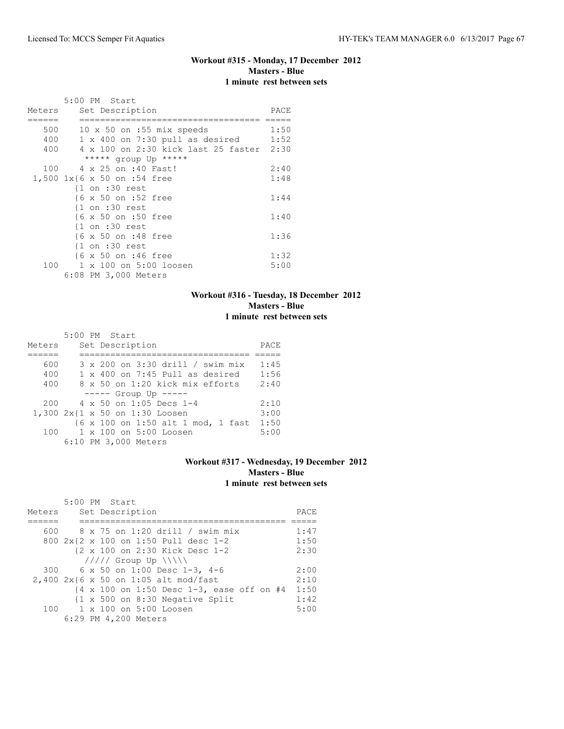### Workout #315 - Monday, 17 December 2012
**Masters - Blue**
**1 minute rest between sets**

5:00 PM Start

| Meters | Set Description | PACE |
|---|---|---|
| 500 | 10 x 50 on :55 mix speeds | 1:50 |
| 400 | 1 x 400 on 7:30 pull as desired | 1:52 |
| 400 | 4 x 100 on 2:30 kick last 25 faster | 2:30 |
| | ***** group Up ***** | |
| 100 | 4 x 25 on :40 Fast! | 2:40 |
| 1,500 | 1x{6 x 50 on :54 free | 1:48 |
| | {1 on :30 rest | |
| | {6 x 50 on :52 free | 1:44 |
| | {1 on :30 rest | |
| | {6 x 50 on :50 free | 1:40 |
| | {1 on :30 rest | |
| | {6 x 50 on :48 free | 1:36 |
| | {1 on :30 rest | |
| | {6 x 50 on :46 free | 1:32 |
| 100 | 1 x 100 on 5:00 loosen | 5:00 |

6:08 PM 3,000 Meters

### Workout #316 - Tuesday, 18 December 2012
**Masters - Blue**
**1 minute rest between sets**

5:00 PM Start

| Meters | Set Description | PACE |
|---|---|---|
| 600 | 3 x 200 on 3:30 drill / swim mix | 1:45 |
| 400 | 1 x 400 on 7:45 Pull as desired | 1:56 |
| 400 | 8 x 50 on 1:20 kick mix efforts | 2:40 |
| | ----- Group Up ----- | |
| 200 | 4 x 50 on 1:05 Decs 1-4 | 2:10 |
| 1,300 | 2x{1 x 50 on 1:30 Loosen | 3:00 |
| | {6 x 100 on 1:50 alt 1 mod, 1 fast | 1:50 |
| 100 | 1 x 100 on 5:00 Loosen | 5:00 |

6:10 PM 3,000 Meters

### Workout #317 - Wednesday, 19 December 2012
**Masters - Blue**
**1 minute rest between sets**

5:00 PM Start

| Meters | Set Description | PACE |
|---|---|---|
| 600 | 8 x 75 on 1:20 drill / swim mix | 1:47 |
| 800 | 2x{2 x 100 on 1:50 Pull desc 1-2 | 1:50 |
| | {2 x 100 on 2:30 Kick Desc 1-2 | 2:30 |
| | ///// Group Up \\\\\ | |
| 300 | 6 x 50 on 1:00 Desc 1-3, 4-6 | 2:00 |
| 2,400 | 2x{6 x 50 on 1:05 alt mod/fast | 2:10 |
| | {4 x 100 on 1:50 Desc 1-3, ease off on #4 | 1:50 |
| | {1 x 500 on 8:30 Negative Split | 1:42 |
| 100 | 1 x 100 on 5:00 Loosen | 5:00 |

6:29 PM 4,200 Meters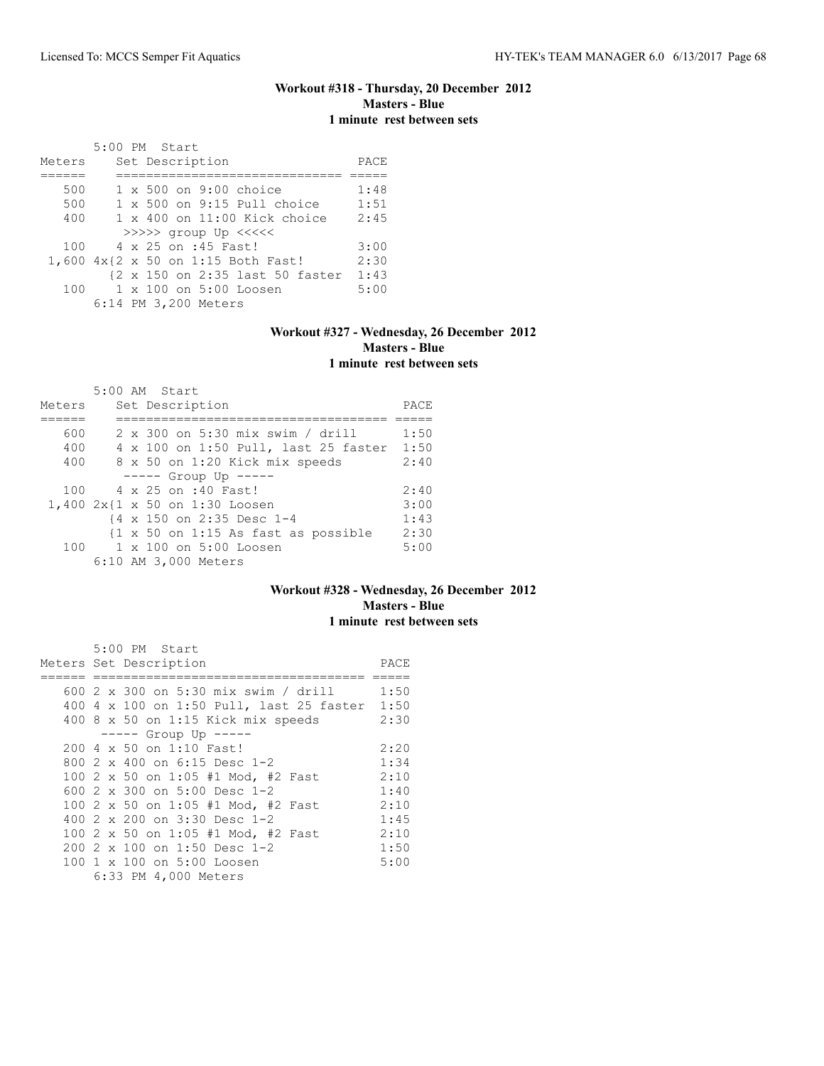### Workout #318 - Thursday, 20 December 2012
### Masters - Blue
### 1 minute rest between sets

5:00 PM Start

| Meters | Set Description | PACE |
|---|---|---|
| 500 | 1 x 500 on 9:00 choice | 1:48 |
| 500 | 1 x 500 on 9:15 Pull choice | 1:51 |
| 400 | 1 x 400 on 11:00 Kick choice | 2:45 |
| | >>>>> group Up <<<<< | |
| 100 | 4 x 25 on :45 Fast! | 3:00 |
| 1,600 | 4x{2 x 50 on 1:15 Both Fast! | 2:30 |
| | {2 x 150 on 2:35 last 50 faster | 1:43 |
| 100 | 1 x 100 on 5:00 Loosen | 5:00 |

6:14 PM 3,200 Meters

### Workout #327 - Wednesday, 26 December 2012
### Masters - Blue
### 1 minute rest between sets

5:00 AM Start

| Meters | Set Description | PACE |
|---|---|---|
| 600 | 2 x 300 on 5:30 mix swim / drill | 1:50 |
| 400 | 4 x 100 on 1:50 Pull, last 25 faster | 1:50 |
| 400 | 8 x 50 on 1:20 Kick mix speeds | 2:40 |
| | ----- Group Up ----- | |
| 100 | 4 x 25 on :40 Fast! | 2:40 |
| 1,400 | 2x{1 x 50 on 1:30 Loosen | 3:00 |
| | {4 x 150 on 2:35 Desc 1-4 | 1:43 |
| | {1 x 50 on 1:15 As fast as possible | 2:30 |
| 100 | 1 x 100 on 5:00 Loosen | 5:00 |

6:10 AM 3,000 Meters

### Workout #328 - Wednesday, 26 December 2012
### Masters - Blue
### 1 minute rest between sets

5:00 PM Start

| Meters | Set Description | PACE |
|---|---|---|
| 600 | 2 x 300 on 5:30 mix swim / drill | 1:50 |
| 400 | 4 x 100 on 1:50 Pull, last 25 faster | 1:50 |
| 400 | 8 x 50 on 1:15 Kick mix speeds | 2:30 |
| | ----- Group Up ----- | |
| 200 | 4 x 50 on 1:10 Fast! | 2:20 |
| 800 | 2 x 400 on 6:15 Desc 1-2 | 1:34 |
| 100 | 2 x 50 on 1:05 #1 Mod, #2 Fast | 2:10 |
| 600 | 2 x 300 on 5:00 Desc 1-2 | 1:40 |
| 100 | 2 x 50 on 1:05 #1 Mod, #2 Fast | 2:10 |
| 400 | 2 x 200 on 3:30 Desc 1-2 | 1:45 |
| 100 | 2 x 50 on 1:05 #1 Mod, #2 Fast | 2:10 |
| 200 | 2 x 100 on 1:50 Desc 1-2 | 1:50 |
| 100 | 1 x 100 on 5:00 Loosen | 5:00 |

6:33 PM 4,000 Meters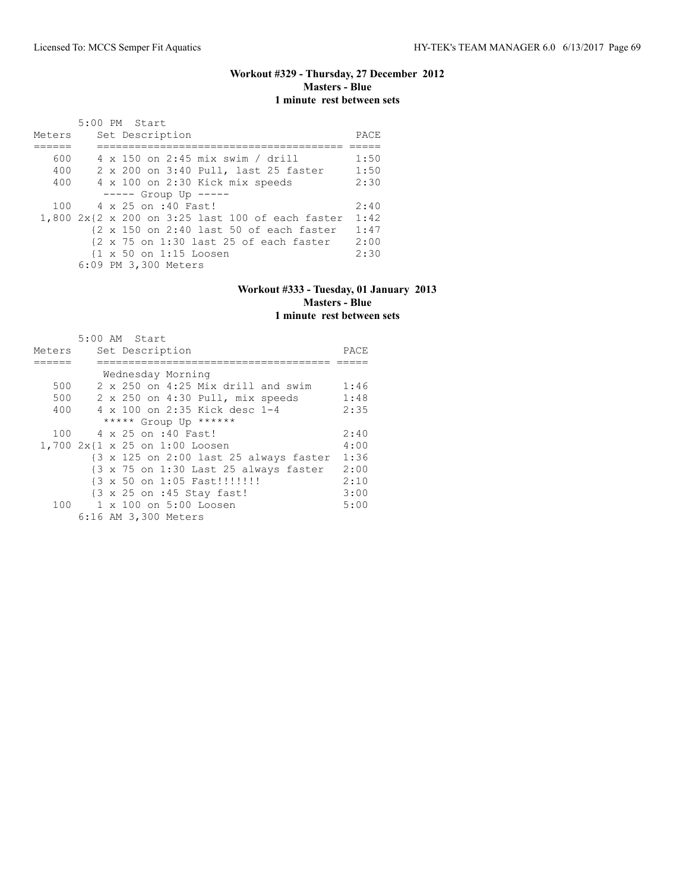### Workout #329 - Thursday, 27 December 2012
**Masters - Blue**
**1 minute rest between sets**

```
       5:00 PM  Start
Meters    Set Description                          PACE
======    ======================================  =====
   600    4 x 150 on 2:45 mix swim / drill         1:50
   400    2 x 200 on 3:40 Pull, last 25 faster     1:50
   400    4 x 100 on 2:30 Kick mix speeds          2:30
           ----- Group Up -----
   100    4 x 25 on :40 Fast!                      2:40
 1,800 2x{2 x 200 on 3:25 last 100 of each faster  1:42
          {2 x 150 on 2:40 last 50 of each faster  1:47
          {2 x 75 on 1:30 last 25 of each faster   2:00
          {1 x 50 on 1:15 Loosen                   2:30
       6:09 PM 3,300 Meters
```

### Workout #333 - Tuesday, 01 January 2013
**Masters - Blue**
**1 minute rest between sets**

```
       5:00 AM  Start
Meters    Set Description                        PACE
======    ====================================  =====
           Wednesday Morning
   500    2 x 250 on 4:25 Mix drill and swim     1:46
   500    2 x 250 on 4:30 Pull, mix speeds       1:48
   400    4 x 100 on 2:35 Kick desc 1-4          2:35
           ***** Group Up ******
   100    4 x 25 on :40 Fast!                    2:40
 1,700 2x{1 x 25 on 1:00 Loosen                  4:00
          {3 x 125 on 2:00 last 25 always faster 1:36
          {3 x 75 on 1:30 Last 25 always faster  2:00
          {3 x 50 on 1:05 Fast!!!!!!!            2:10
          {3 x 25 on :45 Stay fast!              3:00
   100    1 x 100 on 5:00 Loosen                 5:00
       6:16 AM 3,300 Meters
```